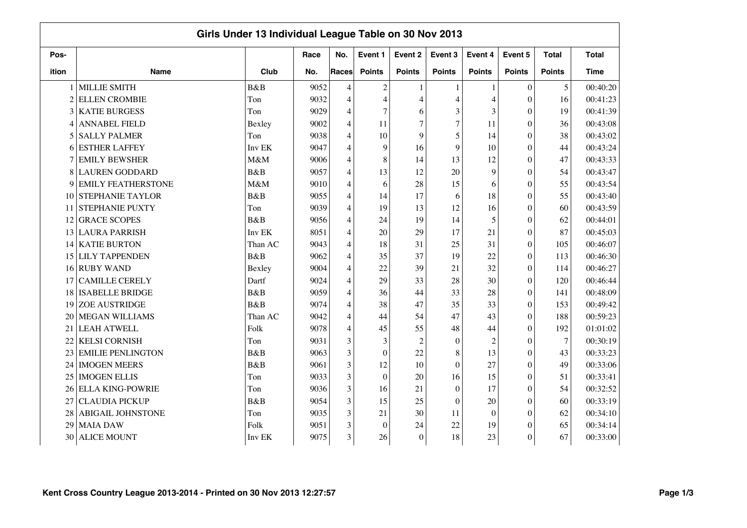# Girls Under 13 Individual League Table on 30 Nov 2013

| Pos-ition | Name | Club | Race No. | No. Races | Event 1 Points | Event 2 Points | Event 3 Points | Event 4 Points | Event 5 Points | Total Points | Total Time |
|---|---|---|---|---|---|---|---|---|---|---|---|
| 1 | MILLIE SMITH | B&B | 9052 | 4 | 2 | 1 | 1 | 1 | 0 | 5 | 00:40:20 |
| 2 | ELLEN CROMBIE | Ton | 9032 | 4 | 4 | 4 | 4 | 4 | 0 | 16 | 00:41:23 |
| 3 | KATIE BURGESS | Ton | 9029 | 4 | 7 | 6 | 3 | 3 | 0 | 19 | 00:41:39 |
| 4 | ANNABEL FIELD | Bexley | 9002 | 4 | 11 | 7 | 7 | 11 | 0 | 36 | 00:43:08 |
| 5 | SALLY PALMER | Ton | 9038 | 4 | 10 | 9 | 5 | 14 | 0 | 38 | 00:43:02 |
| 6 | ESTHER LAFFEY | Inv EK | 9047 | 4 | 9 | 16 | 9 | 10 | 0 | 44 | 00:43:24 |
| 7 | EMILY BEWSHER | M&M | 9006 | 4 | 8 | 14 | 13 | 12 | 0 | 47 | 00:43:33 |
| 8 | LAUREN GODDARD | B&B | 9057 | 4 | 13 | 12 | 20 | 9 | 0 | 54 | 00:43:47 |
| 9 | EMILY FEATHERSTONE | M&M | 9010 | 4 | 6 | 28 | 15 | 6 | 0 | 55 | 00:43:54 |
| 10 | STEPHANIE TAYLOR | B&B | 9055 | 4 | 14 | 17 | 6 | 18 | 0 | 55 | 00:43:40 |
| 11 | STEPHANIE PUXTY | Ton | 9039 | 4 | 19 | 13 | 12 | 16 | 0 | 60 | 00:43:59 |
| 12 | GRACE SCOPES | B&B | 9056 | 4 | 24 | 19 | 14 | 5 | 0 | 62 | 00:44:01 |
| 13 | LAURA PARRISH | Inv EK | 8051 | 4 | 20 | 29 | 17 | 21 | 0 | 87 | 00:45:03 |
| 14 | KATIE BURTON | Than AC | 9043 | 4 | 18 | 31 | 25 | 31 | 0 | 105 | 00:46:07 |
| 15 | LILY TAPPENDEN | B&B | 9062 | 4 | 35 | 37 | 19 | 22 | 0 | 113 | 00:46:30 |
| 16 | RUBY WAND | Bexley | 9004 | 4 | 22 | 39 | 21 | 32 | 0 | 114 | 00:46:27 |
| 17 | CAMILLE CERELY | Dartf | 9024 | 4 | 29 | 33 | 28 | 30 | 0 | 120 | 00:46:44 |
| 18 | ISABELLE BRIDGE | B&B | 9059 | 4 | 36 | 44 | 33 | 28 | 0 | 141 | 00:48:09 |
| 19 | ZOE AUSTRIDGE | B&B | 9074 | 4 | 38 | 47 | 35 | 33 | 0 | 153 | 00:49:42 |
| 20 | MEGAN WILLIAMS | Than AC | 9042 | 4 | 44 | 54 | 47 | 43 | 0 | 188 | 00:59:23 |
| 21 | LEAH ATWELL | Folk | 9078 | 4 | 45 | 55 | 48 | 44 | 0 | 192 | 01:01:02 |
| 22 | KELSI CORNISH | Ton | 9031 | 3 | 3 | 2 | 0 | 2 | 0 | 7 | 00:30:19 |
| 23 | EMILIE PENLINGTON | B&B | 9063 | 3 | 0 | 22 | 8 | 13 | 0 | 43 | 00:33:23 |
| 24 | IMOGEN MEERS | B&B | 9061 | 3 | 12 | 10 | 0 | 27 | 0 | 49 | 00:33:06 |
| 25 | IMOGEN ELLIS | Ton | 9033 | 3 | 0 | 20 | 16 | 15 | 0 | 51 | 00:33:41 |
| 26 | ELLA KING-POWRIE | Ton | 9036 | 3 | 16 | 21 | 0 | 17 | 0 | 54 | 00:32:52 |
| 27 | CLAUDIA PICKUP | B&B | 9054 | 3 | 15 | 25 | 0 | 20 | 0 | 60 | 00:33:19 |
| 28 | ABIGAIL JOHNSTONE | Ton | 9035 | 3 | 21 | 30 | 11 | 0 | 0 | 62 | 00:34:10 |
| 29 | MAIA DAW | Folk | 9051 | 3 | 0 | 24 | 22 | 19 | 0 | 65 | 00:34:14 |
| 30 | ALICE MOUNT | Inv EK | 9075 | 3 | 26 | 0 | 18 | 23 | 0 | 67 | 00:33:00 |

Kent Cross Country League 2013-2014 - Printed on 30 Nov 2013 12:27:57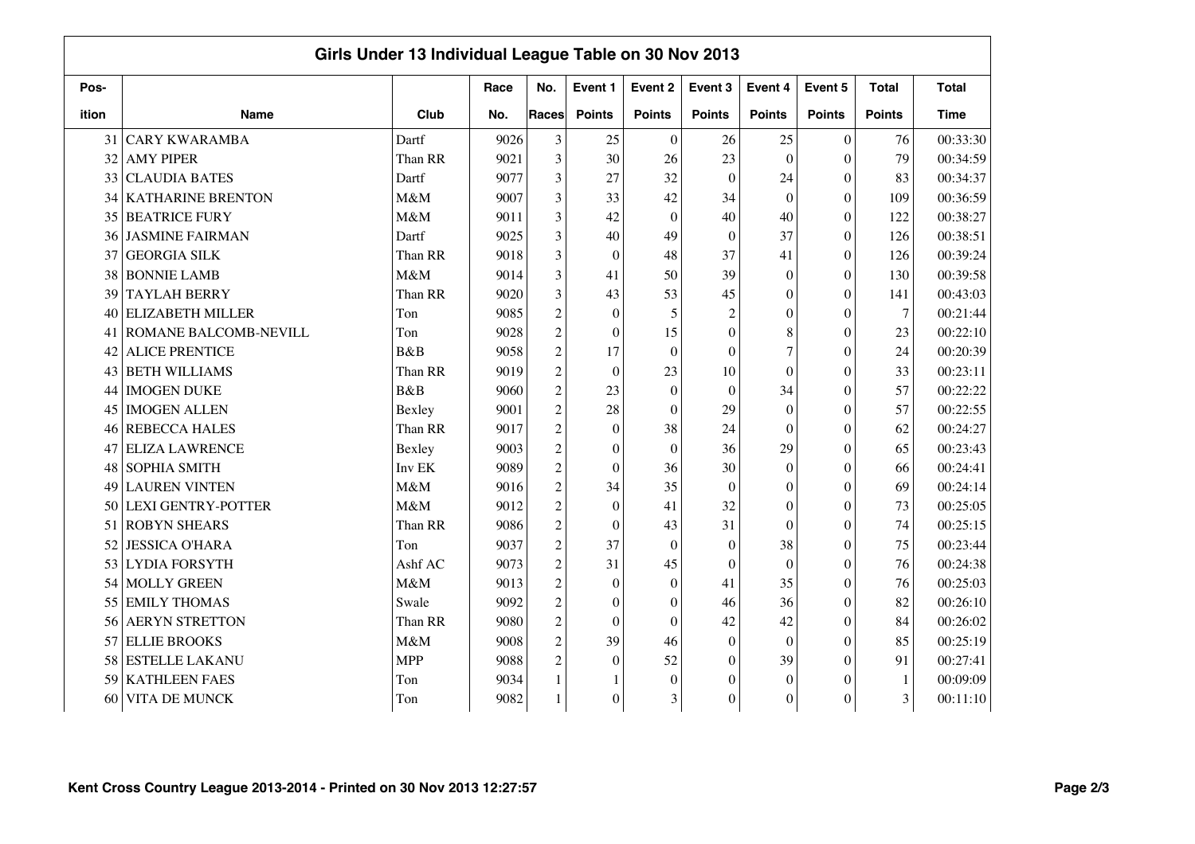## Girls Under 13 Individual League Table on 30 Nov 2013

| Pos-ition | Name | Club | Race No. | No. Races | Event 1 Points | Event 2 Points | Event 3 Points | Event 4 Points | Event 5 Points | Total Points | Total Time |
|---|---|---|---|---|---|---|---|---|---|---|---|
| 31 | CARY KWARAMBA | Dartf | 9026 | 3 | 25 | 0 | 26 | 25 | 0 | 76 | 00:33:30 |
| 32 | AMY PIPER | Than RR | 9021 | 3 | 30 | 26 | 23 | 0 | 0 | 79 | 00:34:59 |
| 33 | CLAUDIA BATES | Dartf | 9077 | 3 | 27 | 32 | 0 | 24 | 0 | 83 | 00:34:37 |
| 34 | KATHARINE BRENTON | M&M | 9007 | 3 | 33 | 42 | 34 | 0 | 0 | 109 | 00:36:59 |
| 35 | BEATRICE FURY | M&M | 9011 | 3 | 42 | 0 | 40 | 40 | 0 | 122 | 00:38:27 |
| 36 | JASMINE FAIRMAN | Dartf | 9025 | 3 | 40 | 49 | 0 | 37 | 0 | 126 | 00:38:51 |
| 37 | GEORGIA SILK | Than RR | 9018 | 3 | 0 | 48 | 37 | 41 | 0 | 126 | 00:39:24 |
| 38 | BONNIE LAMB | M&M | 9014 | 3 | 41 | 50 | 39 | 0 | 0 | 130 | 00:39:58 |
| 39 | TAYLAH BERRY | Than RR | 9020 | 3 | 43 | 53 | 45 | 0 | 0 | 141 | 00:43:03 |
| 40 | ELIZABETH MILLER | Ton | 9085 | 2 | 0 | 5 | 2 | 0 | 0 | 7 | 00:21:44 |
| 41 | ROMANE BALCOMB-NEVILL | Ton | 9028 | 2 | 0 | 15 | 0 | 8 | 0 | 23 | 00:22:10 |
| 42 | ALICE PRENTICE | B&B | 9058 | 2 | 17 | 0 | 0 | 7 | 0 | 24 | 00:20:39 |
| 43 | BETH WILLIAMS | Than RR | 9019 | 2 | 0 | 23 | 10 | 0 | 0 | 33 | 00:23:11 |
| 44 | IMOGEN DUKE | B&B | 9060 | 2 | 23 | 0 | 0 | 34 | 0 | 57 | 00:22:22 |
| 45 | IMOGEN ALLEN | Bexley | 9001 | 2 | 28 | 0 | 29 | 0 | 0 | 57 | 00:22:55 |
| 46 | REBECCA HALES | Than RR | 9017 | 2 | 0 | 38 | 24 | 0 | 0 | 62 | 00:24:27 |
| 47 | ELIZA LAWRENCE | Bexley | 9003 | 2 | 0 | 0 | 36 | 29 | 0 | 65 | 00:23:43 |
| 48 | SOPHIA SMITH | Inv EK | 9089 | 2 | 0 | 36 | 30 | 0 | 0 | 66 | 00:24:41 |
| 49 | LAUREN VINTEN | M&M | 9016 | 2 | 34 | 35 | 0 | 0 | 0 | 69 | 00:24:14 |
| 50 | LEXI GENTRY-POTTER | M&M | 9012 | 2 | 0 | 41 | 32 | 0 | 0 | 73 | 00:25:05 |
| 51 | ROBYN SHEARS | Than RR | 9086 | 2 | 0 | 43 | 31 | 0 | 0 | 74 | 00:25:15 |
| 52 | JESSICA O'HARA | Ton | 9037 | 2 | 37 | 0 | 0 | 38 | 0 | 75 | 00:23:44 |
| 53 | LYDIA FORSYTH | Ashf AC | 9073 | 2 | 31 | 45 | 0 | 0 | 0 | 76 | 00:24:38 |
| 54 | MOLLY GREEN | M&M | 9013 | 2 | 0 | 0 | 41 | 35 | 0 | 76 | 00:25:03 |
| 55 | EMILY THOMAS | Swale | 9092 | 2 | 0 | 0 | 46 | 36 | 0 | 82 | 00:26:10 |
| 56 | AERYN STRETTON | Than RR | 9080 | 2 | 0 | 0 | 42 | 42 | 0 | 84 | 00:26:02 |
| 57 | ELLIE BROOKS | M&M | 9008 | 2 | 39 | 46 | 0 | 0 | 0 | 85 | 00:25:19 |
| 58 | ESTELLE LAKANU | MPP | 9088 | 2 | 0 | 52 | 0 | 39 | 0 | 91 | 00:27:41 |
| 59 | KATHLEEN FAES | Ton | 9034 | 1 | 1 | 0 | 0 | 0 | 0 | 1 | 00:09:09 |
| 60 | VITA DE MUNCK | Ton | 9082 | 1 | 0 | 3 | 0 | 0 | 0 | 3 | 00:11:10 |

Kent Cross Country League 2013-2014 - Printed on 30 Nov 2013 12:27:57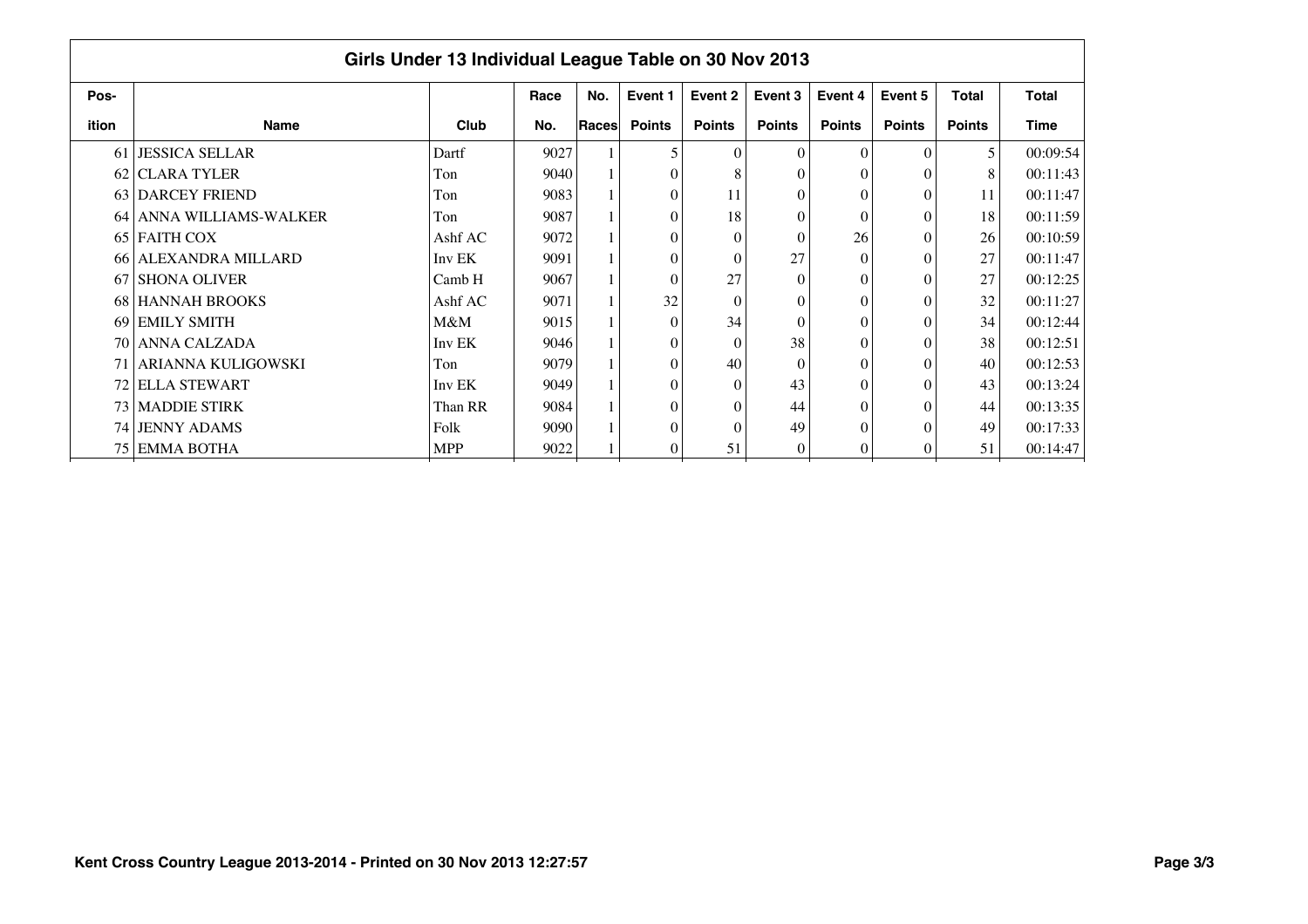## Girls Under 13 Individual League Table on 30 Nov 2013

| Pos-ition | Name | Club | Race No. | No. Races | Event 1 Points | Event 2 Points | Event 3 Points | Event 4 Points | Event 5 Points | Total Points | Total Time |
|---|---|---|---|---|---|---|---|---|---|---|---|
| 61 | JESSICA SELLAR | Dartf | 9027 | 1 | 5 | 0 | 0 | 0 | 0 | 5 | 00:09:54 |
| 62 | CLARA TYLER | Ton | 9040 | 1 | 0 | 8 | 0 | 0 | 0 | 8 | 00:11:43 |
| 63 | DARCEY FRIEND | Ton | 9083 | 1 | 0 | 11 | 0 | 0 | 0 | 11 | 00:11:47 |
| 64 | ANNA WILLIAMS-WALKER | Ton | 9087 | 1 | 0 | 18 | 0 | 0 | 0 | 18 | 00:11:59 |
| 65 | FAITH COX | Ashf AC | 9072 | 1 | 0 | 0 | 0 | 26 | 0 | 26 | 00:10:59 |
| 66 | ALEXANDRA MILLARD | Inv EK | 9091 | 1 | 0 | 0 | 27 | 0 | 0 | 27 | 00:11:47 |
| 67 | SHONA OLIVER | Camb H | 9067 | 1 | 0 | 27 | 0 | 0 | 0 | 27 | 00:12:25 |
| 68 | HANNAH BROOKS | Ashf AC | 9071 | 1 | 32 | 0 | 0 | 0 | 0 | 32 | 00:11:27 |
| 69 | EMILY SMITH | M&M | 9015 | 1 | 0 | 34 | 0 | 0 | 0 | 34 | 00:12:44 |
| 70 | ANNA CALZADA | Inv EK | 9046 | 1 | 0 | 0 | 38 | 0 | 0 | 38 | 00:12:51 |
| 71 | ARIANNA KULIGOWSKI | Ton | 9079 | 1 | 0 | 40 | 0 | 0 | 0 | 40 | 00:12:53 |
| 72 | ELLA STEWART | Inv EK | 9049 | 1 | 0 | 0 | 43 | 0 | 0 | 43 | 00:13:24 |
| 73 | MADDIE STIRK | Than RR | 9084 | 1 | 0 | 0 | 44 | 0 | 0 | 44 | 00:13:35 |
| 74 | JENNY ADAMS | Folk | 9090 | 1 | 0 | 0 | 49 | 0 | 0 | 49 | 00:17:33 |
| 75 | EMMA BOTHA | MPP | 9022 | 1 | 0 | 51 | 0 | 0 | 0 | 51 | 00:14:47 |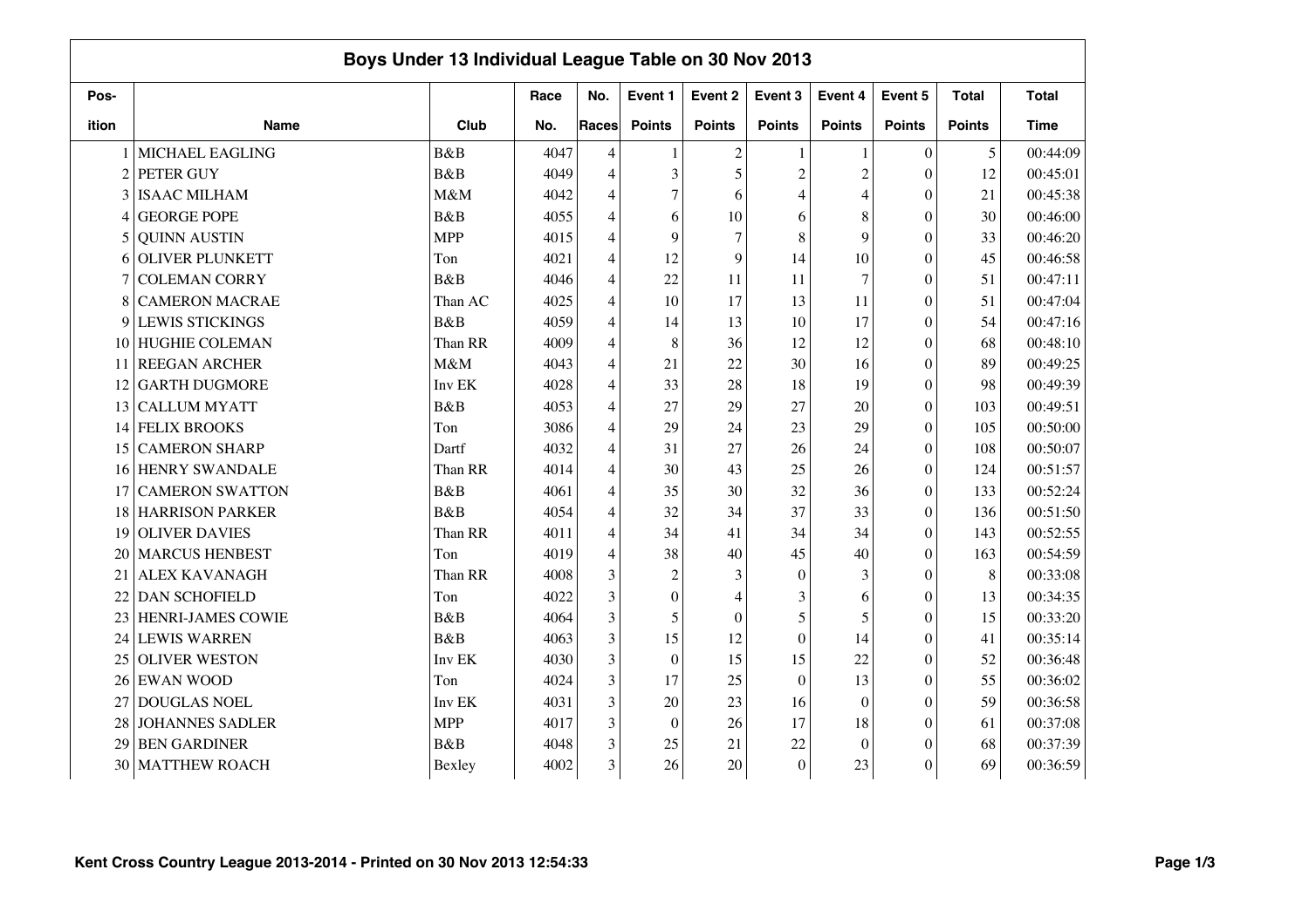## Boys Under 13 Individual League Table on 30 Nov 2013

| Position | Name | Club | Race No. | No. Races | Event 1 Points | Event 2 Points | Event 3 Points | Event 4 Points | Event 5 Points | Total Points | Total Time |
|---|---|---|---|---|---|---|---|---|---|---|---|
| 1 | MICHAEL EAGLING | B&B | 4047 | 4 | 1 | 2 | 1 | 1 | 0 | 5 | 00:44:09 |
| 2 | PETER GUY | B&B | 4049 | 4 | 3 | 5 | 2 | 2 | 0 | 12 | 00:45:01 |
| 3 | ISAAC MILHAM | M&M | 4042 | 4 | 7 | 6 | 4 | 4 | 0 | 21 | 00:45:38 |
| 4 | GEORGE POPE | B&B | 4055 | 4 | 6 | 10 | 6 | 8 | 0 | 30 | 00:46:00 |
| 5 | QUINN AUSTIN | MPP | 4015 | 4 | 9 | 7 | 8 | 9 | 0 | 33 | 00:46:20 |
| 6 | OLIVER PLUNKETT | Ton | 4021 | 4 | 12 | 9 | 14 | 10 | 0 | 45 | 00:46:58 |
| 7 | COLEMAN CORRY | B&B | 4046 | 4 | 22 | 11 | 11 | 7 | 0 | 51 | 00:47:11 |
| 8 | CAMERON MACRAE | Than AC | 4025 | 4 | 10 | 17 | 13 | 11 | 0 | 51 | 00:47:04 |
| 9 | LEWIS STICKINGS | B&B | 4059 | 4 | 14 | 13 | 10 | 17 | 0 | 54 | 00:47:16 |
| 10 | HUGHIE COLEMAN | Than RR | 4009 | 4 | 8 | 36 | 12 | 12 | 0 | 68 | 00:48:10 |
| 11 | REEGAN ARCHER | M&M | 4043 | 4 | 21 | 22 | 30 | 16 | 0 | 89 | 00:49:25 |
| 12 | GARTH DUGMORE | Inv EK | 4028 | 4 | 33 | 28 | 18 | 19 | 0 | 98 | 00:49:39 |
| 13 | CALLUM MYATT | B&B | 4053 | 4 | 27 | 29 | 27 | 20 | 0 | 103 | 00:49:51 |
| 14 | FELIX BROOKS | Ton | 3086 | 4 | 29 | 24 | 23 | 29 | 0 | 105 | 00:50:00 |
| 15 | CAMERON SHARP | Dartf | 4032 | 4 | 31 | 27 | 26 | 24 | 0 | 108 | 00:50:07 |
| 16 | HENRY SWANDALE | Than RR | 4014 | 4 | 30 | 43 | 25 | 26 | 0 | 124 | 00:51:57 |
| 17 | CAMERON SWATTON | B&B | 4061 | 4 | 35 | 30 | 32 | 36 | 0 | 133 | 00:52:24 |
| 18 | HARRISON PARKER | B&B | 4054 | 4 | 32 | 34 | 37 | 33 | 0 | 136 | 00:51:50 |
| 19 | OLIVER DAVIES | Than RR | 4011 | 4 | 34 | 41 | 34 | 34 | 0 | 143 | 00:52:55 |
| 20 | MARCUS HENBEST | Ton | 4019 | 4 | 38 | 40 | 45 | 40 | 0 | 163 | 00:54:59 |
| 21 | ALEX KAVANAGH | Than RR | 4008 | 3 | 2 | 3 | 0 | 3 | 0 | 8 | 00:33:08 |
| 22 | DAN SCHOFIELD | Ton | 4022 | 3 | 0 | 4 | 3 | 6 | 0 | 13 | 00:34:35 |
| 23 | HENRI-JAMES COWIE | B&B | 4064 | 3 | 5 | 0 | 5 | 5 | 0 | 15 | 00:33:20 |
| 24 | LEWIS WARREN | B&B | 4063 | 3 | 15 | 12 | 0 | 14 | 0 | 41 | 00:35:14 |
| 25 | OLIVER WESTON | Inv EK | 4030 | 3 | 0 | 15 | 15 | 22 | 0 | 52 | 00:36:48 |
| 26 | EWAN WOOD | Ton | 4024 | 3 | 17 | 25 | 0 | 13 | 0 | 55 | 00:36:02 |
| 27 | DOUGLAS NOEL | Inv EK | 4031 | 3 | 20 | 23 | 16 | 0 | 0 | 59 | 00:36:58 |
| 28 | JOHANNES SADLER | MPP | 4017 | 3 | 0 | 26 | 17 | 18 | 0 | 61 | 00:37:08 |
| 29 | BEN GARDINER | B&B | 4048 | 3 | 25 | 21 | 22 | 0 | 0 | 68 | 00:37:39 |
| 30 | MATTHEW ROACH | Bexley | 4002 | 3 | 26 | 20 | 0 | 23 | 0 | 69 | 00:36:59 |

Kent Cross Country League 2013-2014 - Printed on 30 Nov 2013 12:54:33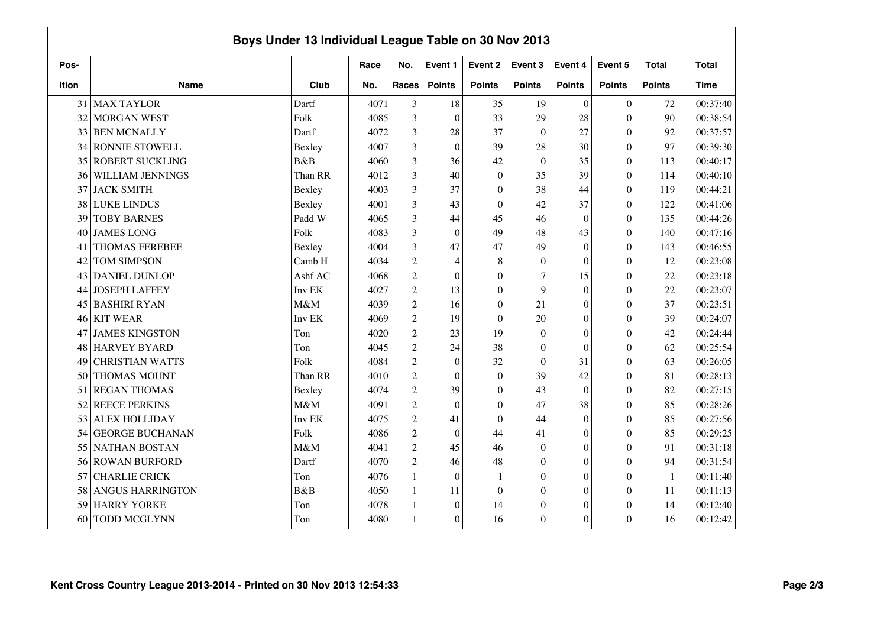## Boys Under 13 Individual League Table on 30 Nov 2013

| Position | Name | Club | Race No. | No. Races | Event 1 Points | Event 2 Points | Event 3 Points | Event 4 Points | Event 5 Points | Total Points | Total Time |
|---|---|---|---|---|---|---|---|---|---|---|---|
| 31 | MAX TAYLOR | Dartf | 4071 | 3 | 18 | 35 | 19 | 0 | 0 | 72 | 00:37:40 |
| 32 | MORGAN WEST | Folk | 4085 | 3 | 0 | 33 | 29 | 28 | 0 | 90 | 00:38:54 |
| 33 | BEN MCNALLY | Dartf | 4072 | 3 | 28 | 37 | 0 | 27 | 0 | 92 | 00:37:57 |
| 34 | RONNIE STOWELL | Bexley | 4007 | 3 | 0 | 39 | 28 | 30 | 0 | 97 | 00:39:30 |
| 35 | ROBERT SUCKLING | B&B | 4060 | 3 | 36 | 42 | 0 | 35 | 0 | 113 | 00:40:17 |
| 36 | WILLIAM JENNINGS | Than RR | 4012 | 3 | 40 | 0 | 35 | 39 | 0 | 114 | 00:40:10 |
| 37 | JACK SMITH | Bexley | 4003 | 3 | 37 | 0 | 38 | 44 | 0 | 119 | 00:44:21 |
| 38 | LUKE LINDUS | Bexley | 4001 | 3 | 43 | 0 | 42 | 37 | 0 | 122 | 00:41:06 |
| 39 | TOBY BARNES | Padd W | 4065 | 3 | 44 | 45 | 46 | 0 | 0 | 135 | 00:44:26 |
| 40 | JAMES LONG | Folk | 4083 | 3 | 0 | 49 | 48 | 43 | 0 | 140 | 00:47:16 |
| 41 | THOMAS FEREBEE | Bexley | 4004 | 3 | 47 | 47 | 49 | 0 | 0 | 143 | 00:46:55 |
| 42 | TOM SIMPSON | Camb H | 4034 | 2 | 4 | 8 | 0 | 0 | 0 | 12 | 00:23:08 |
| 43 | DANIEL DUNLOP | Ashf AC | 4068 | 2 | 0 | 0 | 7 | 15 | 0 | 22 | 00:23:18 |
| 44 | JOSEPH LAFFEY | Inv EK | 4027 | 2 | 13 | 0 | 9 | 0 | 0 | 22 | 00:23:07 |
| 45 | BASHIRI RYAN | M&M | 4039 | 2 | 16 | 0 | 21 | 0 | 0 | 37 | 00:23:51 |
| 46 | KIT WEAR | Inv EK | 4069 | 2 | 19 | 0 | 20 | 0 | 0 | 39 | 00:24:07 |
| 47 | JAMES KINGSTON | Ton | 4020 | 2 | 23 | 19 | 0 | 0 | 0 | 42 | 00:24:44 |
| 48 | HARVEY BYARD | Ton | 4045 | 2 | 24 | 38 | 0 | 0 | 0 | 62 | 00:25:54 |
| 49 | CHRISTIAN WATTS | Folk | 4084 | 2 | 0 | 32 | 0 | 31 | 0 | 63 | 00:26:05 |
| 50 | THOMAS MOUNT | Than RR | 4010 | 2 | 0 | 0 | 39 | 42 | 0 | 81 | 00:28:13 |
| 51 | REGAN THOMAS | Bexley | 4074 | 2 | 39 | 0 | 43 | 0 | 0 | 82 | 00:27:15 |
| 52 | REECE PERKINS | M&M | 4091 | 2 | 0 | 0 | 47 | 38 | 0 | 85 | 00:28:26 |
| 53 | ALEX HOLLIDAY | Inv EK | 4075 | 2 | 41 | 0 | 44 | 0 | 0 | 85 | 00:27:56 |
| 54 | GEORGE BUCHANAN | Folk | 4086 | 2 | 0 | 44 | 41 | 0 | 0 | 85 | 00:29:25 |
| 55 | NATHAN BOSTAN | M&M | 4041 | 2 | 45 | 46 | 0 | 0 | 0 | 91 | 00:31:18 |
| 56 | ROWAN BURFORD | Dartf | 4070 | 2 | 46 | 48 | 0 | 0 | 0 | 94 | 00:31:54 |
| 57 | CHARLIE CRICK | Ton | 4076 | 1 | 0 | 1 | 0 | 0 | 0 | 1 | 00:11:40 |
| 58 | ANGUS HARRINGTON | B&B | 4050 | 1 | 11 | 0 | 0 | 0 | 0 | 11 | 00:11:13 |
| 59 | HARRY YORKE | Ton | 4078 | 1 | 0 | 14 | 0 | 0 | 0 | 14 | 00:12:40 |
| 60 | TODD MCGLYNN | Ton | 4080 | 1 | 0 | 16 | 0 | 0 | 0 | 16 | 00:12:42 |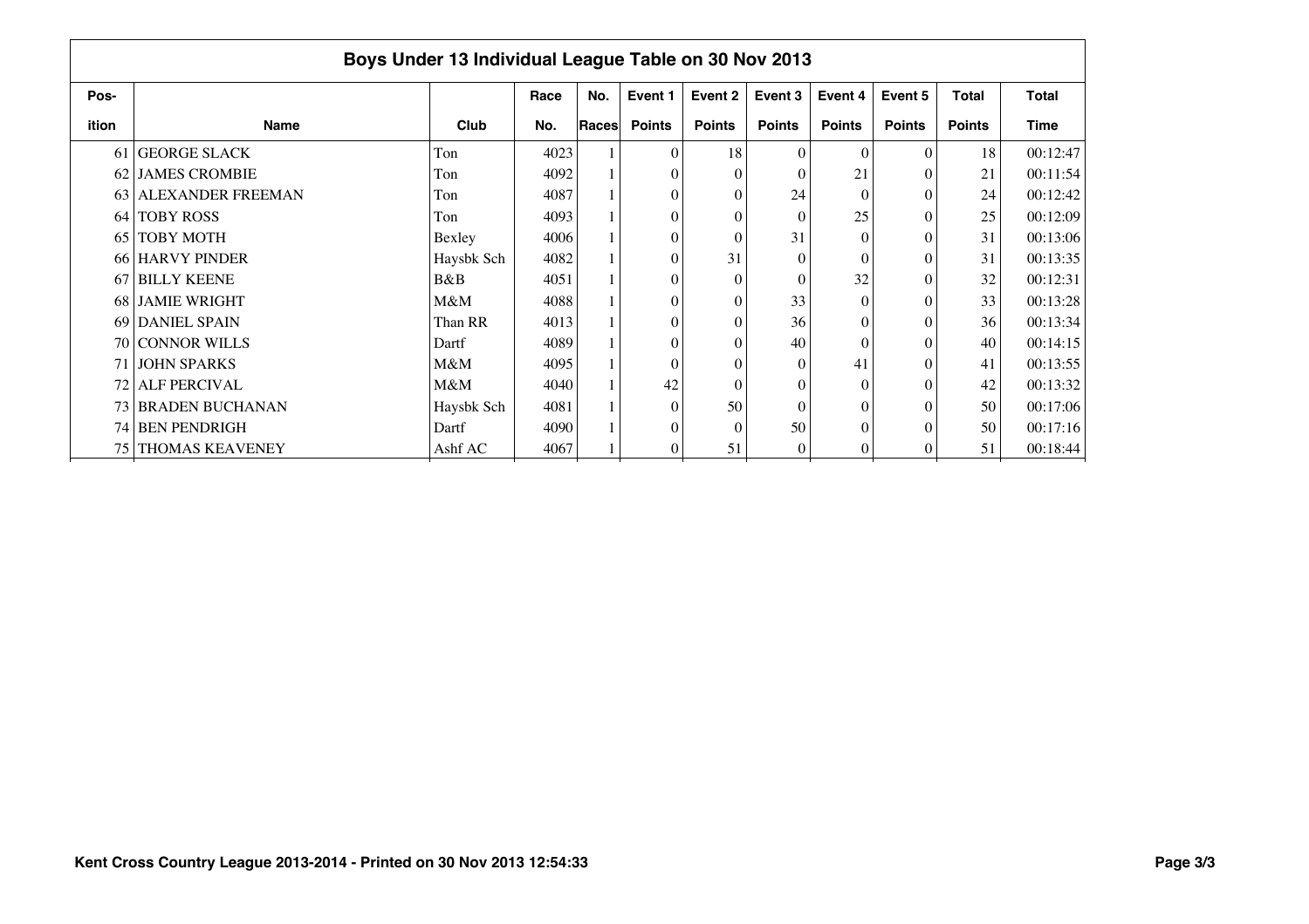## Boys Under 13 Individual League Table on 30 Nov 2013

| Pos-ition | Name | Club | Race No. | No. Races | Event 1 Points | Event 2 Points | Event 3 Points | Event 4 Points | Event 5 Points | Total Points | Total Time |
|---|---|---|---|---|---|---|---|---|---|---|---|
| 61 | GEORGE SLACK | Ton | 4023 | 1 | 0 | 18 | 0 | 0 | 0 | 18 | 00:12:47 |
| 62 | JAMES CROMBIE | Ton | 4092 | 1 | 0 | 0 | 0 | 21 | 0 | 21 | 00:11:54 |
| 63 | ALEXANDER FREEMAN | Ton | 4087 | 1 | 0 | 0 | 24 | 0 | 0 | 24 | 00:12:42 |
| 64 | TOBY ROSS | Ton | 4093 | 1 | 0 | 0 | 0 | 25 | 0 | 25 | 00:12:09 |
| 65 | TOBY MOTH | Bexley | 4006 | 1 | 0 | 0 | 31 | 0 | 0 | 31 | 00:13:06 |
| 66 | HARVY PINDER | Haysbk Sch | 4082 | 1 | 0 | 31 | 0 | 0 | 0 | 31 | 00:13:35 |
| 67 | BILLY KEENE | B&B | 4051 | 1 | 0 | 0 | 0 | 32 | 0 | 32 | 00:12:31 |
| 68 | JAMIE WRIGHT | M&M | 4088 | 1 | 0 | 0 | 33 | 0 | 0 | 33 | 00:13:28 |
| 69 | DANIEL SPAIN | Than RR | 4013 | 1 | 0 | 0 | 36 | 0 | 0 | 36 | 00:13:34 |
| 70 | CONNOR WILLS | Dartf | 4089 | 1 | 0 | 0 | 40 | 0 | 0 | 40 | 00:14:15 |
| 71 | JOHN SPARKS | M&M | 4095 | 1 | 0 | 0 | 0 | 41 | 0 | 41 | 00:13:55 |
| 72 | ALF PERCIVAL | M&M | 4040 | 1 | 42 | 0 | 0 | 0 | 0 | 42 | 00:13:32 |
| 73 | BRADEN BUCHANAN | Haysbk Sch | 4081 | 1 | 0 | 50 | 0 | 0 | 0 | 50 | 00:17:06 |
| 74 | BEN PENDRIGH | Dartf | 4090 | 1 | 0 | 0 | 50 | 0 | 0 | 50 | 00:17:16 |
| 75 | THOMAS KEAVENEY | Ashf AC | 4067 | 1 | 0 | 51 | 0 | 0 | 0 | 51 | 00:18:44 |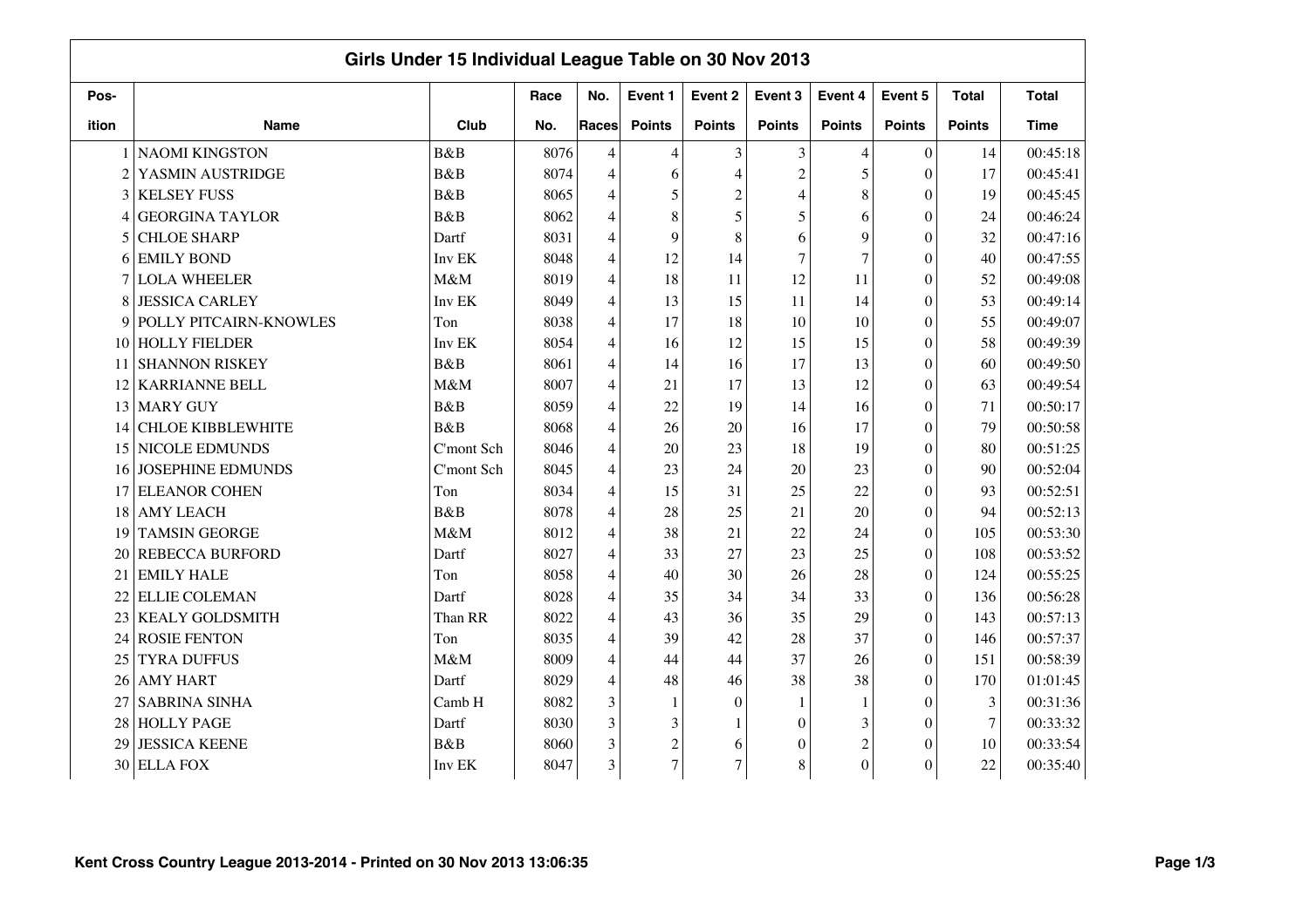## Girls Under 15 Individual League Table on 30 Nov 2013

| Pos-ition | Name | Club | Race No. | No. Races | Event 1 Points | Event 2 Points | Event 3 Points | Event 4 Points | Event 5 Points | Total Points | Total Time |
|---|---|---|---|---|---|---|---|---|---|---|---|
| 1 | NAOMI KINGSTON | B&B | 8076 | 4 | 4 | 3 | 3 | 4 | 0 | 14 | 00:45:18 |
| 2 | YASMIN AUSTRIDGE | B&B | 8074 | 4 | 6 | 4 | 2 | 5 | 0 | 17 | 00:45:41 |
| 3 | KELSEY FUSS | B&B | 8065 | 4 | 5 | 2 | 4 | 8 | 0 | 19 | 00:45:45 |
| 4 | GEORGINA TAYLOR | B&B | 8062 | 4 | 8 | 5 | 5 | 6 | 0 | 24 | 00:46:24 |
| 5 | CHLOE SHARP | Dartf | 8031 | 4 | 9 | 8 | 6 | 9 | 0 | 32 | 00:47:16 |
| 6 | EMILY BOND | Inv EK | 8048 | 4 | 12 | 14 | 7 | 7 | 0 | 40 | 00:47:55 |
| 7 | LOLA WHEELER | M&M | 8019 | 4 | 18 | 11 | 12 | 11 | 0 | 52 | 00:49:08 |
| 8 | JESSICA CARLEY | Inv EK | 8049 | 4 | 13 | 15 | 11 | 14 | 0 | 53 | 00:49:14 |
| 9 | POLLY PITCAIRN-KNOWLES | Ton | 8038 | 4 | 17 | 18 | 10 | 10 | 0 | 55 | 00:49:07 |
| 10 | HOLLY FIELDER | Inv EK | 8054 | 4 | 16 | 12 | 15 | 15 | 0 | 58 | 00:49:39 |
| 11 | SHANNON RISKEY | B&B | 8061 | 4 | 14 | 16 | 17 | 13 | 0 | 60 | 00:49:50 |
| 12 | KARRIANNE BELL | M&M | 8007 | 4 | 21 | 17 | 13 | 12 | 0 | 63 | 00:49:54 |
| 13 | MARY GUY | B&B | 8059 | 4 | 22 | 19 | 14 | 16 | 0 | 71 | 00:50:17 |
| 14 | CHLOE KIBBLEWHITE | B&B | 8068 | 4 | 26 | 20 | 16 | 17 | 0 | 79 | 00:50:58 |
| 15 | NICOLE EDMUNDS | C'mont Sch | 8046 | 4 | 20 | 23 | 18 | 19 | 0 | 80 | 00:51:25 |
| 16 | JOSEPHINE EDMUNDS | C'mont Sch | 8045 | 4 | 23 | 24 | 20 | 23 | 0 | 90 | 00:52:04 |
| 17 | ELEANOR COHEN | Ton | 8034 | 4 | 15 | 31 | 25 | 22 | 0 | 93 | 00:52:51 |
| 18 | AMY LEACH | B&B | 8078 | 4 | 28 | 25 | 21 | 20 | 0 | 94 | 00:52:13 |
| 19 | TAMSIN GEORGE | M&M | 8012 | 4 | 38 | 21 | 22 | 24 | 0 | 105 | 00:53:30 |
| 20 | REBECCA BURFORD | Dartf | 8027 | 4 | 33 | 27 | 23 | 25 | 0 | 108 | 00:53:52 |
| 21 | EMILY HALE | Ton | 8058 | 4 | 40 | 30 | 26 | 28 | 0 | 124 | 00:55:25 |
| 22 | ELLIE COLEMAN | Dartf | 8028 | 4 | 35 | 34 | 34 | 33 | 0 | 136 | 00:56:28 |
| 23 | KEALY GOLDSMITH | Than RR | 8022 | 4 | 43 | 36 | 35 | 29 | 0 | 143 | 00:57:13 |
| 24 | ROSIE FENTON | Ton | 8035 | 4 | 39 | 42 | 28 | 37 | 0 | 146 | 00:57:37 |
| 25 | TYRA DUFFUS | M&M | 8009 | 4 | 44 | 44 | 37 | 26 | 0 | 151 | 00:58:39 |
| 26 | AMY HART | Dartf | 8029 | 4 | 48 | 46 | 38 | 38 | 0 | 170 | 01:01:45 |
| 27 | SABRINA SINHA | Camb H | 8082 | 3 | 1 | 0 | 1 | 1 | 0 | 3 | 00:31:36 |
| 28 | HOLLY PAGE | Dartf | 8030 | 3 | 3 | 1 | 0 | 3 | 0 | 7 | 00:33:32 |
| 29 | JESSICA KEENE | B&B | 8060 | 3 | 2 | 6 | 0 | 2 | 0 | 10 | 00:33:54 |
| 30 | ELLA FOX | Inv EK | 8047 | 3 | 7 | 7 | 8 | 0 | 0 | 22 | 00:35:40 |

Kent Cross Country League 2013-2014 - Printed on 30 Nov 2013 13:06:35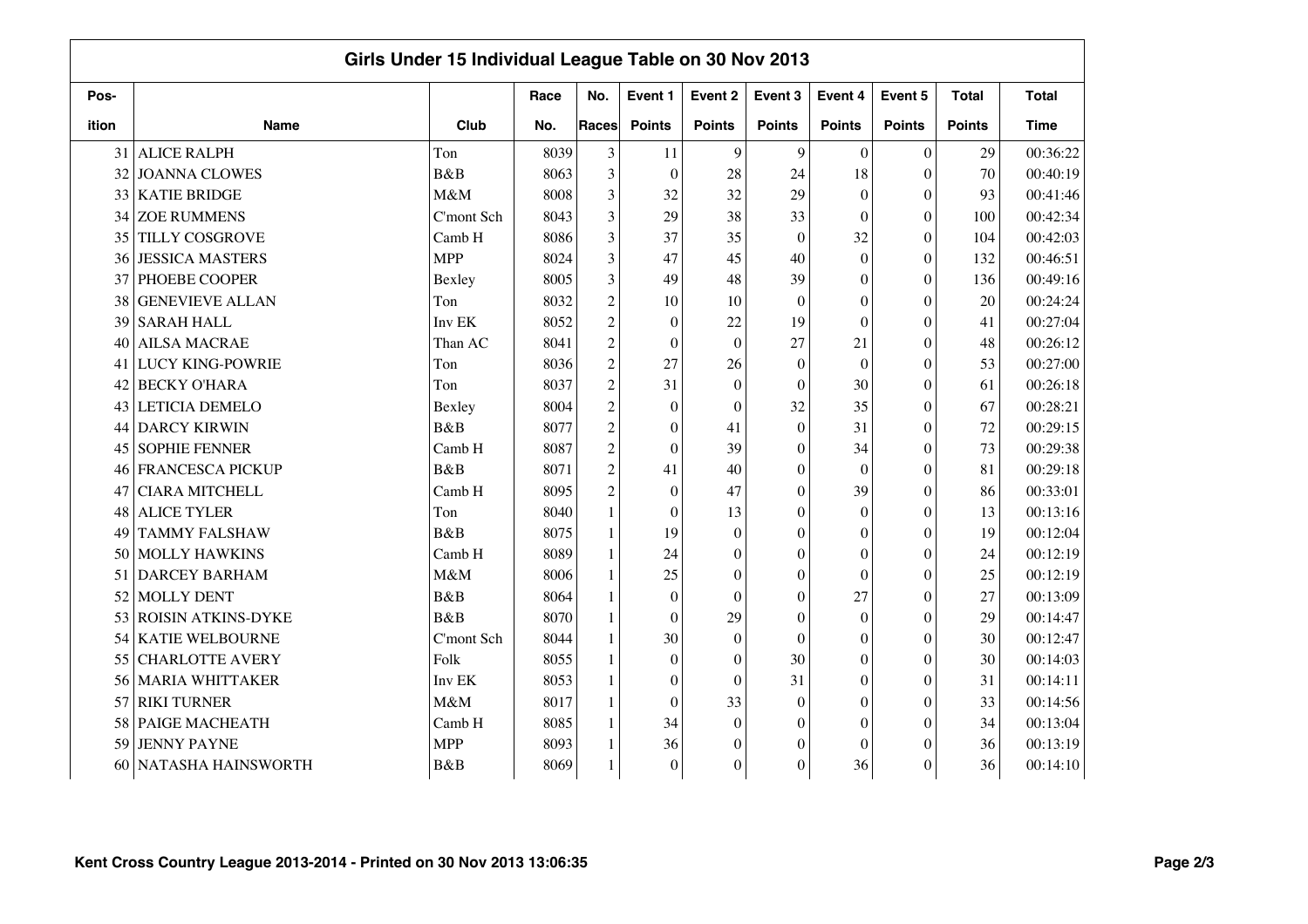## Girls Under 15 Individual League Table on 30 Nov 2013

| Pos-ition | Name | Club | Race No. | No. Races | Event 1 Points | Event 2 Points | Event 3 Points | Event 4 Points | Event 5 Points | Total Points | Total Time |
|---|---|---|---|---|---|---|---|---|---|---|---|
| 31 | ALICE RALPH | Ton | 8039 | 3 | 11 | 9 | 9 | 0 | 0 | 29 | 00:36:22 |
| 32 | JOANNA CLOWES | B&B | 8063 | 3 | 0 | 28 | 24 | 18 | 0 | 70 | 00:40:19 |
| 33 | KATIE BRIDGE | M&M | 8008 | 3 | 32 | 32 | 29 | 0 | 0 | 93 | 00:41:46 |
| 34 | ZOE RUMMENS | C'mont Sch | 8043 | 3 | 29 | 38 | 33 | 0 | 0 | 100 | 00:42:34 |
| 35 | TILLY COSGROVE | Camb H | 8086 | 3 | 37 | 35 | 0 | 32 | 0 | 104 | 00:42:03 |
| 36 | JESSICA MASTERS | MPP | 8024 | 3 | 47 | 45 | 40 | 0 | 0 | 132 | 00:46:51 |
| 37 | PHOEBE COOPER | Bexley | 8005 | 3 | 49 | 48 | 39 | 0 | 0 | 136 | 00:49:16 |
| 38 | GENEVIEVE ALLAN | Ton | 8032 | 2 | 10 | 10 | 0 | 0 | 0 | 20 | 00:24:24 |
| 39 | SARAH HALL | Inv EK | 8052 | 2 | 0 | 22 | 19 | 0 | 0 | 41 | 00:27:04 |
| 40 | AILSA MACRAE | Than AC | 8041 | 2 | 0 | 0 | 27 | 21 | 0 | 48 | 00:26:12 |
| 41 | LUCY KING-POWRIE | Ton | 8036 | 2 | 27 | 26 | 0 | 0 | 0 | 53 | 00:27:00 |
| 42 | BECKY O'HARA | Ton | 8037 | 2 | 31 | 0 | 0 | 30 | 0 | 61 | 00:26:18 |
| 43 | LETICIA DEMELO | Bexley | 8004 | 2 | 0 | 0 | 32 | 35 | 0 | 67 | 00:28:21 |
| 44 | DARCY KIRWIN | B&B | 8077 | 2 | 0 | 41 | 0 | 31 | 0 | 72 | 00:29:15 |
| 45 | SOPHIE FENNER | Camb H | 8087 | 2 | 0 | 39 | 0 | 34 | 0 | 73 | 00:29:38 |
| 46 | FRANCESCA PICKUP | B&B | 8071 | 2 | 41 | 40 | 0 | 0 | 0 | 81 | 00:29:18 |
| 47 | CIARA MITCHELL | Camb H | 8095 | 2 | 0 | 47 | 0 | 39 | 0 | 86 | 00:33:01 |
| 48 | ALICE TYLER | Ton | 8040 | 1 | 0 | 13 | 0 | 0 | 0 | 13 | 00:13:16 |
| 49 | TAMMY FALSHAW | B&B | 8075 | 1 | 19 | 0 | 0 | 0 | 0 | 19 | 00:12:04 |
| 50 | MOLLY HAWKINS | Camb H | 8089 | 1 | 24 | 0 | 0 | 0 | 0 | 24 | 00:12:19 |
| 51 | DARCEY BARHAM | M&M | 8006 | 1 | 25 | 0 | 0 | 0 | 0 | 25 | 00:12:19 |
| 52 | MOLLY DENT | B&B | 8064 | 1 | 0 | 0 | 0 | 27 | 0 | 27 | 00:13:09 |
| 53 | ROISIN ATKINS-DYKE | B&B | 8070 | 1 | 0 | 29 | 0 | 0 | 0 | 29 | 00:14:47 |
| 54 | KATIE WELBOURNE | C'mont Sch | 8044 | 1 | 30 | 0 | 0 | 0 | 0 | 30 | 00:12:47 |
| 55 | CHARLOTTE AVERY | Folk | 8055 | 1 | 0 | 0 | 30 | 0 | 0 | 30 | 00:14:03 |
| 56 | MARIA WHITTAKER | Inv EK | 8053 | 1 | 0 | 0 | 31 | 0 | 0 | 31 | 00:14:11 |
| 57 | RIKI TURNER | M&M | 8017 | 1 | 0 | 33 | 0 | 0 | 0 | 33 | 00:14:56 |
| 58 | PAIGE MACHEATH | Camb H | 8085 | 1 | 34 | 0 | 0 | 0 | 0 | 34 | 00:13:04 |
| 59 | JENNY PAYNE | MPP | 8093 | 1 | 36 | 0 | 0 | 0 | 0 | 36 | 00:13:19 |
| 60 | NATASHA HAINSWORTH | B&B | 8069 | 1 | 0 | 0 | 0 | 36 | 0 | 36 | 00:14:10 |

Kent Cross Country League 2013-2014 - Printed on 30 Nov 2013 13:06:35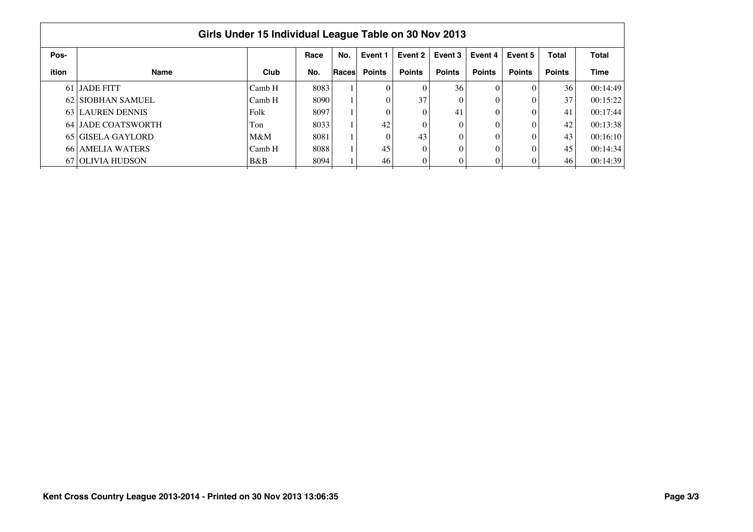## Girls Under 15 Individual League Table on 30 Nov 2013

| Pos-ition | Name | Club | Race No. | No. Races | Event 1 Points | Event 2 Points | Event 3 Points | Event 4 Points | Event 5 Points | Total Points | Total Time |
|---|---|---|---|---|---|---|---|---|---|---|---|
| 61 | JADE FITT | Camb H | 8083 | 1 | 0 | 0 | 36 | 0 | 0 | 36 | 00:14:49 |
| 62 | SIOBHAN SAMUEL | Camb H | 8090 | 1 | 0 | 37 | 0 | 0 | 0 | 37 | 00:15:22 |
| 63 | LAUREN DENNIS | Folk | 8097 | 1 | 0 | 0 | 41 | 0 | 0 | 41 | 00:17:44 |
| 64 | JADE COATSWORTH | Ton | 8033 | 1 | 42 | 0 | 0 | 0 | 0 | 42 | 00:13:38 |
| 65 | GISELA GAYLORD | M&M | 8081 | 1 | 0 | 43 | 0 | 0 | 0 | 43 | 00:16:10 |
| 66 | AMELIA WATERS | Camb H | 8088 | 1 | 45 | 0 | 0 | 0 | 0 | 45 | 00:14:34 |
| 67 | OLIVIA HUDSON | B&B | 8094 | 1 | 46 | 0 | 0 | 0 | 0 | 46 | 00:14:39 |

Kent Cross Country League 2013-2014 - Printed on 30 Nov 2013 13:06:35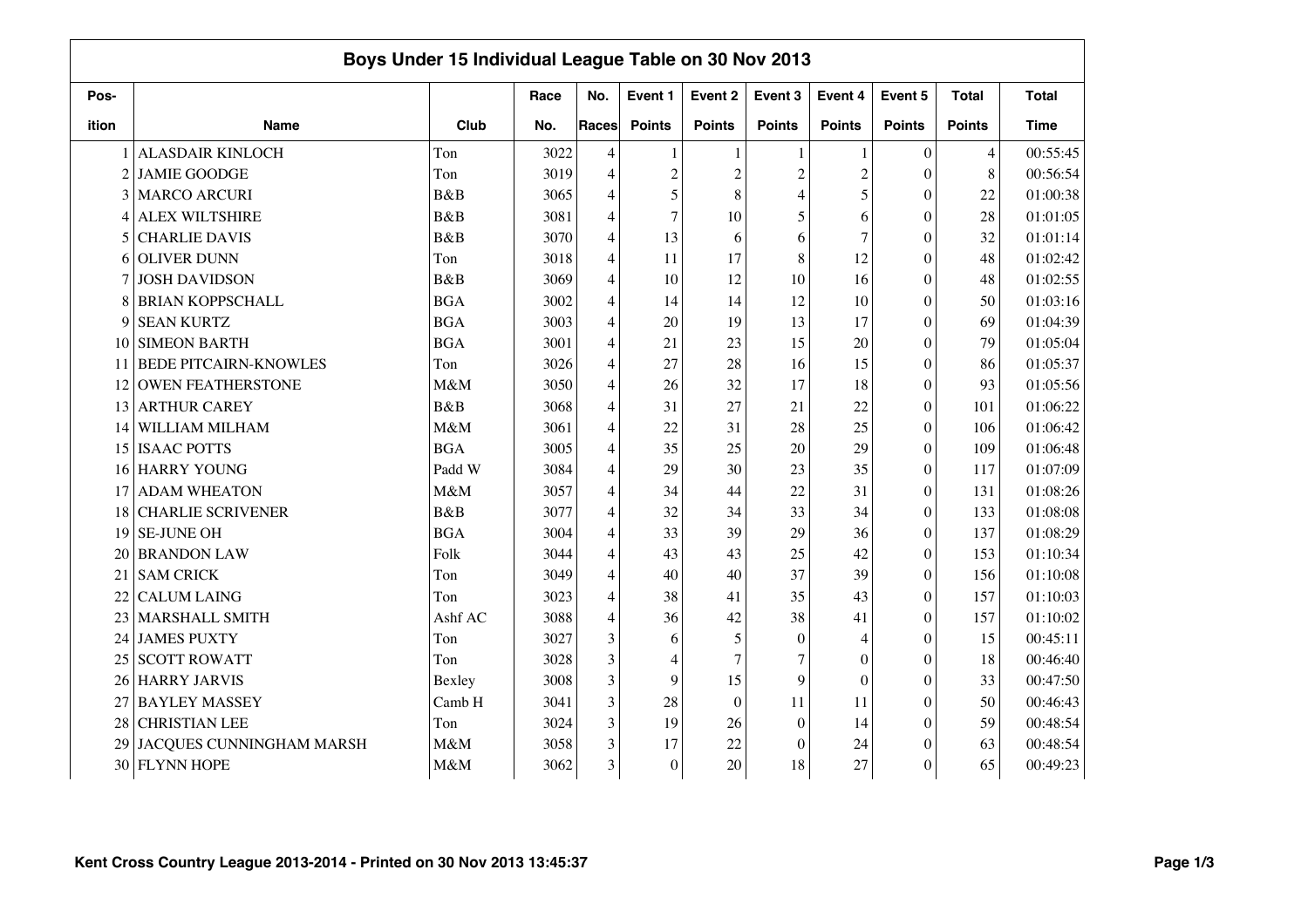## Boys Under 15 Individual League Table on 30 Nov 2013

| Position | Name | Club | Race No. | No. Races | Event 1 Points | Event 2 Points | Event 3 Points | Event 4 Points | Event 5 Points | Total Points | Total Time |
|---|---|---|---|---|---|---|---|---|---|---|---|
| 1 | ALASDAIR KINLOCH | Ton | 3022 | 4 | 1 | 1 | 1 | 1 | 0 | 4 | 00:55:45 |
| 2 | JAMIE GOODGE | Ton | 3019 | 4 | 2 | 2 | 2 | 2 | 0 | 8 | 00:56:54 |
| 3 | MARCO ARCURI | B&B | 3065 | 4 | 5 | 8 | 4 | 5 | 0 | 22 | 01:00:38 |
| 4 | ALEX WILTSHIRE | B&B | 3081 | 4 | 7 | 10 | 5 | 6 | 0 | 28 | 01:01:05 |
| 5 | CHARLIE DAVIS | B&B | 3070 | 4 | 13 | 6 | 6 | 7 | 0 | 32 | 01:01:14 |
| 6 | OLIVER DUNN | Ton | 3018 | 4 | 11 | 17 | 8 | 12 | 0 | 48 | 01:02:42 |
| 7 | JOSH DAVIDSON | B&B | 3069 | 4 | 10 | 12 | 10 | 16 | 0 | 48 | 01:02:55 |
| 8 | BRIAN KOPPSCHALL | BGA | 3002 | 4 | 14 | 14 | 12 | 10 | 0 | 50 | 01:03:16 |
| 9 | SEAN KURTZ | BGA | 3003 | 4 | 20 | 19 | 13 | 17 | 0 | 69 | 01:04:39 |
| 10 | SIMEON BARTH | BGA | 3001 | 4 | 21 | 23 | 15 | 20 | 0 | 79 | 01:05:04 |
| 11 | BEDE PITCAIRN-KNOWLES | Ton | 3026 | 4 | 27 | 28 | 16 | 15 | 0 | 86 | 01:05:37 |
| 12 | OWEN FEATHERSTONE | M&M | 3050 | 4 | 26 | 32 | 17 | 18 | 0 | 93 | 01:05:56 |
| 13 | ARTHUR CAREY | B&B | 3068 | 4 | 31 | 27 | 21 | 22 | 0 | 101 | 01:06:22 |
| 14 | WILLIAM MILHAM | M&M | 3061 | 4 | 22 | 31 | 28 | 25 | 0 | 106 | 01:06:42 |
| 15 | ISAAC POTTS | BGA | 3005 | 4 | 35 | 25 | 20 | 29 | 0 | 109 | 01:06:48 |
| 16 | HARRY YOUNG | Padd W | 3084 | 4 | 29 | 30 | 23 | 35 | 0 | 117 | 01:07:09 |
| 17 | ADAM WHEATON | M&M | 3057 | 4 | 34 | 44 | 22 | 31 | 0 | 131 | 01:08:26 |
| 18 | CHARLIE SCRIVENER | B&B | 3077 | 4 | 32 | 34 | 33 | 34 | 0 | 133 | 01:08:08 |
| 19 | SE-JUNE OH | BGA | 3004 | 4 | 33 | 39 | 29 | 36 | 0 | 137 | 01:08:29 |
| 20 | BRANDON LAW | Folk | 3044 | 4 | 43 | 43 | 25 | 42 | 0 | 153 | 01:10:34 |
| 21 | SAM CRICK | Ton | 3049 | 4 | 40 | 40 | 37 | 39 | 0 | 156 | 01:10:08 |
| 22 | CALUM LAING | Ton | 3023 | 4 | 38 | 41 | 35 | 43 | 0 | 157 | 01:10:03 |
| 23 | MARSHALL SMITH | Ashf AC | 3088 | 4 | 36 | 42 | 38 | 41 | 0 | 157 | 01:10:02 |
| 24 | JAMES PUXTY | Ton | 3027 | 3 | 6 | 5 | 0 | 4 | 0 | 15 | 00:45:11 |
| 25 | SCOTT ROWATT | Ton | 3028 | 3 | 4 | 7 | 7 | 0 | 0 | 18 | 00:46:40 |
| 26 | HARRY JARVIS | Bexley | 3008 | 3 | 9 | 15 | 9 | 0 | 0 | 33 | 00:47:50 |
| 27 | BAYLEY MASSEY | Camb H | 3041 | 3 | 28 | 0 | 11 | 11 | 0 | 50 | 00:46:43 |
| 28 | CHRISTIAN LEE | Ton | 3024 | 3 | 19 | 26 | 0 | 14 | 0 | 59 | 00:48:54 |
| 29 | JACQUES CUNNINGHAM MARSH | M&M | 3058 | 3 | 17 | 22 | 0 | 24 | 0 | 63 | 00:48:54 |
| 30 | FLYNN HOPE | M&M | 3062 | 3 | 0 | 20 | 18 | 27 | 0 | 65 | 00:49:23 |

Kent Cross Country League 2013-2014 - Printed on 30 Nov 2013 13:45:37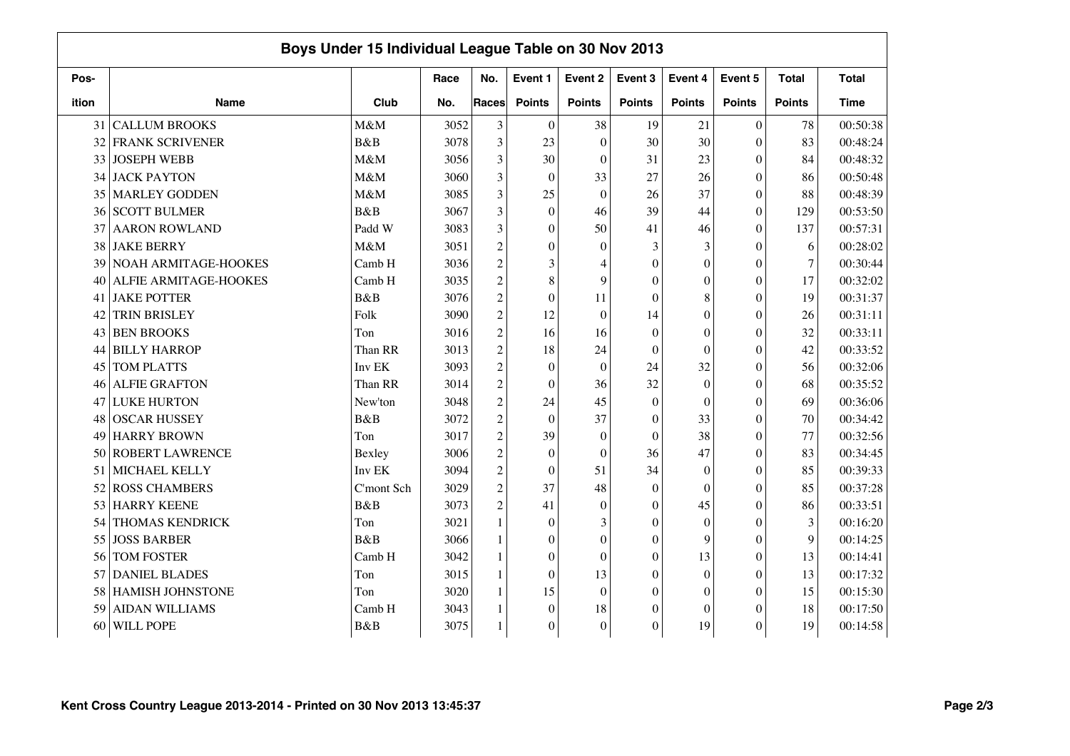## Boys Under 15 Individual League Table on 30 Nov 2013

| Pos-ition | Name | Club | Race No. | No. Races | Event 1 Points | Event 2 Points | Event 3 Points | Event 4 Points | Event 5 Points | Total Points | Total Time |
|---|---|---|---|---|---|---|---|---|---|---|---|
| 31 | CALLUM BROOKS | M&M | 3052 | 3 | 0 | 38 | 19 | 21 | 0 | 78 | 00:50:38 |
| 32 | FRANK SCRIVENER | B&B | 3078 | 3 | 23 | 0 | 30 | 30 | 0 | 83 | 00:48:24 |
| 33 | JOSEPH WEBB | M&M | 3056 | 3 | 30 | 0 | 31 | 23 | 0 | 84 | 00:48:32 |
| 34 | JACK PAYTON | M&M | 3060 | 3 | 0 | 33 | 27 | 26 | 0 | 86 | 00:50:48 |
| 35 | MARLEY GODDEN | M&M | 3085 | 3 | 25 | 0 | 26 | 37 | 0 | 88 | 00:48:39 |
| 36 | SCOTT BULMER | B&B | 3067 | 3 | 0 | 46 | 39 | 44 | 0 | 129 | 00:53:50 |
| 37 | AARON ROWLAND | Padd W | 3083 | 3 | 0 | 50 | 41 | 46 | 0 | 137 | 00:57:31 |
| 38 | JAKE BERRY | M&M | 3051 | 2 | 0 | 0 | 3 | 3 | 0 | 6 | 00:28:02 |
| 39 | NOAH ARMITAGE-HOOKES | Camb H | 3036 | 2 | 3 | 4 | 0 | 0 | 0 | 7 | 00:30:44 |
| 40 | ALFIE ARMITAGE-HOOKES | Camb H | 3035 | 2 | 8 | 9 | 0 | 0 | 0 | 17 | 00:32:02 |
| 41 | JAKE POTTER | B&B | 3076 | 2 | 0 | 11 | 0 | 8 | 0 | 19 | 00:31:37 |
| 42 | TRIN BRISLEY | Folk | 3090 | 2 | 12 | 0 | 14 | 0 | 0 | 26 | 00:31:11 |
| 43 | BEN BROOKS | Ton | 3016 | 2 | 16 | 16 | 0 | 0 | 0 | 32 | 00:33:11 |
| 44 | BILLY HARROP | Than RR | 3013 | 2 | 18 | 24 | 0 | 0 | 0 | 42 | 00:33:52 |
| 45 | TOM PLATTS | Inv EK | 3093 | 2 | 0 | 0 | 24 | 32 | 0 | 56 | 00:32:06 |
| 46 | ALFIE GRAFTON | Than RR | 3014 | 2 | 0 | 36 | 32 | 0 | 0 | 68 | 00:35:52 |
| 47 | LUKE HURTON | New'ton | 3048 | 2 | 24 | 45 | 0 | 0 | 0 | 69 | 00:36:06 |
| 48 | OSCAR HUSSEY | B&B | 3072 | 2 | 0 | 37 | 0 | 33 | 0 | 70 | 00:34:42 |
| 49 | HARRY BROWN | Ton | 3017 | 2 | 39 | 0 | 0 | 38 | 0 | 77 | 00:32:56 |
| 50 | ROBERT LAWRENCE | Bexley | 3006 | 2 | 0 | 0 | 36 | 47 | 0 | 83 | 00:34:45 |
| 51 | MICHAEL KELLY | Inv EK | 3094 | 2 | 0 | 51 | 34 | 0 | 0 | 85 | 00:39:33 |
| 52 | ROSS CHAMBERS | C'mont Sch | 3029 | 2 | 37 | 48 | 0 | 0 | 0 | 85 | 00:37:28 |
| 53 | HARRY KEENE | B&B | 3073 | 2 | 41 | 0 | 0 | 45 | 0 | 86 | 00:33:51 |
| 54 | THOMAS KENDRICK | Ton | 3021 | 1 | 0 | 3 | 0 | 0 | 0 | 3 | 00:16:20 |
| 55 | JOSS BARBER | B&B | 3066 | 1 | 0 | 0 | 0 | 9 | 0 | 9 | 00:14:25 |
| 56 | TOM FOSTER | Camb H | 3042 | 1 | 0 | 0 | 0 | 13 | 0 | 13 | 00:14:41 |
| 57 | DANIEL BLADES | Ton | 3015 | 1 | 0 | 13 | 0 | 0 | 0 | 13 | 00:17:32 |
| 58 | HAMISH JOHNSTONE | Ton | 3020 | 1 | 15 | 0 | 0 | 0 | 0 | 15 | 00:15:30 |
| 59 | AIDAN WILLIAMS | Camb H | 3043 | 1 | 0 | 18 | 0 | 0 | 0 | 18 | 00:17:50 |
| 60 | WILL POPE | B&B | 3075 | 1 | 0 | 0 | 0 | 19 | 0 | 19 | 00:14:58 |

Kent Cross Country League 2013-2014 - Printed on 30 Nov 2013 13:45:37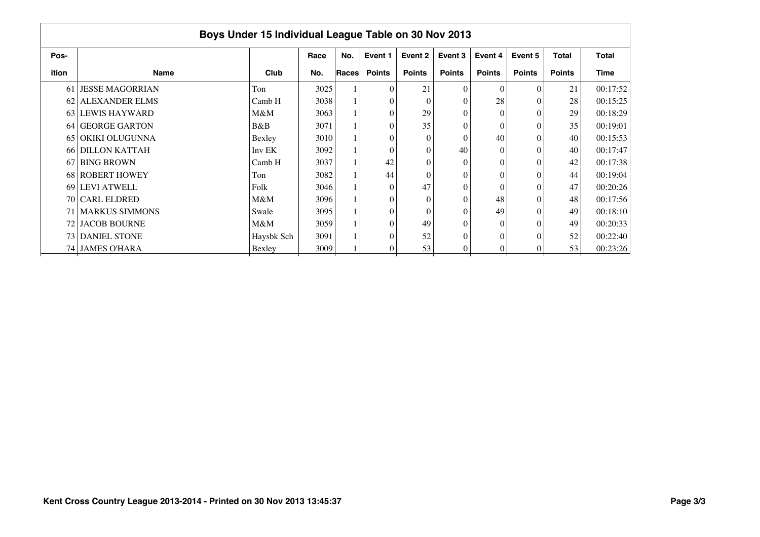## Boys Under 15 Individual League Table on 30 Nov 2013

| Pos-ition | Name | Club | Race No. | No. Races | Event 1 Points | Event 2 Points | Event 3 Points | Event 4 Points | Event 5 Points | Total Points | Total Time |
|---|---|---|---|---|---|---|---|---|---|---|---|
| 61 | JESSE MAGORRIAN | Ton | 3025 | 1 | 0 | 21 | 0 | 0 | 0 | 21 | 00:17:52 |
| 62 | ALEXANDER ELMS | Camb H | 3038 | 1 | 0 | 0 | 0 | 28 | 0 | 28 | 00:15:25 |
| 63 | LEWIS HAYWARD | M&M | 3063 | 1 | 0 | 29 | 0 | 0 | 0 | 29 | 00:18:29 |
| 64 | GEORGE GARTON | B&B | 3071 | 1 | 0 | 35 | 0 | 0 | 0 | 35 | 00:19:01 |
| 65 | OKIKI OLUGUNNA | Bexley | 3010 | 1 | 0 | 0 | 0 | 40 | 0 | 40 | 00:15:53 |
| 66 | DILLON KATTAH | Inv EK | 3092 | 1 | 0 | 0 | 40 | 0 | 0 | 40 | 00:17:47 |
| 67 | BING BROWN | Camb H | 3037 | 1 | 42 | 0 | 0 | 0 | 0 | 42 | 00:17:38 |
| 68 | ROBERT HOWEY | Ton | 3082 | 1 | 44 | 0 | 0 | 0 | 0 | 44 | 00:19:04 |
| 69 | LEVI ATWELL | Folk | 3046 | 1 | 0 | 47 | 0 | 0 | 0 | 47 | 00:20:26 |
| 70 | CARL ELDRED | M&M | 3096 | 1 | 0 | 0 | 0 | 48 | 0 | 48 | 00:17:56 |
| 71 | MARKUS SIMMONS | Swale | 3095 | 1 | 0 | 0 | 0 | 49 | 0 | 49 | 00:18:10 |
| 72 | JACOB BOURNE | M&M | 3059 | 1 | 0 | 49 | 0 | 0 | 0 | 49 | 00:20:33 |
| 73 | DANIEL STONE | Haysbk Sch | 3091 | 1 | 0 | 52 | 0 | 0 | 0 | 52 | 00:22:40 |
| 74 | JAMES O'HARA | Bexley | 3009 | 1 | 0 | 53 | 0 | 0 | 0 | 53 | 00:23:26 |

Kent Cross Country League 2013-2014 - Printed on 30 Nov 2013 13:45:37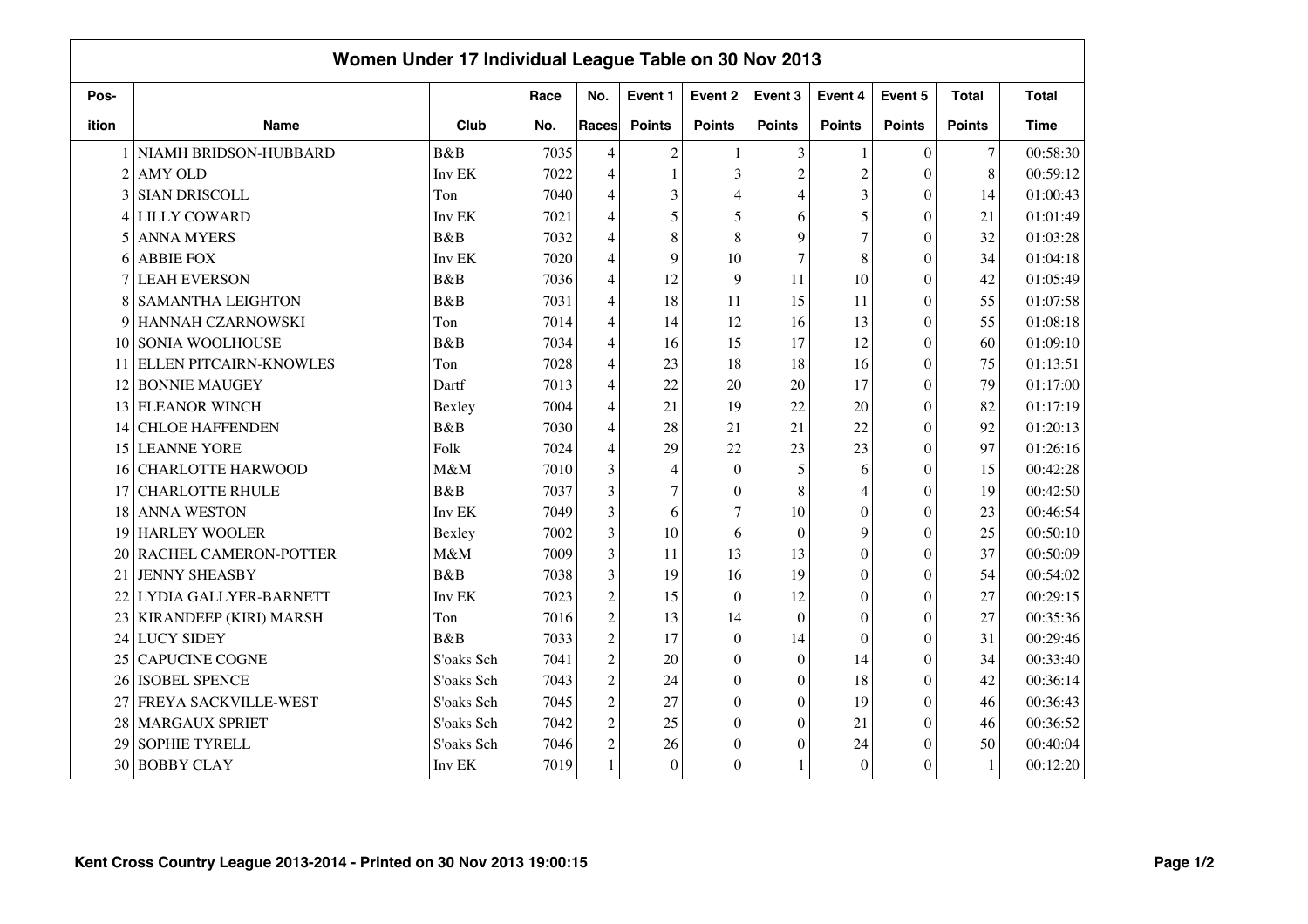## Women Under 17 Individual League Table on 30 Nov 2013

| Position | Name | Club | Race No. | No. Races | Event 1 Points | Event 2 Points | Event 3 Points | Event 4 Points | Event 5 Points | Total Points | Total Time |
|---|---|---|---|---|---|---|---|---|---|---|---|
| 1 | NIAMH BRIDSON-HUBBARD | B&B | 7035 | 4 | 2 | 1 | 3 | 1 | 0 | 7 | 00:58:30 |
| 2 | AMY OLD | Inv EK | 7022 | 4 | 1 | 3 | 2 | 2 | 0 | 8 | 00:59:12 |
| 3 | SIAN DRISCOLL | Ton | 7040 | 4 | 3 | 4 | 4 | 3 | 0 | 14 | 01:00:43 |
| 4 | LILLY COWARD | Inv EK | 7021 | 4 | 5 | 5 | 6 | 5 | 0 | 21 | 01:01:49 |
| 5 | ANNA MYERS | B&B | 7032 | 4 | 8 | 8 | 9 | 7 | 0 | 32 | 01:03:28 |
| 6 | ABBIE FOX | Inv EK | 7020 | 4 | 9 | 10 | 7 | 8 | 0 | 34 | 01:04:18 |
| 7 | LEAH EVERSON | B&B | 7036 | 4 | 12 | 9 | 11 | 10 | 0 | 42 | 01:05:49 |
| 8 | SAMANTHA LEIGHTON | B&B | 7031 | 4 | 18 | 11 | 15 | 11 | 0 | 55 | 01:07:58 |
| 9 | HANNAH CZARNOWSKI | Ton | 7014 | 4 | 14 | 12 | 16 | 13 | 0 | 55 | 01:08:18 |
| 10 | SONIA WOOLHOUSE | B&B | 7034 | 4 | 16 | 15 | 17 | 12 | 0 | 60 | 01:09:10 |
| 11 | ELLEN PITCAIRN-KNOWLES | Ton | 7028 | 4 | 23 | 18 | 18 | 16 | 0 | 75 | 01:13:51 |
| 12 | BONNIE MAUGEY | Dartf | 7013 | 4 | 22 | 20 | 20 | 17 | 0 | 79 | 01:17:00 |
| 13 | ELEANOR WINCH | Bexley | 7004 | 4 | 21 | 19 | 22 | 20 | 0 | 82 | 01:17:19 |
| 14 | CHLOE HAFFENDEN | B&B | 7030 | 4 | 28 | 21 | 21 | 22 | 0 | 92 | 01:20:13 |
| 15 | LEANNE YORE | Folk | 7024 | 4 | 29 | 22 | 23 | 23 | 0 | 97 | 01:26:16 |
| 16 | CHARLOTTE HARWOOD | M&M | 7010 | 3 | 4 | 0 | 5 | 6 | 0 | 15 | 00:42:28 |
| 17 | CHARLOTTE RHULE | B&B | 7037 | 3 | 7 | 0 | 8 | 4 | 0 | 19 | 00:42:50 |
| 18 | ANNA WESTON | Inv EK | 7049 | 3 | 6 | 7 | 10 | 0 | 0 | 23 | 00:46:54 |
| 19 | HARLEY WOOLER | Bexley | 7002 | 3 | 10 | 6 | 0 | 9 | 0 | 25 | 00:50:10 |
| 20 | RACHEL CAMERON-POTTER | M&M | 7009 | 3 | 11 | 13 | 13 | 0 | 0 | 37 | 00:50:09 |
| 21 | JENNY SHEASBY | B&B | 7038 | 3 | 19 | 16 | 19 | 0 | 0 | 54 | 00:54:02 |
| 22 | LYDIA GALLYER-BARNETT | Inv EK | 7023 | 2 | 15 | 0 | 12 | 0 | 0 | 27 | 00:29:15 |
| 23 | KIRANDEEP (KIRI) MARSH | Ton | 7016 | 2 | 13 | 14 | 0 | 0 | 0 | 27 | 00:35:36 |
| 24 | LUCY SIDEY | B&B | 7033 | 2 | 17 | 0 | 14 | 0 | 0 | 31 | 00:29:46 |
| 25 | CAPUCINE COGNE | S'oaks Sch | 7041 | 2 | 20 | 0 | 0 | 14 | 0 | 34 | 00:33:40 |
| 26 | ISOBEL SPENCE | S'oaks Sch | 7043 | 2 | 24 | 0 | 0 | 18 | 0 | 42 | 00:36:14 |
| 27 | FREYA SACKVILLE-WEST | S'oaks Sch | 7045 | 2 | 27 | 0 | 0 | 19 | 0 | 46 | 00:36:43 |
| 28 | MARGAUX SPRIET | S'oaks Sch | 7042 | 2 | 25 | 0 | 0 | 21 | 0 | 46 | 00:36:52 |
| 29 | SOPHIE TYRELL | S'oaks Sch | 7046 | 2 | 26 | 0 | 0 | 24 | 0 | 50 | 00:40:04 |
| 30 | BOBBY CLAY | Inv EK | 7019 | 1 | 0 | 0 | 1 | 0 | 0 | 1 | 00:12:20 |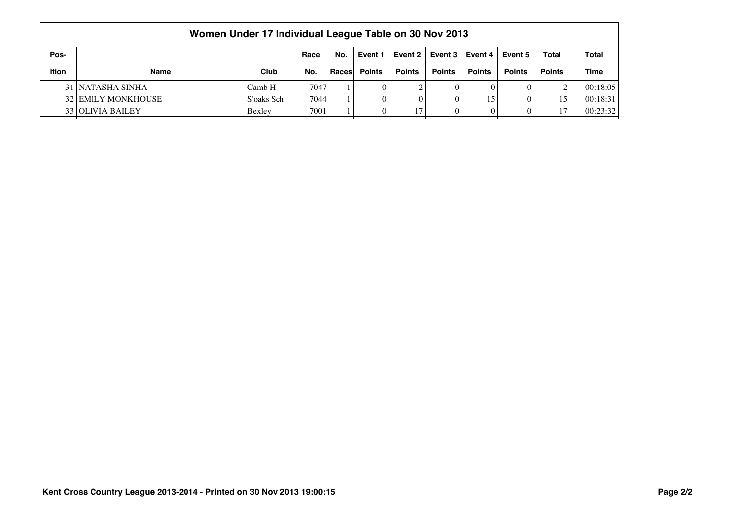## Women Under 17 Individual League Table on 30 Nov 2013

| Pos-ition | Name | Club | Race No. | No. Races | Event 1 Points | Event 2 Points | Event 3 Points | Event 4 Points | Event 5 Points | Total Points | Total Time |
|---|---|---|---|---|---|---|---|---|---|---|---|
| 31 | NATASHA SINHA | Camb H | 7047 | 1 | 0 | 2 | 0 | 0 | 0 | 2 | 00:18:05 |
| 32 | EMILY MONKHOUSE | S'oaks Sch | 7044 | 1 | 0 | 0 | 0 | 15 | 0 | 15 | 00:18:31 |
| 33 | OLIVIA BAILEY | Bexley | 7001 | 1 | 0 | 17 | 0 | 0 | 0 | 17 | 00:23:32 |

Kent Cross Country League 2013-2014 - Printed on 30 Nov 2013 19:00:15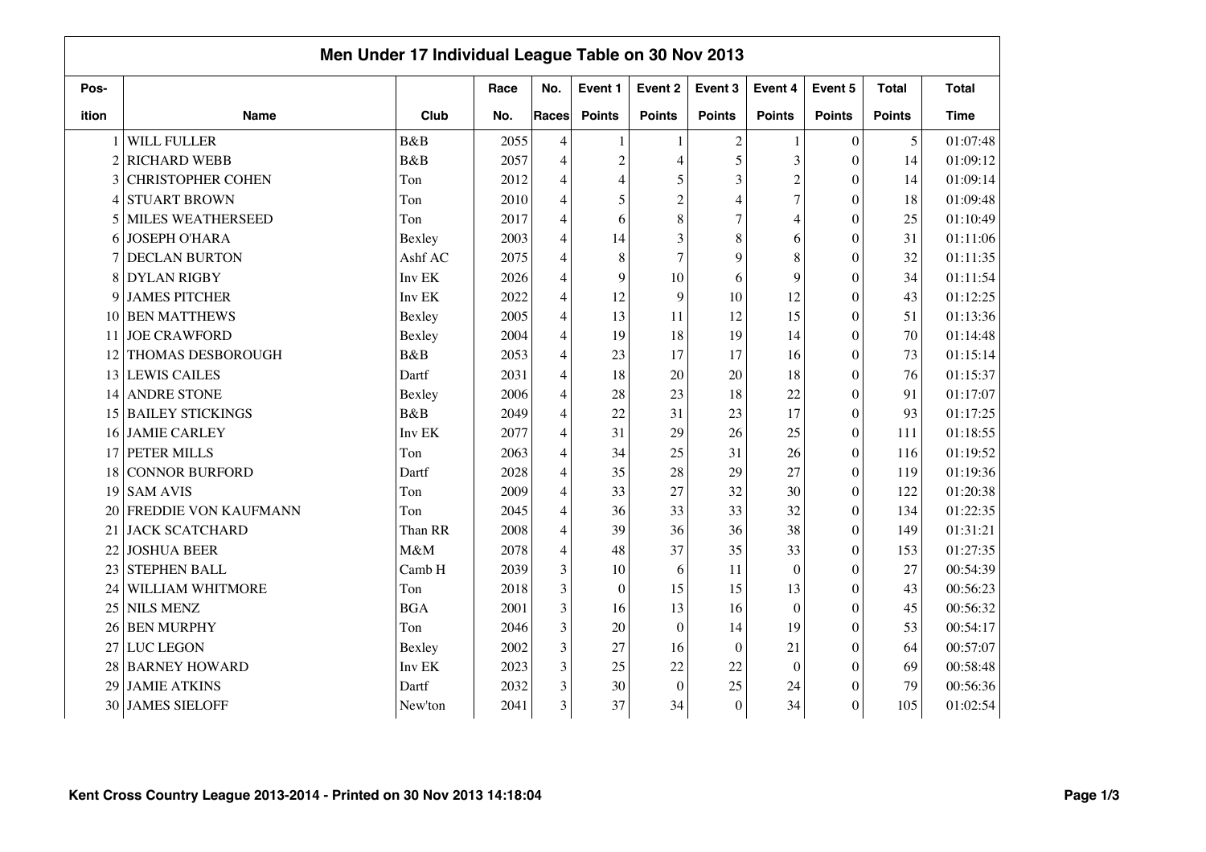## Men Under 17 Individual League Table on 30 Nov 2013

| Pos-ition | Name | Club | Race No. | No. Races | Event 1 Points | Event 2 Points | Event 3 Points | Event 4 Points | Event 5 Points | Total Points | Total Time |
|---|---|---|---|---|---|---|---|---|---|---|---|
| 1 | WILL FULLER | B&B | 2055 | 4 | 1 | 1 | 2 | 1 | 0 | 5 | 01:07:48 |
| 2 | RICHARD WEBB | B&B | 2057 | 4 | 2 | 4 | 5 | 3 | 0 | 14 | 01:09:12 |
| 3 | CHRISTOPHER COHEN | Ton | 2012 | 4 | 4 | 5 | 3 | 2 | 0 | 14 | 01:09:14 |
| 4 | STUART BROWN | Ton | 2010 | 4 | 5 | 2 | 4 | 7 | 0 | 18 | 01:09:48 |
| 5 | MILES WEATHERSEED | Ton | 2017 | 4 | 6 | 8 | 7 | 4 | 0 | 25 | 01:10:49 |
| 6 | JOSEPH O'HARA | Bexley | 2003 | 4 | 14 | 3 | 8 | 6 | 0 | 31 | 01:11:06 |
| 7 | DECLAN BURTON | Ashf AC | 2075 | 4 | 8 | 7 | 9 | 8 | 0 | 32 | 01:11:35 |
| 8 | DYLAN RIGBY | Inv EK | 2026 | 4 | 9 | 10 | 6 | 9 | 0 | 34 | 01:11:54 |
| 9 | JAMES PITCHER | Inv EK | 2022 | 4 | 12 | 9 | 10 | 12 | 0 | 43 | 01:12:25 |
| 10 | BEN MATTHEWS | Bexley | 2005 | 4 | 13 | 11 | 12 | 15 | 0 | 51 | 01:13:36 |
| 11 | JOE CRAWFORD | Bexley | 2004 | 4 | 19 | 18 | 19 | 14 | 0 | 70 | 01:14:48 |
| 12 | THOMAS DESBOROUGH | B&B | 2053 | 4 | 23 | 17 | 17 | 16 | 0 | 73 | 01:15:14 |
| 13 | LEWIS CAILES | Dartf | 2031 | 4 | 18 | 20 | 20 | 18 | 0 | 76 | 01:15:37 |
| 14 | ANDRE STONE | Bexley | 2006 | 4 | 28 | 23 | 18 | 22 | 0 | 91 | 01:17:07 |
| 15 | BAILEY STICKINGS | B&B | 2049 | 4 | 22 | 31 | 23 | 17 | 0 | 93 | 01:17:25 |
| 16 | JAMIE CARLEY | Inv EK | 2077 | 4 | 31 | 29 | 26 | 25 | 0 | 111 | 01:18:55 |
| 17 | PETER MILLS | Ton | 2063 | 4 | 34 | 25 | 31 | 26 | 0 | 116 | 01:19:52 |
| 18 | CONNOR BURFORD | Dartf | 2028 | 4 | 35 | 28 | 29 | 27 | 0 | 119 | 01:19:36 |
| 19 | SAM AVIS | Ton | 2009 | 4 | 33 | 27 | 32 | 30 | 0 | 122 | 01:20:38 |
| 20 | FREDDIE VON KAUFMANN | Ton | 2045 | 4 | 36 | 33 | 33 | 32 | 0 | 134 | 01:22:35 |
| 21 | JACK SCATCHARD | Than RR | 2008 | 4 | 39 | 36 | 36 | 38 | 0 | 149 | 01:31:21 |
| 22 | JOSHUA BEER | M&M | 2078 | 4 | 48 | 37 | 35 | 33 | 0 | 153 | 01:27:35 |
| 23 | STEPHEN BALL | Camb H | 2039 | 3 | 10 | 6 | 11 | 0 | 0 | 27 | 00:54:39 |
| 24 | WILLIAM WHITMORE | Ton | 2018 | 3 | 0 | 15 | 15 | 13 | 0 | 43 | 00:56:23 |
| 25 | NILS MENZ | BGA | 2001 | 3 | 16 | 13 | 16 | 0 | 0 | 45 | 00:56:32 |
| 26 | BEN MURPHY | Ton | 2046 | 3 | 20 | 0 | 14 | 19 | 0 | 53 | 00:54:17 |
| 27 | LUC LEGON | Bexley | 2002 | 3 | 27 | 16 | 0 | 21 | 0 | 64 | 00:57:07 |
| 28 | BARNEY HOWARD | Inv EK | 2023 | 3 | 25 | 22 | 22 | 0 | 0 | 69 | 00:58:48 |
| 29 | JAMIE ATKINS | Dartf | 2032 | 3 | 30 | 0 | 25 | 24 | 0 | 79 | 00:56:36 |
| 30 | JAMES SIELOFF | New'ton | 2041 | 3 | 37 | 34 | 0 | 34 | 0 | 105 | 01:02:54 |

Kent Cross Country League 2013-2014 - Printed on 30 Nov 2013 14:18:04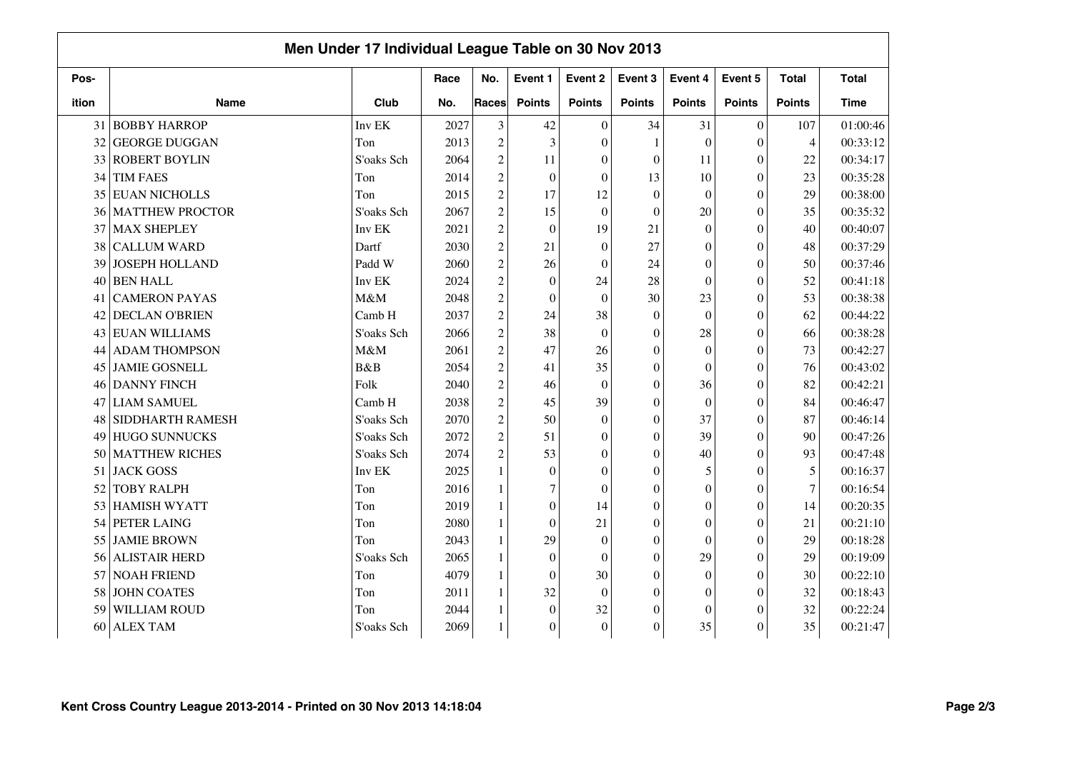## Men Under 17 Individual League Table on 30 Nov 2013

| Position | Name | Club | Race No. | No. Races | Event 1 Points | Event 2 Points | Event 3 Points | Event 4 Points | Event 5 Points | Total Points | Total Time |
|---|---|---|---|---|---|---|---|---|---|---|---|
| 31 | BOBBY HARROP | Inv EK | 2027 | 3 | 42 | 0 | 34 | 31 | 0 | 107 | 01:00:46 |
| 32 | GEORGE DUGGAN | Ton | 2013 | 2 | 3 | 0 | 1 | 0 | 0 | 4 | 00:33:12 |
| 33 | ROBERT BOYLIN | S'oaks Sch | 2064 | 2 | 11 | 0 | 0 | 11 | 0 | 22 | 00:34:17 |
| 34 | TIM FAES | Ton | 2014 | 2 | 0 | 0 | 13 | 10 | 0 | 23 | 00:35:28 |
| 35 | EUAN NICHOLLS | Ton | 2015 | 2 | 17 | 12 | 0 | 0 | 0 | 29 | 00:38:00 |
| 36 | MATTHEW PROCTOR | S'oaks Sch | 2067 | 2 | 15 | 0 | 0 | 20 | 0 | 35 | 00:35:32 |
| 37 | MAX SHEPLEY | Inv EK | 2021 | 2 | 0 | 19 | 21 | 0 | 0 | 40 | 00:40:07 |
| 38 | CALLUM WARD | Dartf | 2030 | 2 | 21 | 0 | 27 | 0 | 0 | 48 | 00:37:29 |
| 39 | JOSEPH HOLLAND | Padd W | 2060 | 2 | 26 | 0 | 24 | 0 | 0 | 50 | 00:37:46 |
| 40 | BEN HALL | Inv EK | 2024 | 2 | 0 | 24 | 28 | 0 | 0 | 52 | 00:41:18 |
| 41 | CAMERON PAYAS | M&M | 2048 | 2 | 0 | 0 | 30 | 23 | 0 | 53 | 00:38:38 |
| 42 | DECLAN O'BRIEN | Camb H | 2037 | 2 | 24 | 38 | 0 | 0 | 0 | 62 | 00:44:22 |
| 43 | EUAN WILLIAMS | S'oaks Sch | 2066 | 2 | 38 | 0 | 0 | 28 | 0 | 66 | 00:38:28 |
| 44 | ADAM THOMPSON | M&M | 2061 | 2 | 47 | 26 | 0 | 0 | 0 | 73 | 00:42:27 |
| 45 | JAMIE GOSNELL | B&B | 2054 | 2 | 41 | 35 | 0 | 0 | 0 | 76 | 00:43:02 |
| 46 | DANNY FINCH | Folk | 2040 | 2 | 46 | 0 | 0 | 36 | 0 | 82 | 00:42:21 |
| 47 | LIAM SAMUEL | Camb H | 2038 | 2 | 45 | 39 | 0 | 0 | 0 | 84 | 00:46:47 |
| 48 | SIDDHARTH RAMESH | S'oaks Sch | 2070 | 2 | 50 | 0 | 0 | 37 | 0 | 87 | 00:46:14 |
| 49 | HUGO SUNNUCKS | S'oaks Sch | 2072 | 2 | 51 | 0 | 0 | 39 | 0 | 90 | 00:47:26 |
| 50 | MATTHEW RICHES | S'oaks Sch | 2074 | 2 | 53 | 0 | 0 | 40 | 0 | 93 | 00:47:48 |
| 51 | JACK GOSS | Inv EK | 2025 | 1 | 0 | 0 | 0 | 5 | 0 | 5 | 00:16:37 |
| 52 | TOBY RALPH | Ton | 2016 | 1 | 7 | 0 | 0 | 0 | 0 | 7 | 00:16:54 |
| 53 | HAMISH WYATT | Ton | 2019 | 1 | 0 | 14 | 0 | 0 | 0 | 14 | 00:20:35 |
| 54 | PETER LAING | Ton | 2080 | 1 | 0 | 21 | 0 | 0 | 0 | 21 | 00:21:10 |
| 55 | JAMIE BROWN | Ton | 2043 | 1 | 29 | 0 | 0 | 0 | 0 | 29 | 00:18:28 |
| 56 | ALISTAIR HERD | S'oaks Sch | 2065 | 1 | 0 | 0 | 0 | 29 | 0 | 29 | 00:19:09 |
| 57 | NOAH FRIEND | Ton | 4079 | 1 | 0 | 30 | 0 | 0 | 0 | 30 | 00:22:10 |
| 58 | JOHN COATES | Ton | 2011 | 1 | 32 | 0 | 0 | 0 | 0 | 32 | 00:18:43 |
| 59 | WILLIAM ROUD | Ton | 2044 | 1 | 0 | 32 | 0 | 0 | 0 | 32 | 00:22:24 |
| 60 | ALEX TAM | S'oaks Sch | 2069 | 1 | 0 | 0 | 0 | 35 | 0 | 35 | 00:21:47 |

Kent Cross Country League 2013-2014 - Printed on 30 Nov 2013 14:18:04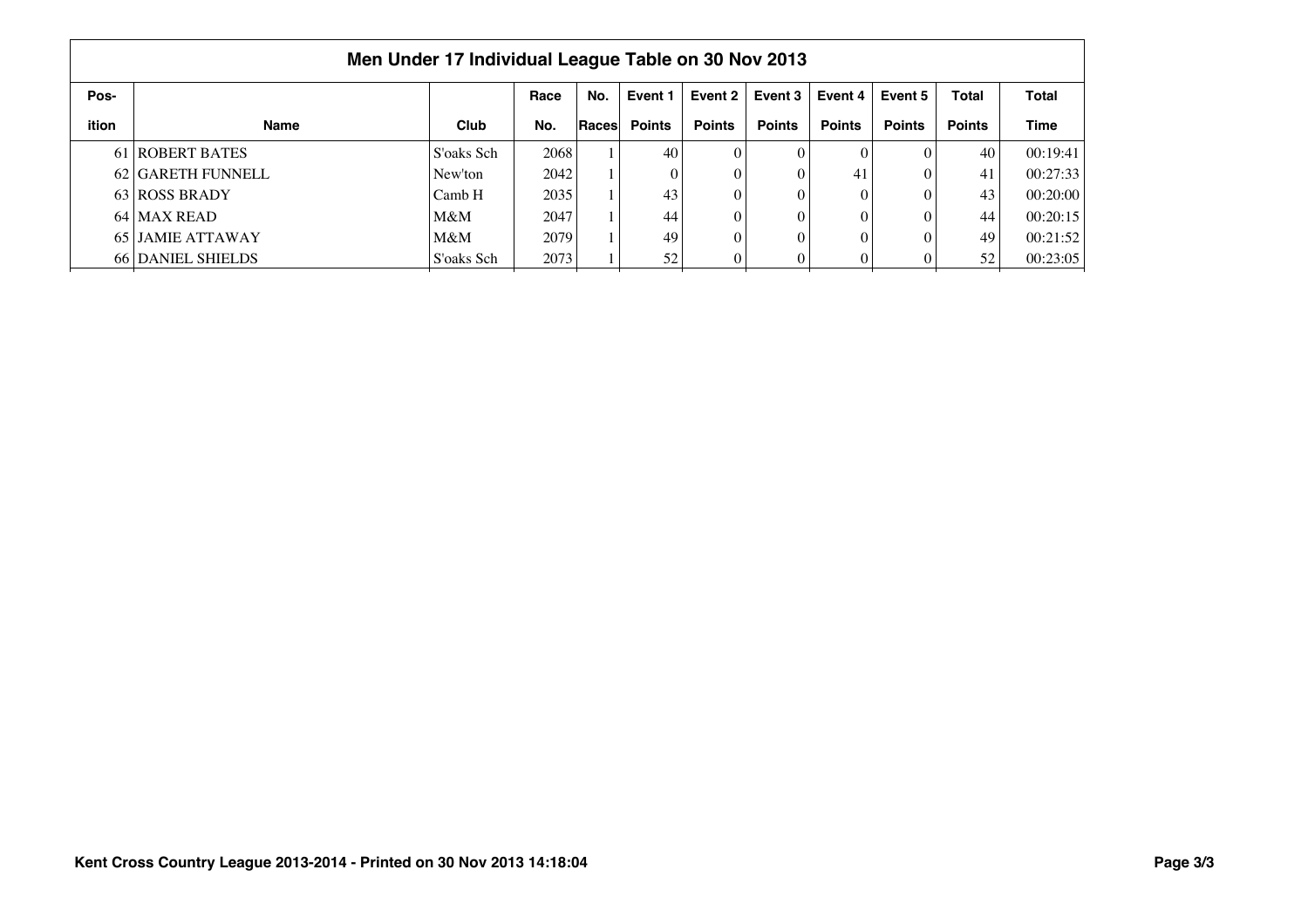## Men Under 17 Individual League Table on 30 Nov 2013

| Position | Name | Club | Race No. | No. Races | Event 1 Points | Event 2 Points | Event 3 Points | Event 4 Points | Event 5 Points | Total Points | Total Time |
|---|---|---|---|---|---|---|---|---|---|---|---|
| 61 | ROBERT BATES | S'oaks Sch | 2068 | 1 | 40 | 0 | 0 | 0 | 0 | 40 | 00:19:41 |
| 62 | GARETH FUNNELL | New'ton | 2042 | 1 | 0 | 0 | 0 | 41 | 0 | 41 | 00:27:33 |
| 63 | ROSS BRADY | Camb H | 2035 | 1 | 43 | 0 | 0 | 0 | 0 | 43 | 00:20:00 |
| 64 | MAX READ | M&M | 2047 | 1 | 44 | 0 | 0 | 0 | 0 | 44 | 00:20:15 |
| 65 | JAMIE ATTAWAY | M&M | 2079 | 1 | 49 | 0 | 0 | 0 | 0 | 49 | 00:21:52 |
| 66 | DANIEL SHIELDS | S'oaks Sch | 2073 | 1 | 52 | 0 | 0 | 0 | 0 | 52 | 00:23:05 |

**Kent Cross Country League 2013-2014 - Printed on 30 Nov 2013 14:18:04**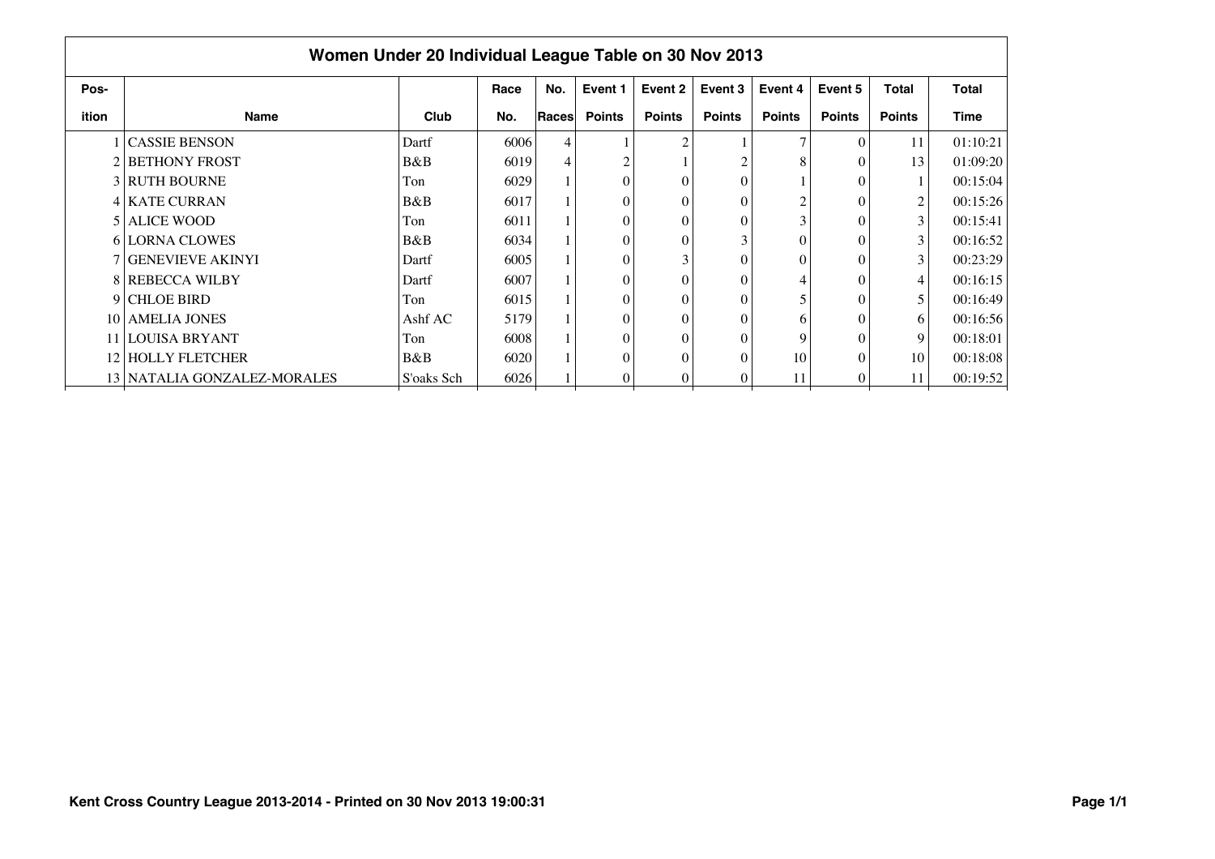## Women Under 20 Individual League Table on 30 Nov 2013

| Pos-ition | Name | Club | Race No. | No. Races | Event 1 Points | Event 2 Points | Event 3 Points | Event 4 Points | Event 5 Points | Total Points | Total Time |
|---|---|---|---|---|---|---|---|---|---|---|---|
| 1 | CASSIE BENSON | Dartf | 6006 | 4 | 1 | 2 | 1 | 7 | 0 | 11 | 01:10:21 |
| 2 | BETHONY FROST | B&B | 6019 | 4 | 2 | 1 | 2 | 8 | 0 | 13 | 01:09:20 |
| 3 | RUTH BOURNE | Ton | 6029 | 1 | 0 | 0 | 0 | 1 | 0 | 1 | 00:15:04 |
| 4 | KATE CURRAN | B&B | 6017 | 1 | 0 | 0 | 0 | 2 | 0 | 2 | 00:15:26 |
| 5 | ALICE WOOD | Ton | 6011 | 1 | 0 | 0 | 0 | 3 | 0 | 3 | 00:15:41 |
| 6 | LORNA CLOWES | B&B | 6034 | 1 | 0 | 0 | 3 | 0 | 0 | 3 | 00:16:52 |
| 7 | GENEVIEVE AKINYI | Dartf | 6005 | 1 | 0 | 3 | 0 | 0 | 0 | 3 | 00:23:29 |
| 8 | REBECCA WILBY | Dartf | 6007 | 1 | 0 | 0 | 0 | 4 | 0 | 4 | 00:16:15 |
| 9 | CHLOE BIRD | Ton | 6015 | 1 | 0 | 0 | 0 | 5 | 0 | 5 | 00:16:49 |
| 10 | AMELIA JONES | Ashf AC | 5179 | 1 | 0 | 0 | 0 | 6 | 0 | 6 | 00:16:56 |
| 11 | LOUISA BRYANT | Ton | 6008 | 1 | 0 | 0 | 0 | 9 | 0 | 9 | 00:18:01 |
| 12 | HOLLY FLETCHER | B&B | 6020 | 1 | 0 | 0 | 0 | 10 | 0 | 10 | 00:18:08 |
| 13 | NATALIA GONZALEZ-MORALES | S'oaks Sch | 6026 | 1 | 0 | 0 | 0 | 11 | 0 | 11 | 00:19:52 |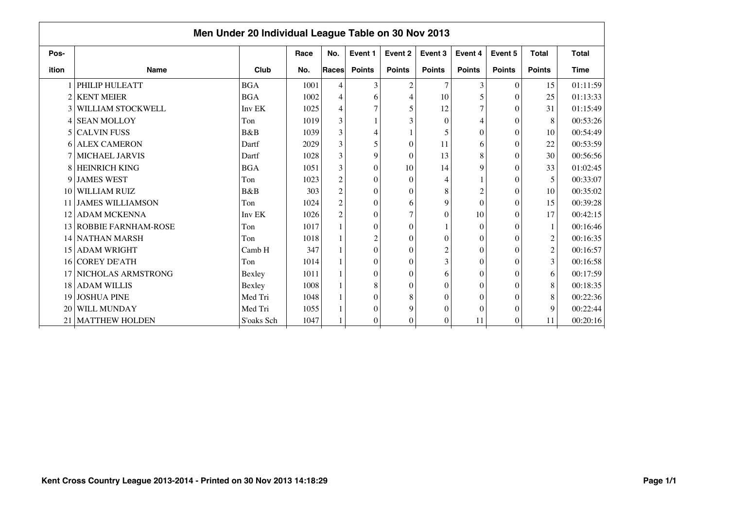## Men Under 20 Individual League Table on 30 Nov 2013

| Position | Name | Club | Race No. | No. Races | Event 1 Points | Event 2 Points | Event 3 Points | Event 4 Points | Event 5 Points | Total Points | Total Time |
|---|---|---|---|---|---|---|---|---|---|---|---|
| 1 | PHILIP HULEATT | BGA | 1001 | 4 | 3 | 2 | 7 | 3 | 0 | 15 | 01:11:59 |
| 2 | KENT MEIER | BGA | 1002 | 4 | 6 | 4 | 10 | 5 | 0 | 25 | 01:13:33 |
| 3 | WILLIAM STOCKWELL | Inv EK | 1025 | 4 | 7 | 5 | 12 | 7 | 0 | 31 | 01:15:49 |
| 4 | SEAN MOLLOY | Ton | 1019 | 3 | 1 | 3 | 0 | 4 | 0 | 8 | 00:53:26 |
| 5 | CALVIN FUSS | B&B | 1039 | 3 | 4 | 1 | 5 | 0 | 0 | 10 | 00:54:49 |
| 6 | ALEX CAMERON | Dartf | 2029 | 3 | 5 | 0 | 11 | 6 | 0 | 22 | 00:53:59 |
| 7 | MICHAEL JARVIS | Dartf | 1028 | 3 | 9 | 0 | 13 | 8 | 0 | 30 | 00:56:56 |
| 8 | HEINRICH KING | BGA | 1051 | 3 | 0 | 10 | 14 | 9 | 0 | 33 | 01:02:45 |
| 9 | JAMES WEST | Ton | 1023 | 2 | 0 | 0 | 4 | 1 | 0 | 5 | 00:33:07 |
| 10 | WILLIAM RUIZ | B&B | 303 | 2 | 0 | 0 | 8 | 2 | 0 | 10 | 00:35:02 |
| 11 | JAMES WILLIAMSON | Ton | 1024 | 2 | 0 | 6 | 9 | 0 | 0 | 15 | 00:39:28 |
| 12 | ADAM MCKENNA | Inv EK | 1026 | 2 | 0 | 7 | 0 | 10 | 0 | 17 | 00:42:15 |
| 13 | ROBBIE FARNHAM-ROSE | Ton | 1017 | 1 | 0 | 0 | 1 | 0 | 0 | 1 | 00:16:46 |
| 14 | NATHAN MARSH | Ton | 1018 | 1 | 2 | 0 | 0 | 0 | 0 | 2 | 00:16:35 |
| 15 | ADAM WRIGHT | Camb H | 347 | 1 | 0 | 0 | 2 | 0 | 0 | 2 | 00:16:57 |
| 16 | COREY DE'ATH | Ton | 1014 | 1 | 0 | 0 | 3 | 0 | 0 | 3 | 00:16:58 |
| 17 | NICHOLAS ARMSTRONG | Bexley | 1011 | 1 | 0 | 0 | 6 | 0 | 0 | 6 | 00:17:59 |
| 18 | ADAM WILLIS | Bexley | 1008 | 1 | 8 | 0 | 0 | 0 | 0 | 8 | 00:18:35 |
| 19 | JOSHUA PINE | Med Tri | 1048 | 1 | 0 | 8 | 0 | 0 | 0 | 8 | 00:22:36 |
| 20 | WILL MUNDAY | Med Tri | 1055 | 1 | 0 | 9 | 0 | 0 | 0 | 9 | 00:22:44 |
| 21 | MATTHEW HOLDEN | S'oaks Sch | 1047 | 1 | 0 | 0 | 0 | 11 | 0 | 11 | 00:20:16 |

Kent Cross Country League 2013-2014 - Printed on 30 Nov 2013 14:18:29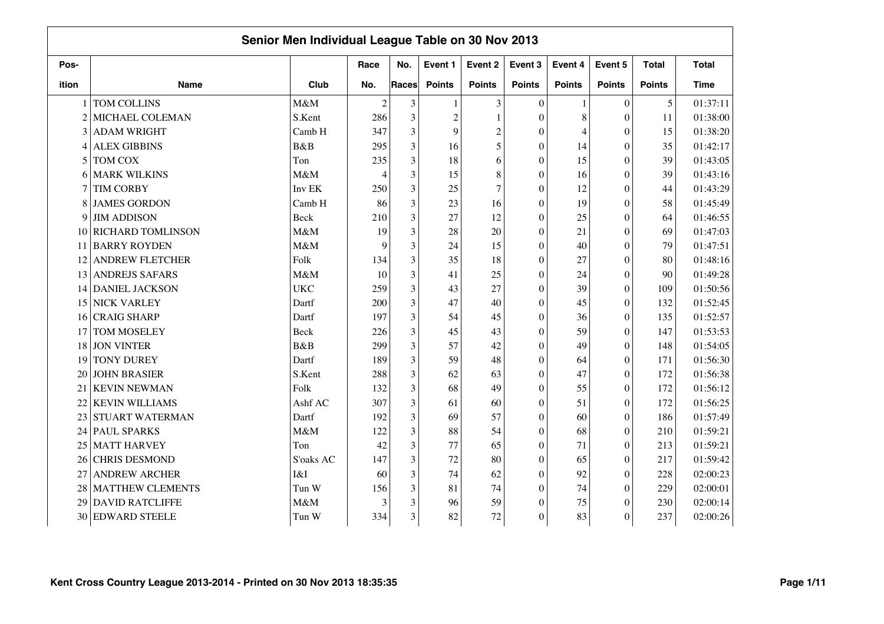## Senior Men Individual League Table on 30 Nov 2013

| Pos-ition | Name | Club | Race No. | No. Races | Event 1 Points | Event 2 Points | Event 3 Points | Event 4 Points | Event 5 Points | Total Points | Total Time |
|---|---|---|---|---|---|---|---|---|---|---|---|
| 1 | TOM COLLINS | M&M | 2 | 3 | 1 | 3 | 0 | 1 | 0 | 5 | 01:37:11 |
| 2 | MICHAEL COLEMAN | S.Kent | 286 | 3 | 2 | 1 | 0 | 8 | 0 | 11 | 01:38:00 |
| 3 | ADAM WRIGHT | Camb H | 347 | 3 | 9 | 2 | 0 | 4 | 0 | 15 | 01:38:20 |
| 4 | ALEX GIBBINS | B&B | 295 | 3 | 16 | 5 | 0 | 14 | 0 | 35 | 01:42:17 |
| 5 | TOM COX | Ton | 235 | 3 | 18 | 6 | 0 | 15 | 0 | 39 | 01:43:05 |
| 6 | MARK WILKINS | M&M | 4 | 3 | 15 | 8 | 0 | 16 | 0 | 39 | 01:43:16 |
| 7 | TIM CORBY | Inv EK | 250 | 3 | 25 | 7 | 0 | 12 | 0 | 44 | 01:43:29 |
| 8 | JAMES GORDON | Camb H | 86 | 3 | 23 | 16 | 0 | 19 | 0 | 58 | 01:45:49 |
| 9 | JIM ADDISON | Beck | 210 | 3 | 27 | 12 | 0 | 25 | 0 | 64 | 01:46:55 |
| 10 | RICHARD TOMLINSON | M&M | 19 | 3 | 28 | 20 | 0 | 21 | 0 | 69 | 01:47:03 |
| 11 | BARRY ROYDEN | M&M | 9 | 3 | 24 | 15 | 0 | 40 | 0 | 79 | 01:47:51 |
| 12 | ANDREW FLETCHER | Folk | 134 | 3 | 35 | 18 | 0 | 27 | 0 | 80 | 01:48:16 |
| 13 | ANDREJS SAFARS | M&M | 10 | 3 | 41 | 25 | 0 | 24 | 0 | 90 | 01:49:28 |
| 14 | DANIEL JACKSON | UKC | 259 | 3 | 43 | 27 | 0 | 39 | 0 | 109 | 01:50:56 |
| 15 | NICK VARLEY | Dartf | 200 | 3 | 47 | 40 | 0 | 45 | 0 | 132 | 01:52:45 |
| 16 | CRAIG SHARP | Dartf | 197 | 3 | 54 | 45 | 0 | 36 | 0 | 135 | 01:52:57 |
| 17 | TOM MOSELEY | Beck | 226 | 3 | 45 | 43 | 0 | 59 | 0 | 147 | 01:53:53 |
| 18 | JON VINTER | B&B | 299 | 3 | 57 | 42 | 0 | 49 | 0 | 148 | 01:54:05 |
| 19 | TONY DUREY | Dartf | 189 | 3 | 59 | 48 | 0 | 64 | 0 | 171 | 01:56:30 |
| 20 | JOHN BRASIER | S.Kent | 288 | 3 | 62 | 63 | 0 | 47 | 0 | 172 | 01:56:38 |
| 21 | KEVIN NEWMAN | Folk | 132 | 3 | 68 | 49 | 0 | 55 | 0 | 172 | 01:56:12 |
| 22 | KEVIN WILLIAMS | Ashf AC | 307 | 3 | 61 | 60 | 0 | 51 | 0 | 172 | 01:56:25 |
| 23 | STUART WATERMAN | Dartf | 192 | 3 | 69 | 57 | 0 | 60 | 0 | 186 | 01:57:49 |
| 24 | PAUL SPARKS | M&M | 122 | 3 | 88 | 54 | 0 | 68 | 0 | 210 | 01:59:21 |
| 25 | MATT HARVEY | Ton | 42 | 3 | 77 | 65 | 0 | 71 | 0 | 213 | 01:59:21 |
| 26 | CHRIS DESMOND | S'oaks AC | 147 | 3 | 72 | 80 | 0 | 65 | 0 | 217 | 01:59:42 |
| 27 | ANDREW ARCHER | I&I | 60 | 3 | 74 | 62 | 0 | 92 | 0 | 228 | 02:00:23 |
| 28 | MATTHEW CLEMENTS | Tun W | 156 | 3 | 81 | 74 | 0 | 74 | 0 | 229 | 02:00:01 |
| 29 | DAVID RATCLIFFE | M&M | 3 | 3 | 96 | 59 | 0 | 75 | 0 | 230 | 02:00:14 |
| 30 | EDWARD STEELE | Tun W | 334 | 3 | 82 | 72 | 0 | 83 | 0 | 237 | 02:00:26 |

Kent Cross Country League 2013-2014 - Printed on 30 Nov 2013 18:35:35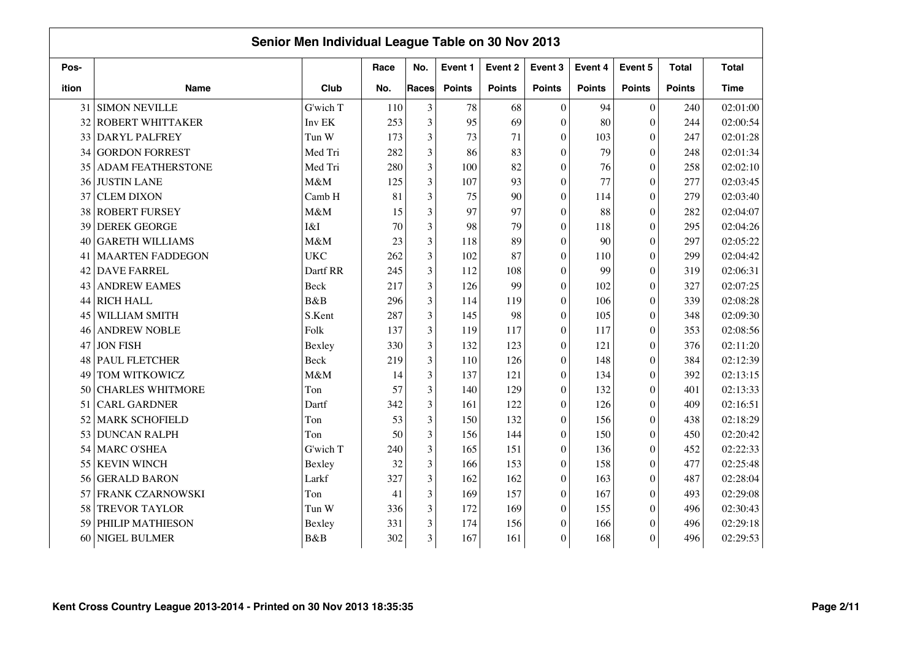## Senior Men Individual League Table on 30 Nov 2013

| Position | Name | Club | Race No. | No. Races | Event 1 Points | Event 2 Points | Event 3 Points | Event 4 Points | Event 5 Points | Total Points | Total Time |
|---|---|---|---|---|---|---|---|---|---|---|---|
| 31 | SIMON NEVILLE | G'wich T | 110 | 3 | 78 | 68 | 0 | 94 | 0 | 240 | 02:01:00 |
| 32 | ROBERT WHITTAKER | Inv EK | 253 | 3 | 95 | 69 | 0 | 80 | 0 | 244 | 02:00:54 |
| 33 | DARYL PALFREY | Tun W | 173 | 3 | 73 | 71 | 0 | 103 | 0 | 247 | 02:01:28 |
| 34 | GORDON FORREST | Med Tri | 282 | 3 | 86 | 83 | 0 | 79 | 0 | 248 | 02:01:34 |
| 35 | ADAM FEATHERSTONE | Med Tri | 280 | 3 | 100 | 82 | 0 | 76 | 0 | 258 | 02:02:10 |
| 36 | JUSTIN LANE | M&M | 125 | 3 | 107 | 93 | 0 | 77 | 0 | 277 | 02:03:45 |
| 37 | CLEM DIXON | Camb H | 81 | 3 | 75 | 90 | 0 | 114 | 0 | 279 | 02:03:40 |
| 38 | ROBERT FURSEY | M&M | 15 | 3 | 97 | 97 | 0 | 88 | 0 | 282 | 02:04:07 |
| 39 | DEREK GEORGE | I&I | 70 | 3 | 98 | 79 | 0 | 118 | 0 | 295 | 02:04:26 |
| 40 | GARETH WILLIAMS | M&M | 23 | 3 | 118 | 89 | 0 | 90 | 0 | 297 | 02:05:22 |
| 41 | MAARTEN FADDEGON | UKC | 262 | 3 | 102 | 87 | 0 | 110 | 0 | 299 | 02:04:42 |
| 42 | DAVE FARREL | Dartf RR | 245 | 3 | 112 | 108 | 0 | 99 | 0 | 319 | 02:06:31 |
| 43 | ANDREW EAMES | Beck | 217 | 3 | 126 | 99 | 0 | 102 | 0 | 327 | 02:07:25 |
| 44 | RICH HALL | B&B | 296 | 3 | 114 | 119 | 0 | 106 | 0 | 339 | 02:08:28 |
| 45 | WILLIAM SMITH | S.Kent | 287 | 3 | 145 | 98 | 0 | 105 | 0 | 348 | 02:09:30 |
| 46 | ANDREW NOBLE | Folk | 137 | 3 | 119 | 117 | 0 | 117 | 0 | 353 | 02:08:56 |
| 47 | JON FISH | Bexley | 330 | 3 | 132 | 123 | 0 | 121 | 0 | 376 | 02:11:20 |
| 48 | PAUL FLETCHER | Beck | 219 | 3 | 110 | 126 | 0 | 148 | 0 | 384 | 02:12:39 |
| 49 | TOM WITKOWICZ | M&M | 14 | 3 | 137 | 121 | 0 | 134 | 0 | 392 | 02:13:15 |
| 50 | CHARLES WHITMORE | Ton | 57 | 3 | 140 | 129 | 0 | 132 | 0 | 401 | 02:13:33 |
| 51 | CARL GARDNER | Dartf | 342 | 3 | 161 | 122 | 0 | 126 | 0 | 409 | 02:16:51 |
| 52 | MARK SCHOFIELD | Ton | 53 | 3 | 150 | 132 | 0 | 156 | 0 | 438 | 02:18:29 |
| 53 | DUNCAN RALPH | Ton | 50 | 3 | 156 | 144 | 0 | 150 | 0 | 450 | 02:20:42 |
| 54 | MARC O'SHEA | G'wich T | 240 | 3 | 165 | 151 | 0 | 136 | 0 | 452 | 02:22:33 |
| 55 | KEVIN WINCH | Bexley | 32 | 3 | 166 | 153 | 0 | 158 | 0 | 477 | 02:25:48 |
| 56 | GERALD BARON | Larkf | 327 | 3 | 162 | 162 | 0 | 163 | 0 | 487 | 02:28:04 |
| 57 | FRANK CZARNOWSKI | Ton | 41 | 3 | 169 | 157 | 0 | 167 | 0 | 493 | 02:29:08 |
| 58 | TREVOR TAYLOR | Tun W | 336 | 3 | 172 | 169 | 0 | 155 | 0 | 496 | 02:30:43 |
| 59 | PHILIP MATHIESON | Bexley | 331 | 3 | 174 | 156 | 0 | 166 | 0 | 496 | 02:29:18 |
| 60 | NIGEL BULMER | B&B | 302 | 3 | 167 | 161 | 0 | 168 | 0 | 496 | 02:29:53 |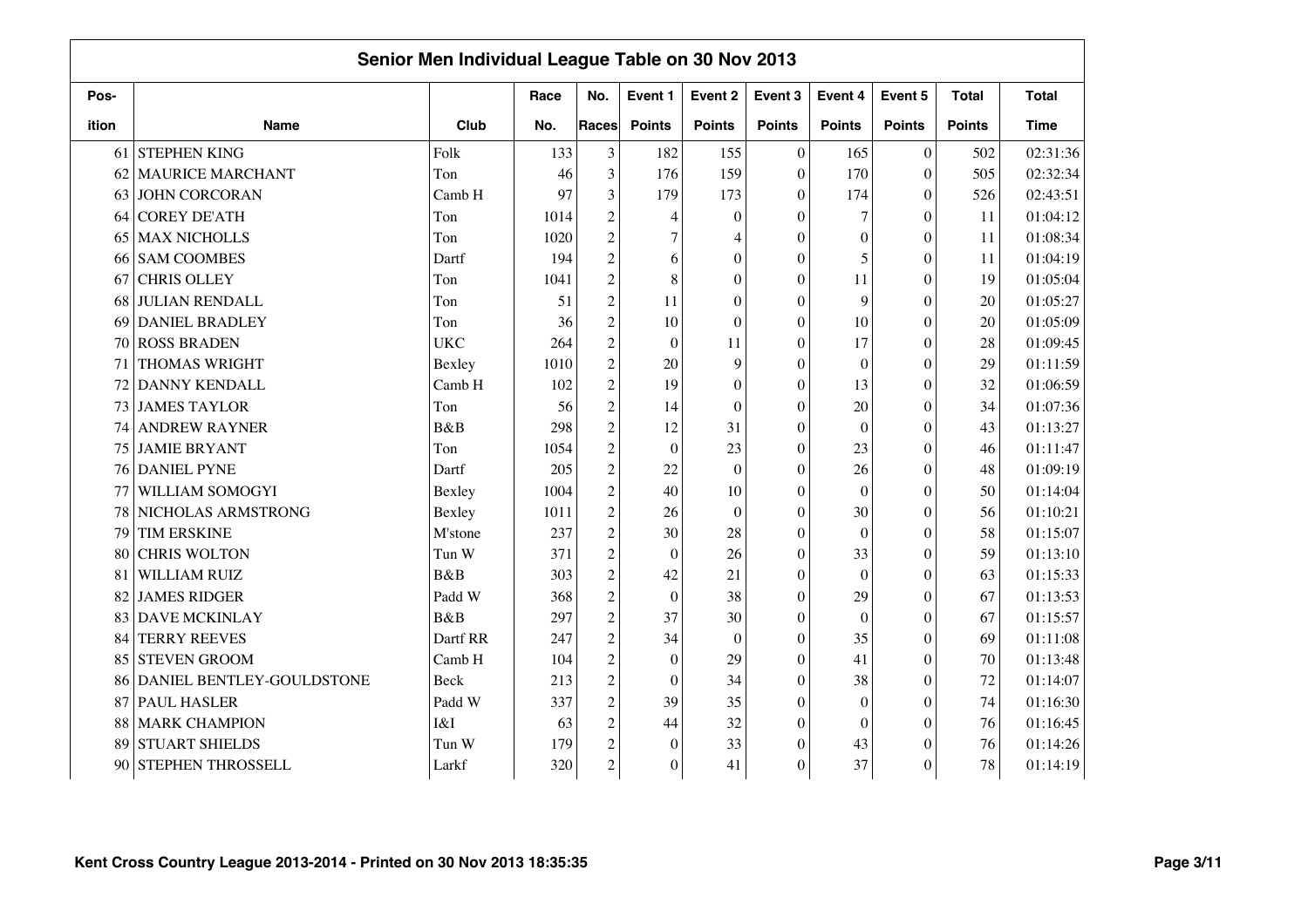## Senior Men Individual League Table on 30 Nov 2013

| Pos-ition | Name | Club | Race No. | No. Races | Event 1 Points | Event 2 Points | Event 3 Points | Event 4 Points | Event 5 Points | Total Points | Total Time |
|---|---|---|---|---|---|---|---|---|---|---|---|
| 61 | STEPHEN KING | Folk | 133 | 3 | 182 | 155 | 0 | 165 | 0 | 502 | 02:31:36 |
| 62 | MAURICE MARCHANT | Ton | 46 | 3 | 176 | 159 | 0 | 170 | 0 | 505 | 02:32:34 |
| 63 | JOHN CORCORAN | Camb H | 97 | 3 | 179 | 173 | 0 | 174 | 0 | 526 | 02:43:51 |
| 64 | COREY DE'ATH | Ton | 1014 | 2 | 4 | 0 | 0 | 7 | 0 | 11 | 01:04:12 |
| 65 | MAX NICHOLLS | Ton | 1020 | 2 | 7 | 4 | 0 | 0 | 0 | 11 | 01:08:34 |
| 66 | SAM COOMBES | Dartf | 194 | 2 | 6 | 0 | 0 | 5 | 0 | 11 | 01:04:19 |
| 67 | CHRIS OLLEY | Ton | 1041 | 2 | 8 | 0 | 0 | 11 | 0 | 19 | 01:05:04 |
| 68 | JULIAN RENDALL | Ton | 51 | 2 | 11 | 0 | 0 | 9 | 0 | 20 | 01:05:27 |
| 69 | DANIEL BRADLEY | Ton | 36 | 2 | 10 | 0 | 0 | 10 | 0 | 20 | 01:05:09 |
| 70 | ROSS BRADEN | UKC | 264 | 2 | 0 | 11 | 0 | 17 | 0 | 28 | 01:09:45 |
| 71 | THOMAS WRIGHT | Bexley | 1010 | 2 | 20 | 9 | 0 | 0 | 0 | 29 | 01:11:59 |
| 72 | DANNY KENDALL | Camb H | 102 | 2 | 19 | 0 | 0 | 13 | 0 | 32 | 01:06:59 |
| 73 | JAMES TAYLOR | Ton | 56 | 2 | 14 | 0 | 0 | 20 | 0 | 34 | 01:07:36 |
| 74 | ANDREW RAYNER | B&B | 298 | 2 | 12 | 31 | 0 | 0 | 0 | 43 | 01:13:27 |
| 75 | JAMIE BRYANT | Ton | 1054 | 2 | 0 | 23 | 0 | 23 | 0 | 46 | 01:11:47 |
| 76 | DANIEL PYNE | Dartf | 205 | 2 | 22 | 0 | 0 | 26 | 0 | 48 | 01:09:19 |
| 77 | WILLIAM SOMOGYI | Bexley | 1004 | 2 | 40 | 10 | 0 | 0 | 0 | 50 | 01:14:04 |
| 78 | NICHOLAS ARMSTRONG | Bexley | 1011 | 2 | 26 | 0 | 0 | 30 | 0 | 56 | 01:10:21 |
| 79 | TIM ERSKINE | M'stone | 237 | 2 | 30 | 28 | 0 | 0 | 0 | 58 | 01:15:07 |
| 80 | CHRIS WOLTON | Tun W | 371 | 2 | 0 | 26 | 0 | 33 | 0 | 59 | 01:13:10 |
| 81 | WILLIAM RUIZ | B&B | 303 | 2 | 42 | 21 | 0 | 0 | 0 | 63 | 01:15:33 |
| 82 | JAMES RIDGER | Padd W | 368 | 2 | 0 | 38 | 0 | 29 | 0 | 67 | 01:13:53 |
| 83 | DAVE MCKINLAY | B&B | 297 | 2 | 37 | 30 | 0 | 0 | 0 | 67 | 01:15:57 |
| 84 | TERRY REEVES | Dartf RR | 247 | 2 | 34 | 0 | 0 | 35 | 0 | 69 | 01:11:08 |
| 85 | STEVEN GROOM | Camb H | 104 | 2 | 0 | 29 | 0 | 41 | 0 | 70 | 01:13:48 |
| 86 | DANIEL BENTLEY-GOULDSTONE | Beck | 213 | 2 | 0 | 34 | 0 | 38 | 0 | 72 | 01:14:07 |
| 87 | PAUL HASLER | Padd W | 337 | 2 | 39 | 35 | 0 | 0 | 0 | 74 | 01:16:30 |
| 88 | MARK CHAMPION | I&I | 63 | 2 | 44 | 32 | 0 | 0 | 0 | 76 | 01:16:45 |
| 89 | STUART SHIELDS | Tun W | 179 | 2 | 0 | 33 | 0 | 43 | 0 | 76 | 01:14:26 |
| 90 | STEPHEN THROSSELL | Larkf | 320 | 2 | 0 | 41 | 0 | 37 | 0 | 78 | 01:14:19 |

Kent Cross Country League 2013-2014 - Printed on 30 Nov 2013 18:35:35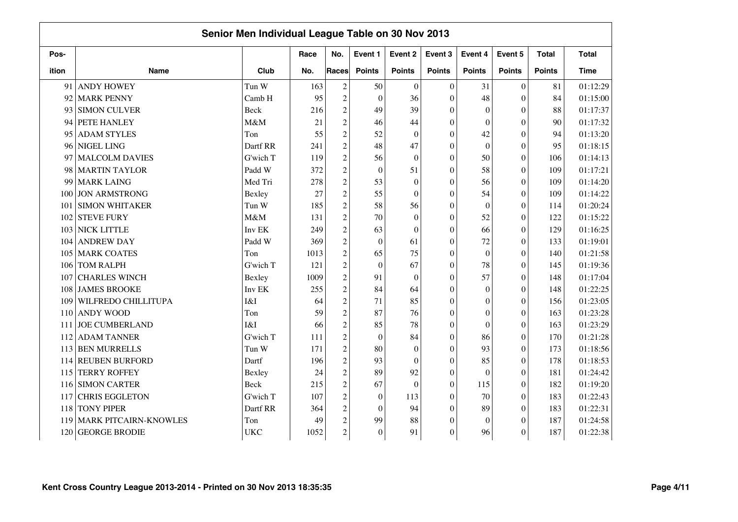## Senior Men Individual League Table on 30 Nov 2013

| Pos-<br>ition | Name | Club | Race<br>No. | No.<br>Races | Event 1<br>Points | Event 2<br>Points | Event 3<br>Points | Event 4<br>Points | Event 5<br>Points | Total<br>Points | Total<br>Time |
|---|---|---|---|---|---|---|---|---|---|---|---|
| 91 | ANDY HOWEY | Tun W | 163 | 2 | 50 | 0 | 0 | 31 | 0 | 81 | 01:12:29 |
| 92 | MARK PENNY | Camb H | 95 | 2 | 0 | 36 | 0 | 48 | 0 | 84 | 01:15:00 |
| 93 | SIMON CULVER | Beck | 216 | 2 | 49 | 39 | 0 | 0 | 0 | 88 | 01:17:37 |
| 94 | PETE HANLEY | M&M | 21 | 2 | 46 | 44 | 0 | 0 | 0 | 90 | 01:17:32 |
| 95 | ADAM STYLES | Ton | 55 | 2 | 52 | 0 | 0 | 42 | 0 | 94 | 01:13:20 |
| 96 | NIGEL LING | Dartf RR | 241 | 2 | 48 | 47 | 0 | 0 | 0 | 95 | 01:18:15 |
| 97 | MALCOLM DAVIES | G'wich T | 119 | 2 | 56 | 0 | 0 | 50 | 0 | 106 | 01:14:13 |
| 98 | MARTIN TAYLOR | Padd W | 372 | 2 | 0 | 51 | 0 | 58 | 0 | 109 | 01:17:21 |
| 99 | MARK LAING | Med Tri | 278 | 2 | 53 | 0 | 0 | 56 | 0 | 109 | 01:14:20 |
| 100 | JON ARMSTRONG | Bexley | 27 | 2 | 55 | 0 | 0 | 54 | 0 | 109 | 01:14:22 |
| 101 | SIMON WHITAKER | Tun W | 185 | 2 | 58 | 56 | 0 | 0 | 0 | 114 | 01:20:24 |
| 102 | STEVE FURY | M&M | 131 | 2 | 70 | 0 | 0 | 52 | 0 | 122 | 01:15:22 |
| 103 | NICK LITTLE | Inv EK | 249 | 2 | 63 | 0 | 0 | 66 | 0 | 129 | 01:16:25 |
| 104 | ANDREW DAY | Padd W | 369 | 2 | 0 | 61 | 0 | 72 | 0 | 133 | 01:19:01 |
| 105 | MARK COATES | Ton | 1013 | 2 | 65 | 75 | 0 | 0 | 0 | 140 | 01:21:58 |
| 106 | TOM RALPH | G'wich T | 121 | 2 | 0 | 67 | 0 | 78 | 0 | 145 | 01:19:36 |
| 107 | CHARLES WINCH | Bexley | 1009 | 2 | 91 | 0 | 0 | 57 | 0 | 148 | 01:17:04 |
| 108 | JAMES BROOKE | Inv EK | 255 | 2 | 84 | 64 | 0 | 0 | 0 | 148 | 01:22:25 |
| 109 | WILFREDO CHILLITUPA | I&I | 64 | 2 | 71 | 85 | 0 | 0 | 0 | 156 | 01:23:05 |
| 110 | ANDY WOOD | Ton | 59 | 2 | 87 | 76 | 0 | 0 | 0 | 163 | 01:23:28 |
| 111 | JOE CUMBERLAND | I&I | 66 | 2 | 85 | 78 | 0 | 0 | 0 | 163 | 01:23:29 |
| 112 | ADAM TANNER | G'wich T | 111 | 2 | 0 | 84 | 0 | 86 | 0 | 170 | 01:21:28 |
| 113 | BEN MURRELLS | Tun W | 171 | 2 | 80 | 0 | 0 | 93 | 0 | 173 | 01:18:56 |
| 114 | REUBEN BURFORD | Dartf | 196 | 2 | 93 | 0 | 0 | 85 | 0 | 178 | 01:18:53 |
| 115 | TERRY ROFFEY | Bexley | 24 | 2 | 89 | 92 | 0 | 0 | 0 | 181 | 01:24:42 |
| 116 | SIMON CARTER | Beck | 215 | 2 | 67 | 0 | 0 | 115 | 0 | 182 | 01:19:20 |
| 117 | CHRIS EGGLETON | G'wich T | 107 | 2 | 0 | 113 | 0 | 70 | 0 | 183 | 01:22:43 |
| 118 | TONY PIPER | Dartf RR | 364 | 2 | 0 | 94 | 0 | 89 | 0 | 183 | 01:22:31 |
| 119 | MARK PITCAIRN-KNOWLES | Ton | 49 | 2 | 99 | 88 | 0 | 0 | 0 | 187 | 01:24:58 |
| 120 | GEORGE BRODIE | UKC | 1052 | 2 | 0 | 91 | 0 | 96 | 0 | 187 | 01:22:38 |

Kent Cross Country League 2013-2014 - Printed on 30 Nov 2013 18:35:35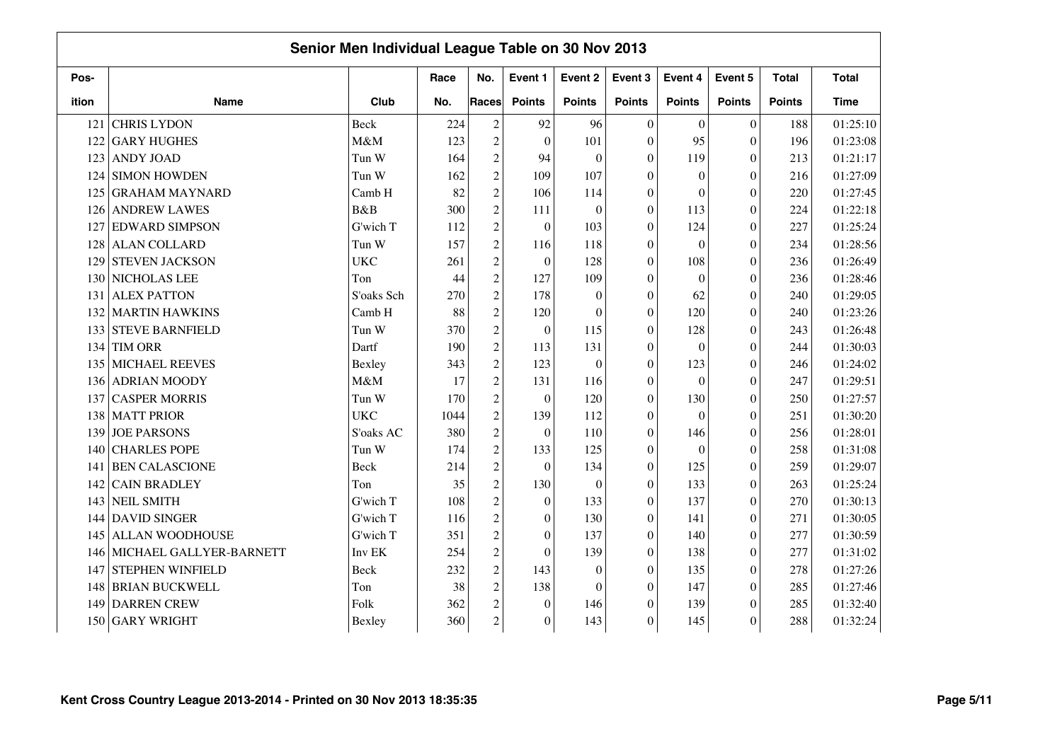## Senior Men Individual League Table on 30 Nov 2013

| Position | Name | Club | Race No. | No. Races | Event 1 Points | Event 2 Points | Event 3 Points | Event 4 Points | Event 5 Points | Total Points | Total Time |
|---|---|---|---|---|---|---|---|---|---|---|---|
| 121 | CHRIS LYDON | Beck | 224 | 2 | 92 | 96 | 0 | 0 | 0 | 188 | 01:25:10 |
| 122 | GARY HUGHES | M&M | 123 | 2 | 0 | 101 | 0 | 95 | 0 | 196 | 01:23:08 |
| 123 | ANDY JOAD | Tun W | 164 | 2 | 94 | 0 | 0 | 119 | 0 | 213 | 01:21:17 |
| 124 | SIMON HOWDEN | Tun W | 162 | 2 | 109 | 107 | 0 | 0 | 0 | 216 | 01:27:09 |
| 125 | GRAHAM MAYNARD | Camb H | 82 | 2 | 106 | 114 | 0 | 0 | 0 | 220 | 01:27:45 |
| 126 | ANDREW LAWES | B&B | 300 | 2 | 111 | 0 | 0 | 113 | 0 | 224 | 01:22:18 |
| 127 | EDWARD SIMPSON | G'wich T | 112 | 2 | 0 | 103 | 0 | 124 | 0 | 227 | 01:25:24 |
| 128 | ALAN COLLARD | Tun W | 157 | 2 | 116 | 118 | 0 | 0 | 0 | 234 | 01:28:56 |
| 129 | STEVEN JACKSON | UKC | 261 | 2 | 0 | 128 | 0 | 108 | 0 | 236 | 01:26:49 |
| 130 | NICHOLAS LEE | Ton | 44 | 2 | 127 | 109 | 0 | 0 | 0 | 236 | 01:28:46 |
| 131 | ALEX PATTON | S'oaks Sch | 270 | 2 | 178 | 0 | 0 | 62 | 0 | 240 | 01:29:05 |
| 132 | MARTIN HAWKINS | Camb H | 88 | 2 | 120 | 0 | 0 | 120 | 0 | 240 | 01:23:26 |
| 133 | STEVE BARNFIELD | Tun W | 370 | 2 | 0 | 115 | 0 | 128 | 0 | 243 | 01:26:48 |
| 134 | TIM ORR | Dartf | 190 | 2 | 113 | 131 | 0 | 0 | 0 | 244 | 01:30:03 |
| 135 | MICHAEL REEVES | Bexley | 343 | 2 | 123 | 0 | 0 | 123 | 0 | 246 | 01:24:02 |
| 136 | ADRIAN MOODY | M&M | 17 | 2 | 131 | 116 | 0 | 0 | 0 | 247 | 01:29:51 |
| 137 | CASPER MORRIS | Tun W | 170 | 2 | 0 | 120 | 0 | 130 | 0 | 250 | 01:27:57 |
| 138 | MATT PRIOR | UKC | 1044 | 2 | 139 | 112 | 0 | 0 | 0 | 251 | 01:30:20 |
| 139 | JOE PARSONS | S'oaks AC | 380 | 2 | 0 | 110 | 0 | 146 | 0 | 256 | 01:28:01 |
| 140 | CHARLES POPE | Tun W | 174 | 2 | 133 | 125 | 0 | 0 | 0 | 258 | 01:31:08 |
| 141 | BEN CALASCIONE | Beck | 214 | 2 | 0 | 134 | 0 | 125 | 0 | 259 | 01:29:07 |
| 142 | CAIN BRADLEY | Ton | 35 | 2 | 130 | 0 | 0 | 133 | 0 | 263 | 01:25:24 |
| 143 | NEIL SMITH | G'wich T | 108 | 2 | 0 | 133 | 0 | 137 | 0 | 270 | 01:30:13 |
| 144 | DAVID SINGER | G'wich T | 116 | 2 | 0 | 130 | 0 | 141 | 0 | 271 | 01:30:05 |
| 145 | ALLAN WOODHOUSE | G'wich T | 351 | 2 | 0 | 137 | 0 | 140 | 0 | 277 | 01:30:59 |
| 146 | MICHAEL GALLYER-BARNETT | Inv EK | 254 | 2 | 0 | 139 | 0 | 138 | 0 | 277 | 01:31:02 |
| 147 | STEPHEN WINFIELD | Beck | 232 | 2 | 143 | 0 | 0 | 135 | 0 | 278 | 01:27:26 |
| 148 | BRIAN BUCKWELL | Ton | 38 | 2 | 138 | 0 | 0 | 147 | 0 | 285 | 01:27:46 |
| 149 | DARREN CREW | Folk | 362 | 2 | 0 | 146 | 0 | 139 | 0 | 285 | 01:32:40 |
| 150 | GARY WRIGHT | Bexley | 360 | 2 | 0 | 143 | 0 | 145 | 0 | 288 | 01:32:24 |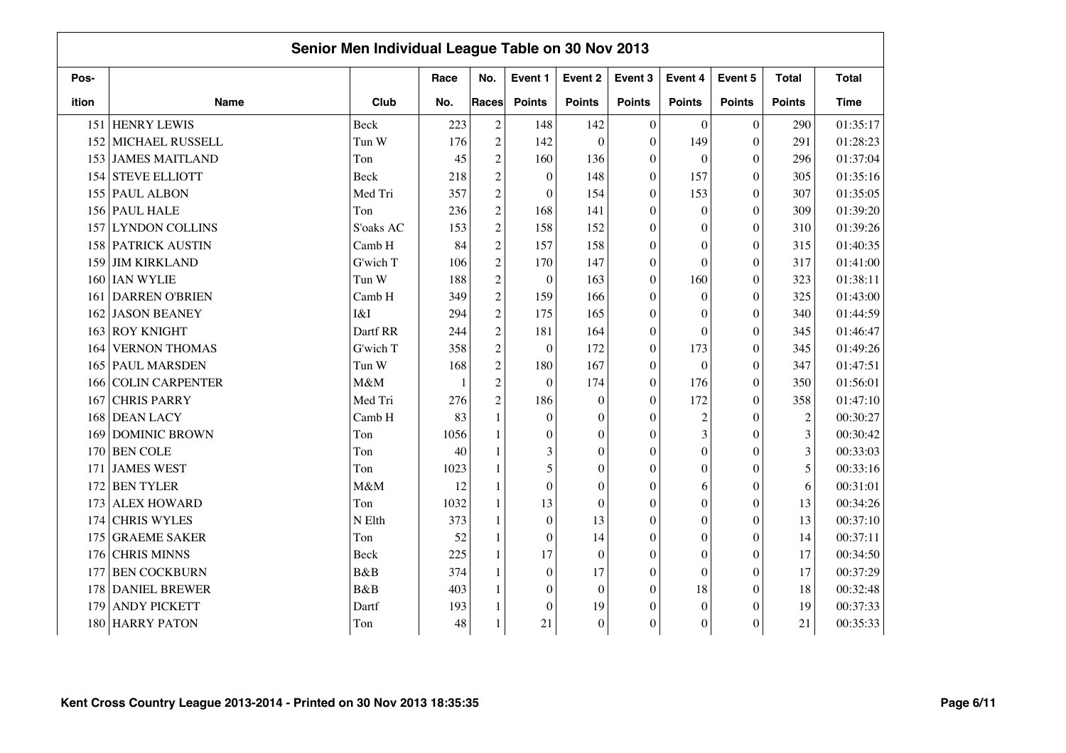# Senior Men Individual League Table on 30 Nov 2013

| Pos- ition | Name | Club | Race No. | No. Races | Event 1 Points | Event 2 Points | Event 3 Points | Event 4 Points | Event 5 Points | Total Points | Total Time |
|---|---|---|---|---|---|---|---|---|---|---|---|
| 151 | HENRY LEWIS | Beck | 223 | 2 | 148 | 142 | 0 | 0 | 0 | 290 | 01:35:17 |
| 152 | MICHAEL RUSSELL | Tun W | 176 | 2 | 142 | 0 | 0 | 149 | 0 | 291 | 01:28:23 |
| 153 | JAMES MAITLAND | Ton | 45 | 2 | 160 | 136 | 0 | 0 | 0 | 296 | 01:37:04 |
| 154 | STEVE ELLIOTT | Beck | 218 | 2 | 0 | 148 | 0 | 157 | 0 | 305 | 01:35:16 |
| 155 | PAUL ALBON | Med Tri | 357 | 2 | 0 | 154 | 0 | 153 | 0 | 307 | 01:35:05 |
| 156 | PAUL HALE | Ton | 236 | 2 | 168 | 141 | 0 | 0 | 0 | 309 | 01:39:20 |
| 157 | LYNDON COLLINS | S'oaks AC | 153 | 2 | 158 | 152 | 0 | 0 | 0 | 310 | 01:39:26 |
| 158 | PATRICK AUSTIN | Camb H | 84 | 2 | 157 | 158 | 0 | 0 | 0 | 315 | 01:40:35 |
| 159 | JIM KIRKLAND | G'wich T | 106 | 2 | 170 | 147 | 0 | 0 | 0 | 317 | 01:41:00 |
| 160 | IAN WYLIE | Tun W | 188 | 2 | 0 | 163 | 0 | 160 | 0 | 323 | 01:38:11 |
| 161 | DARREN O'BRIEN | Camb H | 349 | 2 | 159 | 166 | 0 | 0 | 0 | 325 | 01:43:00 |
| 162 | JASON BEANEY | I&I | 294 | 2 | 175 | 165 | 0 | 0 | 0 | 340 | 01:44:59 |
| 163 | ROY KNIGHT | Dartf RR | 244 | 2 | 181 | 164 | 0 | 0 | 0 | 345 | 01:46:47 |
| 164 | VERNON THOMAS | G'wich T | 358 | 2 | 0 | 172 | 0 | 173 | 0 | 345 | 01:49:26 |
| 165 | PAUL MARSDEN | Tun W | 168 | 2 | 180 | 167 | 0 | 0 | 0 | 347 | 01:47:51 |
| 166 | COLIN CARPENTER | M&M | 1 | 2 | 0 | 174 | 0 | 176 | 0 | 350 | 01:56:01 |
| 167 | CHRIS PARRY | Med Tri | 276 | 2 | 186 | 0 | 0 | 172 | 0 | 358 | 01:47:10 |
| 168 | DEAN LACY | Camb H | 83 | 1 | 0 | 0 | 0 | 2 | 0 | 2 | 00:30:27 |
| 169 | DOMINIC BROWN | Ton | 1056 | 1 | 0 | 0 | 0 | 3 | 0 | 3 | 00:30:42 |
| 170 | BEN COLE | Ton | 40 | 1 | 3 | 0 | 0 | 0 | 0 | 3 | 00:33:03 |
| 171 | JAMES WEST | Ton | 1023 | 1 | 5 | 0 | 0 | 0 | 0 | 5 | 00:33:16 |
| 172 | BEN TYLER | M&M | 12 | 1 | 0 | 0 | 0 | 6 | 0 | 6 | 00:31:01 |
| 173 | ALEX HOWARD | Ton | 1032 | 1 | 13 | 0 | 0 | 0 | 0 | 13 | 00:34:26 |
| 174 | CHRIS WYLES | N Elth | 373 | 1 | 0 | 13 | 0 | 0 | 0 | 13 | 00:37:10 |
| 175 | GRAEME SAKER | Ton | 52 | 1 | 0 | 14 | 0 | 0 | 0 | 14 | 00:37:11 |
| 176 | CHRIS MINNS | Beck | 225 | 1 | 17 | 0 | 0 | 0 | 0 | 17 | 00:34:50 |
| 177 | BEN COCKBURN | B&B | 374 | 1 | 0 | 17 | 0 | 0 | 0 | 17 | 00:37:29 |
| 178 | DANIEL BREWER | B&B | 403 | 1 | 0 | 0 | 0 | 18 | 0 | 18 | 00:32:48 |
| 179 | ANDY PICKETT | Dartf | 193 | 1 | 0 | 19 | 0 | 0 | 0 | 19 | 00:37:33 |
| 180 | HARRY PATON | Ton | 48 | 1 | 21 | 0 | 0 | 0 | 0 | 21 | 00:35:33 |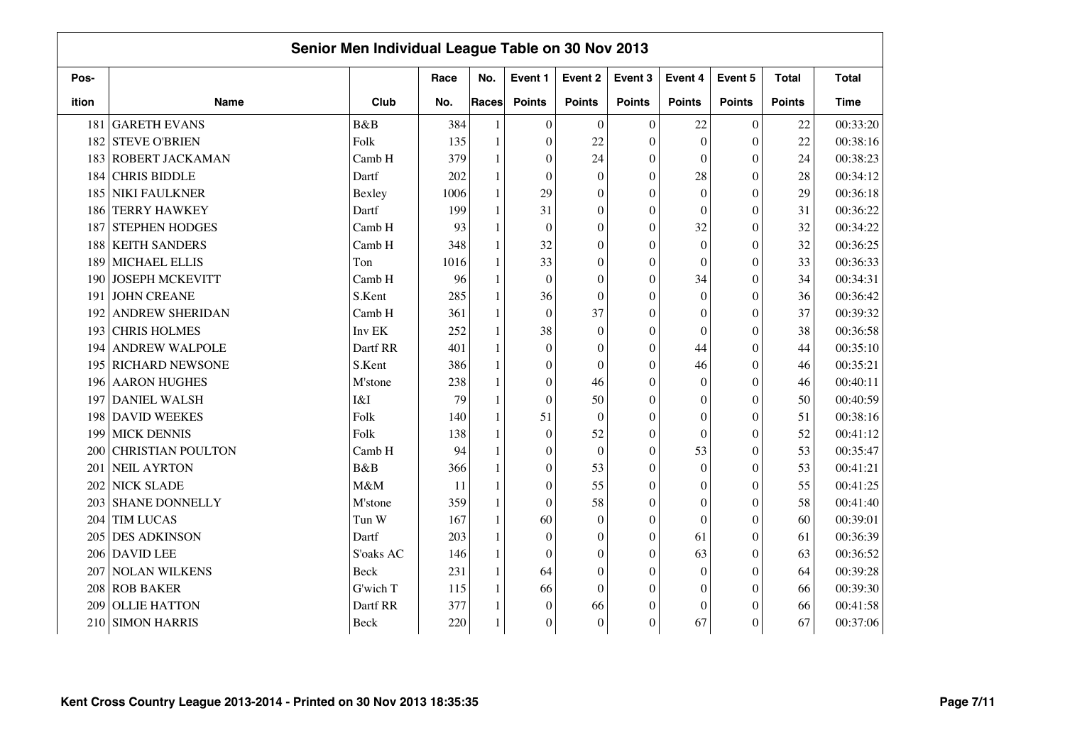## Senior Men Individual League Table on 30 Nov 2013

| Position | Name | Club | Race No. | No. Races | Event 1 Points | Event 2 Points | Event 3 Points | Event 4 Points | Event 5 Points | Total Points | Total Time |
|---|---|---|---|---|---|---|---|---|---|---|---|
| 181 | GARETH EVANS | B&B | 384 | 1 | 0 | 0 | 0 | 22 | 0 | 22 | 00:33:20 |
| 182 | STEVE O'BRIEN | Folk | 135 | 1 | 0 | 22 | 0 | 0 | 0 | 22 | 00:38:16 |
| 183 | ROBERT JACKAMAN | Camb H | 379 | 1 | 0 | 24 | 0 | 0 | 0 | 24 | 00:38:23 |
| 184 | CHRIS BIDDLE | Dartf | 202 | 1 | 0 | 0 | 0 | 28 | 0 | 28 | 00:34:12 |
| 185 | NIKI FAULKNER | Bexley | 1006 | 1 | 29 | 0 | 0 | 0 | 0 | 29 | 00:36:18 |
| 186 | TERRY HAWKEY | Dartf | 199 | 1 | 31 | 0 | 0 | 0 | 0 | 31 | 00:36:22 |
| 187 | STEPHEN HODGES | Camb H | 93 | 1 | 0 | 0 | 0 | 32 | 0 | 32 | 00:34:22 |
| 188 | KEITH SANDERS | Camb H | 348 | 1 | 32 | 0 | 0 | 0 | 0 | 32 | 00:36:25 |
| 189 | MICHAEL ELLIS | Ton | 1016 | 1 | 33 | 0 | 0 | 0 | 0 | 33 | 00:36:33 |
| 190 | JOSEPH MCKEVITT | Camb H | 96 | 1 | 0 | 0 | 0 | 34 | 0 | 34 | 00:34:31 |
| 191 | JOHN CREANE | S.Kent | 285 | 1 | 36 | 0 | 0 | 0 | 0 | 36 | 00:36:42 |
| 192 | ANDREW SHERIDAN | Camb H | 361 | 1 | 0 | 37 | 0 | 0 | 0 | 37 | 00:39:32 |
| 193 | CHRIS HOLMES | Inv EK | 252 | 1 | 38 | 0 | 0 | 0 | 0 | 38 | 00:36:58 |
| 194 | ANDREW WALPOLE | Dartf RR | 401 | 1 | 0 | 0 | 0 | 44 | 0 | 44 | 00:35:10 |
| 195 | RICHARD NEWSONE | S.Kent | 386 | 1 | 0 | 0 | 0 | 46 | 0 | 46 | 00:35:21 |
| 196 | AARON HUGHES | M'stone | 238 | 1 | 0 | 46 | 0 | 0 | 0 | 46 | 00:40:11 |
| 197 | DANIEL WALSH | I&I | 79 | 1 | 0 | 50 | 0 | 0 | 0 | 50 | 00:40:59 |
| 198 | DAVID WEEKES | Folk | 140 | 1 | 51 | 0 | 0 | 0 | 0 | 51 | 00:38:16 |
| 199 | MICK DENNIS | Folk | 138 | 1 | 0 | 52 | 0 | 0 | 0 | 52 | 00:41:12 |
| 200 | CHRISTIAN POULTON | Camb H | 94 | 1 | 0 | 0 | 0 | 53 | 0 | 53 | 00:35:47 |
| 201 | NEIL AYRTON | B&B | 366 | 1 | 0 | 53 | 0 | 0 | 0 | 53 | 00:41:21 |
| 202 | NICK SLADE | M&M | 11 | 1 | 0 | 55 | 0 | 0 | 0 | 55 | 00:41:25 |
| 203 | SHANE DONNELLY | M'stone | 359 | 1 | 0 | 58 | 0 | 0 | 0 | 58 | 00:41:40 |
| 204 | TIM LUCAS | Tun W | 167 | 1 | 60 | 0 | 0 | 0 | 0 | 60 | 00:39:01 |
| 205 | DES ADKINSON | Dartf | 203 | 1 | 0 | 0 | 0 | 61 | 0 | 61 | 00:36:39 |
| 206 | DAVID LEE | S'oaks AC | 146 | 1 | 0 | 0 | 0 | 63 | 0 | 63 | 00:36:52 |
| 207 | NOLAN WILKENS | Beck | 231 | 1 | 64 | 0 | 0 | 0 | 0 | 64 | 00:39:28 |
| 208 | ROB BAKER | G'wich T | 115 | 1 | 66 | 0 | 0 | 0 | 0 | 66 | 00:39:30 |
| 209 | OLLIE HATTON | Dartf RR | 377 | 1 | 0 | 66 | 0 | 0 | 0 | 66 | 00:41:58 |
| 210 | SIMON HARRIS | Beck | 220 | 1 | 0 | 0 | 0 | 67 | 0 | 67 | 00:37:06 |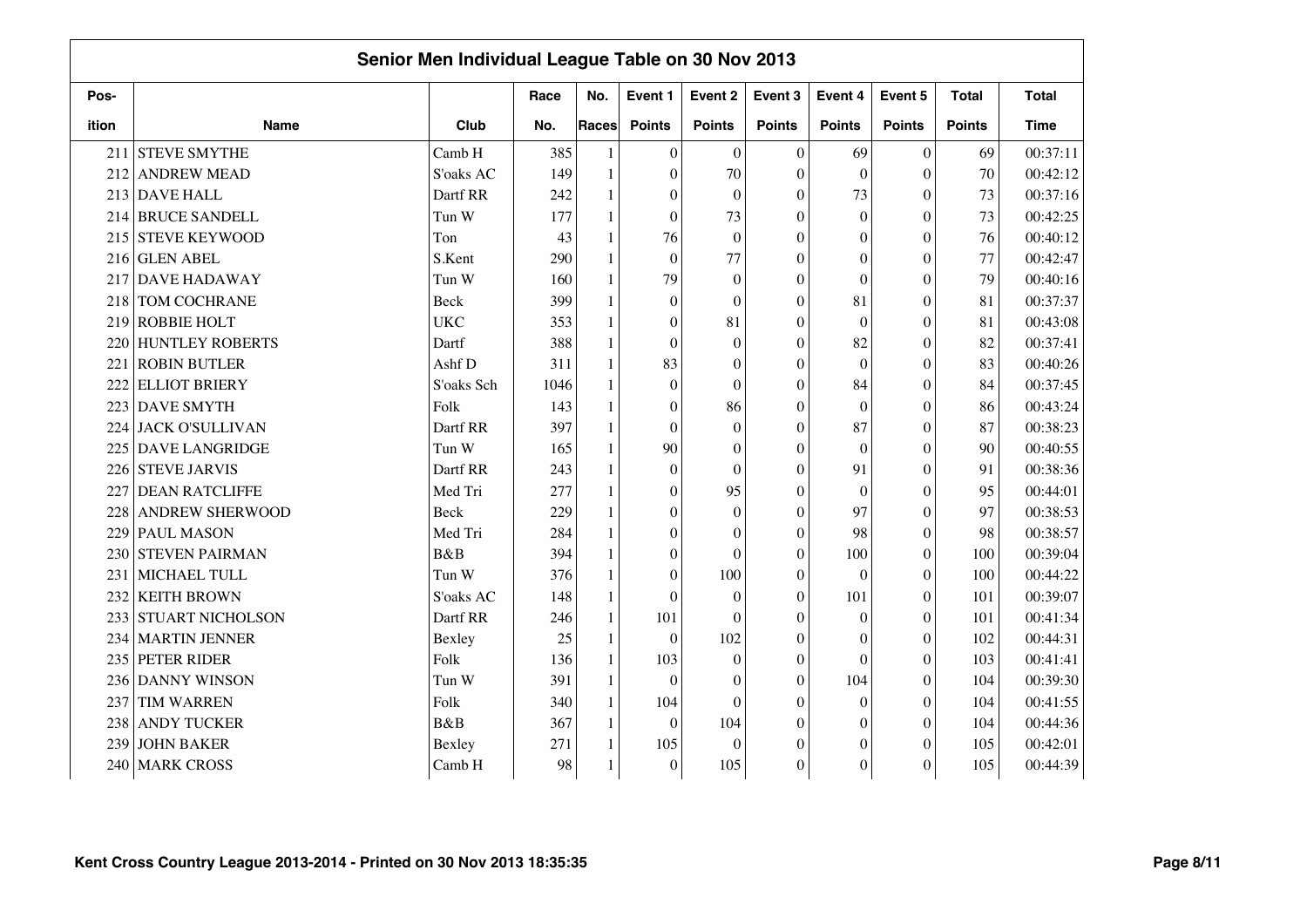## Senior Men Individual League Table on 30 Nov 2013

| Pos-ition | Name | Club | Race No. | No. Races | Event 1 Points | Event 2 Points | Event 3 Points | Event 4 Points | Event 5 Points | Total Points | Total Time |
|---|---|---|---|---|---|---|---|---|---|---|---|
| 211 | STEVE SMYTHE | Camb H | 385 | 1 | 0 | 0 | 0 | 69 | 0 | 69 | 00:37:11 |
| 212 | ANDREW MEAD | S'oaks AC | 149 | 1 | 0 | 70 | 0 | 0 | 0 | 70 | 00:42:12 |
| 213 | DAVE HALL | Dartf RR | 242 | 1 | 0 | 0 | 0 | 73 | 0 | 73 | 00:37:16 |
| 214 | BRUCE SANDELL | Tun W | 177 | 1 | 0 | 73 | 0 | 0 | 0 | 73 | 00:42:25 |
| 215 | STEVE KEYWOOD | Ton | 43 | 1 | 76 | 0 | 0 | 0 | 0 | 76 | 00:40:12 |
| 216 | GLEN ABEL | S.Kent | 290 | 1 | 0 | 77 | 0 | 0 | 0 | 77 | 00:42:47 |
| 217 | DAVE HADAWAY | Tun W | 160 | 1 | 79 | 0 | 0 | 0 | 0 | 79 | 00:40:16 |
| 218 | TOM COCHRANE | Beck | 399 | 1 | 0 | 0 | 0 | 81 | 0 | 81 | 00:37:37 |
| 219 | ROBBIE HOLT | UKC | 353 | 1 | 0 | 81 | 0 | 0 | 0 | 81 | 00:43:08 |
| 220 | HUNTLEY ROBERTS | Dartf | 388 | 1 | 0 | 0 | 0 | 82 | 0 | 82 | 00:37:41 |
| 221 | ROBIN BUTLER | Ashf D | 311 | 1 | 83 | 0 | 0 | 0 | 0 | 83 | 00:40:26 |
| 222 | ELLIOT BRIERY | S'oaks Sch | 1046 | 1 | 0 | 0 | 0 | 84 | 0 | 84 | 00:37:45 |
| 223 | DAVE SMYTH | Folk | 143 | 1 | 0 | 86 | 0 | 0 | 0 | 86 | 00:43:24 |
| 224 | JACK O'SULLIVAN | Dartf RR | 397 | 1 | 0 | 0 | 0 | 87 | 0 | 87 | 00:38:23 |
| 225 | DAVE LANGRIDGE | Tun W | 165 | 1 | 90 | 0 | 0 | 0 | 0 | 90 | 00:40:55 |
| 226 | STEVE JARVIS | Dartf RR | 243 | 1 | 0 | 0 | 0 | 91 | 0 | 91 | 00:38:36 |
| 227 | DEAN RATCLIFFE | Med Tri | 277 | 1 | 0 | 95 | 0 | 0 | 0 | 95 | 00:44:01 |
| 228 | ANDREW SHERWOOD | Beck | 229 | 1 | 0 | 0 | 0 | 97 | 0 | 97 | 00:38:53 |
| 229 | PAUL MASON | Med Tri | 284 | 1 | 0 | 0 | 0 | 98 | 0 | 98 | 00:38:57 |
| 230 | STEVEN PAIRMAN | B&B | 394 | 1 | 0 | 0 | 0 | 100 | 0 | 100 | 00:39:04 |
| 231 | MICHAEL TULL | Tun W | 376 | 1 | 0 | 100 | 0 | 0 | 0 | 100 | 00:44:22 |
| 232 | KEITH BROWN | S'oaks AC | 148 | 1 | 0 | 0 | 0 | 101 | 0 | 101 | 00:39:07 |
| 233 | STUART NICHOLSON | Dartf RR | 246 | 1 | 101 | 0 | 0 | 0 | 0 | 101 | 00:41:34 |
| 234 | MARTIN JENNER | Bexley | 25 | 1 | 0 | 102 | 0 | 0 | 0 | 102 | 00:44:31 |
| 235 | PETER RIDER | Folk | 136 | 1 | 103 | 0 | 0 | 0 | 0 | 103 | 00:41:41 |
| 236 | DANNY WINSON | Tun W | 391 | 1 | 0 | 0 | 0 | 104 | 0 | 104 | 00:39:30 |
| 237 | TIM WARREN | Folk | 340 | 1 | 104 | 0 | 0 | 0 | 0 | 104 | 00:41:55 |
| 238 | ANDY TUCKER | B&B | 367 | 1 | 0 | 104 | 0 | 0 | 0 | 104 | 00:44:36 |
| 239 | JOHN BAKER | Bexley | 271 | 1 | 105 | 0 | 0 | 0 | 0 | 105 | 00:42:01 |
| 240 | MARK CROSS | Camb H | 98 | 1 | 0 | 105 | 0 | 0 | 0 | 105 | 00:44:39 |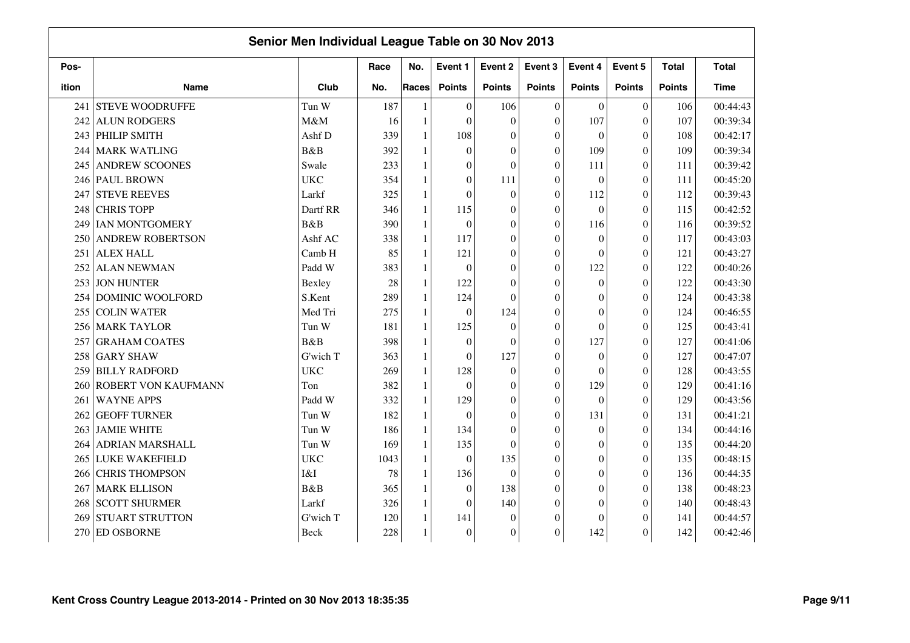## Senior Men Individual League Table on 30 Nov 2013

| Pos-<br>ition | Name | Club | Race<br>No. | No.<br>Races | Event 1<br>Points | Event 2<br>Points | Event 3<br>Points | Event 4<br>Points | Event 5<br>Points | Total<br>Points | Total<br>Time |
|---|---|---|---|---|---|---|---|---|---|---|---|
| 241 | STEVE WOODRUFFE | Tun W | 187 | 1 | 0 | 106 | 0 | 0 | 0 | 106 | 00:44:43 |
| 242 | ALUN RODGERS | M&M | 16 | 1 | 0 | 0 | 0 | 107 | 0 | 107 | 00:39:34 |
| 243 | PHILIP SMITH | Ashf D | 339 | 1 | 108 | 0 | 0 | 0 | 0 | 108 | 00:42:17 |
| 244 | MARK WATLING | B&B | 392 | 1 | 0 | 0 | 0 | 109 | 0 | 109 | 00:39:34 |
| 245 | ANDREW SCOONES | Swale | 233 | 1 | 0 | 0 | 0 | 111 | 0 | 111 | 00:39:42 |
| 246 | PAUL BROWN | UKC | 354 | 1 | 0 | 111 | 0 | 0 | 0 | 111 | 00:45:20 |
| 247 | STEVE REEVES | Larkf | 325 | 1 | 0 | 0 | 0 | 112 | 0 | 112 | 00:39:43 |
| 248 | CHRIS TOPP | Dartf RR | 346 | 1 | 115 | 0 | 0 | 0 | 0 | 115 | 00:42:52 |
| 249 | IAN MONTGOMERY | B&B | 390 | 1 | 0 | 0 | 0 | 116 | 0 | 116 | 00:39:52 |
| 250 | ANDREW ROBERTSON | Ashf AC | 338 | 1 | 117 | 0 | 0 | 0 | 0 | 117 | 00:43:03 |
| 251 | ALEX HALL | Camb H | 85 | 1 | 121 | 0 | 0 | 0 | 0 | 121 | 00:43:27 |
| 252 | ALAN NEWMAN | Padd W | 383 | 1 | 0 | 0 | 0 | 122 | 0 | 122 | 00:40:26 |
| 253 | JON HUNTER | Bexley | 28 | 1 | 122 | 0 | 0 | 0 | 0 | 122 | 00:43:30 |
| 254 | DOMINIC WOOLFORD | S.Kent | 289 | 1 | 124 | 0 | 0 | 0 | 0 | 124 | 00:43:38 |
| 255 | COLIN WATER | Med Tri | 275 | 1 | 0 | 124 | 0 | 0 | 0 | 124 | 00:46:55 |
| 256 | MARK TAYLOR | Tun W | 181 | 1 | 125 | 0 | 0 | 0 | 0 | 125 | 00:43:41 |
| 257 | GRAHAM COATES | B&B | 398 | 1 | 0 | 0 | 0 | 127 | 0 | 127 | 00:41:06 |
| 258 | GARY SHAW | G'wich T | 363 | 1 | 0 | 127 | 0 | 0 | 0 | 127 | 00:47:07 |
| 259 | BILLY RADFORD | UKC | 269 | 1 | 128 | 0 | 0 | 0 | 0 | 128 | 00:43:55 |
| 260 | ROBERT VON KAUFMANN | Ton | 382 | 1 | 0 | 0 | 0 | 129 | 0 | 129 | 00:41:16 |
| 261 | WAYNE APPS | Padd W | 332 | 1 | 129 | 0 | 0 | 0 | 0 | 129 | 00:43:56 |
| 262 | GEOFF TURNER | Tun W | 182 | 1 | 0 | 0 | 0 | 131 | 0 | 131 | 00:41:21 |
| 263 | JAMIE WHITE | Tun W | 186 | 1 | 134 | 0 | 0 | 0 | 0 | 134 | 00:44:16 |
| 264 | ADRIAN MARSHALL | Tun W | 169 | 1 | 135 | 0 | 0 | 0 | 0 | 135 | 00:44:20 |
| 265 | LUKE WAKEFIELD | UKC | 1043 | 1 | 0 | 135 | 0 | 0 | 0 | 135 | 00:48:15 |
| 266 | CHRIS THOMPSON | I&I | 78 | 1 | 136 | 0 | 0 | 0 | 0 | 136 | 00:44:35 |
| 267 | MARK ELLISON | B&B | 365 | 1 | 0 | 138 | 0 | 0 | 0 | 138 | 00:48:23 |
| 268 | SCOTT SHURMER | Larkf | 326 | 1 | 0 | 140 | 0 | 0 | 0 | 140 | 00:48:43 |
| 269 | STUART STRUTTON | G'wich T | 120 | 1 | 141 | 0 | 0 | 0 | 0 | 141 | 00:44:57 |
| 270 | ED OSBORNE | Beck | 228 | 1 | 0 | 0 | 0 | 142 | 0 | 142 | 00:42:46 |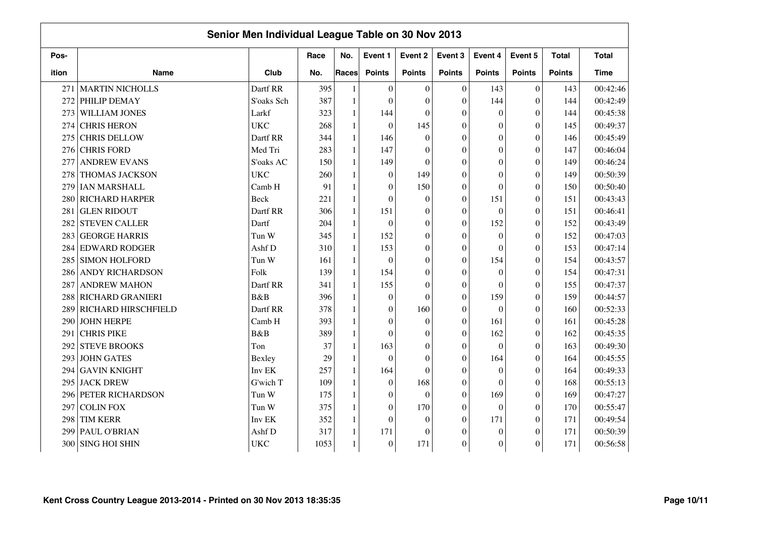## Senior Men Individual League Table on 30 Nov 2013

| Pos-ition | Name | Club | Race No. | No. Races | Event 1 Points | Event 2 Points | Event 3 Points | Event 4 Points | Event 5 Points | Total Points | Total Time |
|---|---|---|---|---|---|---|---|---|---|---|---|
| 271 | MARTIN NICHOLLS | Dartf RR | 395 | 1 | 0 | 0 | 0 | 143 | 0 | 143 | 00:42:46 |
| 272 | PHILIP DEMAY | S'oaks Sch | 387 | 1 | 0 | 0 | 0 | 144 | 0 | 144 | 00:42:49 |
| 273 | WILLIAM JONES | Larkf | 323 | 1 | 144 | 0 | 0 | 0 | 0 | 144 | 00:45:38 |
| 274 | CHRIS HERON | UKC | 268 | 1 | 0 | 145 | 0 | 0 | 0 | 145 | 00:49:37 |
| 275 | CHRIS DELLOW | Dartf RR | 344 | 1 | 146 | 0 | 0 | 0 | 0 | 146 | 00:45:49 |
| 276 | CHRIS FORD | Med Tri | 283 | 1 | 147 | 0 | 0 | 0 | 0 | 147 | 00:46:04 |
| 277 | ANDREW EVANS | S'oaks AC | 150 | 1 | 149 | 0 | 0 | 0 | 0 | 149 | 00:46:24 |
| 278 | THOMAS JACKSON | UKC | 260 | 1 | 0 | 149 | 0 | 0 | 0 | 149 | 00:50:39 |
| 279 | IAN MARSHALL | Camb H | 91 | 1 | 0 | 150 | 0 | 0 | 0 | 150 | 00:50:40 |
| 280 | RICHARD HARPER | Beck | 221 | 1 | 0 | 0 | 0 | 151 | 0 | 151 | 00:43:43 |
| 281 | GLEN RIDOUT | Dartf RR | 306 | 1 | 151 | 0 | 0 | 0 | 0 | 151 | 00:46:41 |
| 282 | STEVEN CALLER | Dartf | 204 | 1 | 0 | 0 | 0 | 152 | 0 | 152 | 00:43:49 |
| 283 | GEORGE HARRIS | Tun W | 345 | 1 | 152 | 0 | 0 | 0 | 0 | 152 | 00:47:03 |
| 284 | EDWARD RODGER | Ashf D | 310 | 1 | 153 | 0 | 0 | 0 | 0 | 153 | 00:47:14 |
| 285 | SIMON HOLFORD | Tun W | 161 | 1 | 0 | 0 | 0 | 154 | 0 | 154 | 00:43:57 |
| 286 | ANDY RICHARDSON | Folk | 139 | 1 | 154 | 0 | 0 | 0 | 0 | 154 | 00:47:31 |
| 287 | ANDREW MAHON | Dartf RR | 341 | 1 | 155 | 0 | 0 | 0 | 0 | 155 | 00:47:37 |
| 288 | RICHARD GRANIERI | B&B | 396 | 1 | 0 | 0 | 0 | 159 | 0 | 159 | 00:44:57 |
| 289 | RICHARD HIRSCHFIELD | Dartf RR | 378 | 1 | 0 | 160 | 0 | 0 | 0 | 160 | 00:52:33 |
| 290 | JOHN HERPE | Camb H | 393 | 1 | 0 | 0 | 0 | 161 | 0 | 161 | 00:45:28 |
| 291 | CHRIS PIKE | B&B | 389 | 1 | 0 | 0 | 0 | 162 | 0 | 162 | 00:45:35 |
| 292 | STEVE BROOKS | Ton | 37 | 1 | 163 | 0 | 0 | 0 | 0 | 163 | 00:49:30 |
| 293 | JOHN GATES | Bexley | 29 | 1 | 0 | 0 | 0 | 164 | 0 | 164 | 00:45:55 |
| 294 | GAVIN KNIGHT | Inv EK | 257 | 1 | 164 | 0 | 0 | 0 | 0 | 164 | 00:49:33 |
| 295 | JACK DREW | G'wich T | 109 | 1 | 0 | 168 | 0 | 0 | 0 | 168 | 00:55:13 |
| 296 | PETER RICHARDSON | Tun W | 175 | 1 | 0 | 0 | 0 | 169 | 0 | 169 | 00:47:27 |
| 297 | COLIN FOX | Tun W | 375 | 1 | 0 | 170 | 0 | 0 | 0 | 170 | 00:55:47 |
| 298 | TIM KERR | Inv EK | 352 | 1 | 0 | 0 | 0 | 171 | 0 | 171 | 00:49:54 |
| 299 | PAUL O'BRIAN | Ashf D | 317 | 1 | 171 | 0 | 0 | 0 | 0 | 171 | 00:50:39 |
| 300 | SING HOI SHIN | UKC | 1053 | 1 | 0 | 171 | 0 | 0 | 0 | 171 | 00:56:58 |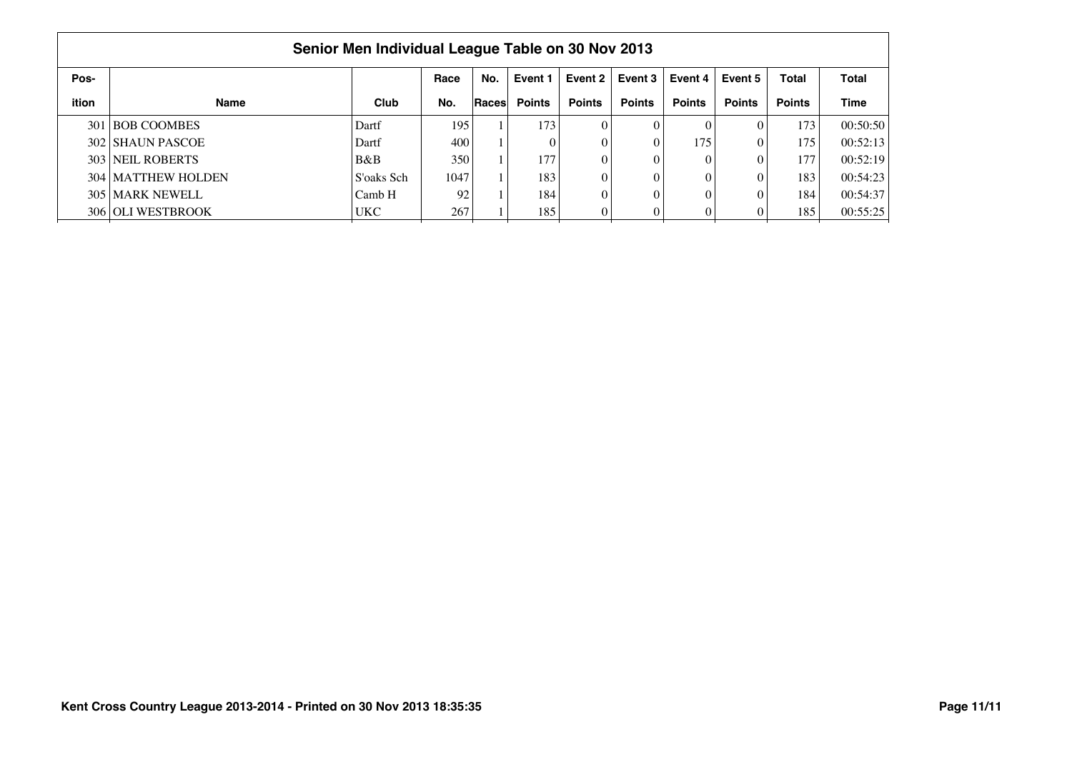## Senior Men Individual League Table on 30 Nov 2013

| Pos-ition | Name | Club | Race No. | No. Races | Event 1 Points | Event 2 Points | Event 3 Points | Event 4 Points | Event 5 Points | Total Points | Total Time |
|---|---|---|---|---|---|---|---|---|---|---|---|
| 301 | BOB COOMBES | Dartf | 195 | 1 | 173 | 0 | 0 | 0 | 0 | 173 | 00:50:50 |
| 302 | SHAUN PASCOE | Dartf | 400 | 1 | 0 | 0 | 0 | 175 | 0 | 175 | 00:52:13 |
| 303 | NEIL ROBERTS | B&B | 350 | 1 | 177 | 0 | 0 | 0 | 0 | 177 | 00:52:19 |
| 304 | MATTHEW HOLDEN | S'oaks Sch | 1047 | 1 | 183 | 0 | 0 | 0 | 0 | 183 | 00:54:23 |
| 305 | MARK NEWELL | Camb H | 92 | 1 | 184 | 0 | 0 | 0 | 0 | 184 | 00:54:37 |
| 306 | OLI WESTBROOK | UKC | 267 | 1 | 185 | 0 | 0 | 0 | 0 | 185 | 00:55:25 |

Kent Cross Country League 2013-2014 - Printed on 30 Nov 2013 18:35:35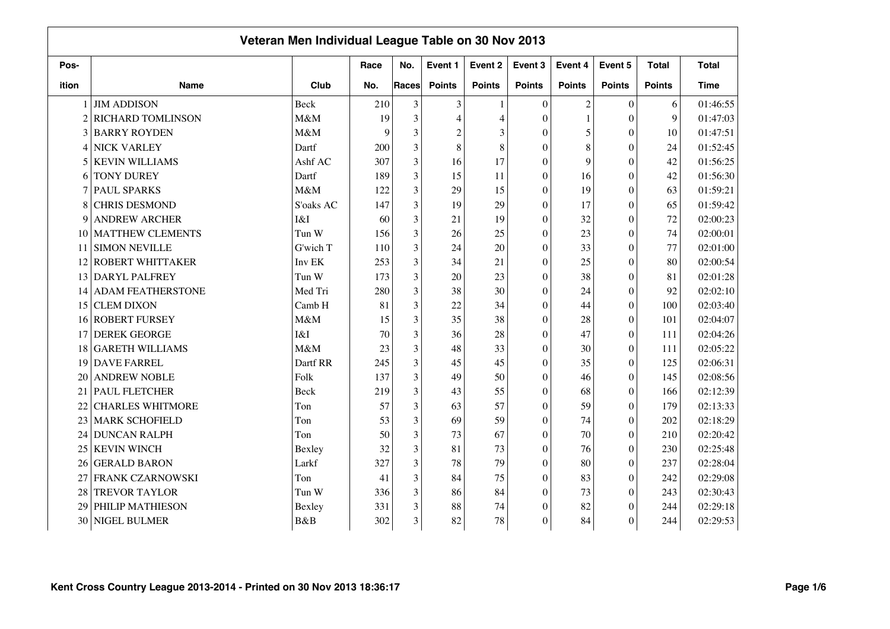# Veteran Men Individual League Table on 30 Nov 2013

| Pos-ition | Name | Club | Race No. | No. Races | Event 1 Points | Event 2 Points | Event 3 Points | Event 4 Points | Event 5 Points | Total Points | Total Time |
|---|---|---|---|---|---|---|---|---|---|---|---|
| 1 | JIM ADDISON | Beck | 210 | 3 | 3 | 1 | 0 | 2 | 0 | 6 | 01:46:55 |
| 2 | RICHARD TOMLINSON | M&M | 19 | 3 | 4 | 4 | 0 | 1 | 0 | 9 | 01:47:03 |
| 3 | BARRY ROYDEN | M&M | 9 | 3 | 2 | 3 | 0 | 5 | 0 | 10 | 01:47:51 |
| 4 | NICK VARLEY | Dartf | 200 | 3 | 8 | 8 | 0 | 8 | 0 | 24 | 01:52:45 |
| 5 | KEVIN WILLIAMS | Ashf AC | 307 | 3 | 16 | 17 | 0 | 9 | 0 | 42 | 01:56:25 |
| 6 | TONY DUREY | Dartf | 189 | 3 | 15 | 11 | 0 | 16 | 0 | 42 | 01:56:30 |
| 7 | PAUL SPARKS | M&M | 122 | 3 | 29 | 15 | 0 | 19 | 0 | 63 | 01:59:21 |
| 8 | CHRIS DESMOND | S'oaks AC | 147 | 3 | 19 | 29 | 0 | 17 | 0 | 65 | 01:59:42 |
| 9 | ANDREW ARCHER | I&I | 60 | 3 | 21 | 19 | 0 | 32 | 0 | 72 | 02:00:23 |
| 10 | MATTHEW CLEMENTS | Tun W | 156 | 3 | 26 | 25 | 0 | 23 | 0 | 74 | 02:00:01 |
| 11 | SIMON NEVILLE | G'wich T | 110 | 3 | 24 | 20 | 0 | 33 | 0 | 77 | 02:01:00 |
| 12 | ROBERT WHITTAKER | Inv EK | 253 | 3 | 34 | 21 | 0 | 25 | 0 | 80 | 02:00:54 |
| 13 | DARYL PALFREY | Tun W | 173 | 3 | 20 | 23 | 0 | 38 | 0 | 81 | 02:01:28 |
| 14 | ADAM FEATHERSTONE | Med Tri | 280 | 3 | 38 | 30 | 0 | 24 | 0 | 92 | 02:02:10 |
| 15 | CLEM DIXON | Camb H | 81 | 3 | 22 | 34 | 0 | 44 | 0 | 100 | 02:03:40 |
| 16 | ROBERT FURSEY | M&M | 15 | 3 | 35 | 38 | 0 | 28 | 0 | 101 | 02:04:07 |
| 17 | DEREK GEORGE | I&I | 70 | 3 | 36 | 28 | 0 | 47 | 0 | 111 | 02:04:26 |
| 18 | GARETH WILLIAMS | M&M | 23 | 3 | 48 | 33 | 0 | 30 | 0 | 111 | 02:05:22 |
| 19 | DAVE FARREL | Dartf RR | 245 | 3 | 45 | 45 | 0 | 35 | 0 | 125 | 02:06:31 |
| 20 | ANDREW NOBLE | Folk | 137 | 3 | 49 | 50 | 0 | 46 | 0 | 145 | 02:08:56 |
| 21 | PAUL FLETCHER | Beck | 219 | 3 | 43 | 55 | 0 | 68 | 0 | 166 | 02:12:39 |
| 22 | CHARLES WHITMORE | Ton | 57 | 3 | 63 | 57 | 0 | 59 | 0 | 179 | 02:13:33 |
| 23 | MARK SCHOFIELD | Ton | 53 | 3 | 69 | 59 | 0 | 74 | 0 | 202 | 02:18:29 |
| 24 | DUNCAN RALPH | Ton | 50 | 3 | 73 | 67 | 0 | 70 | 0 | 210 | 02:20:42 |
| 25 | KEVIN WINCH | Bexley | 32 | 3 | 81 | 73 | 0 | 76 | 0 | 230 | 02:25:48 |
| 26 | GERALD BARON | Larkf | 327 | 3 | 78 | 79 | 0 | 80 | 0 | 237 | 02:28:04 |
| 27 | FRANK CZARNOWSKI | Ton | 41 | 3 | 84 | 75 | 0 | 83 | 0 | 242 | 02:29:08 |
| 28 | TREVOR TAYLOR | Tun W | 336 | 3 | 86 | 84 | 0 | 73 | 0 | 243 | 02:30:43 |
| 29 | PHILIP MATHIESON | Bexley | 331 | 3 | 88 | 74 | 0 | 82 | 0 | 244 | 02:29:18 |
| 30 | NIGEL BULMER | B&B | 302 | 3 | 82 | 78 | 0 | 84 | 0 | 244 | 02:29:53 |

Kent Cross Country League 2013-2014 - Printed on 30 Nov 2013 18:36:17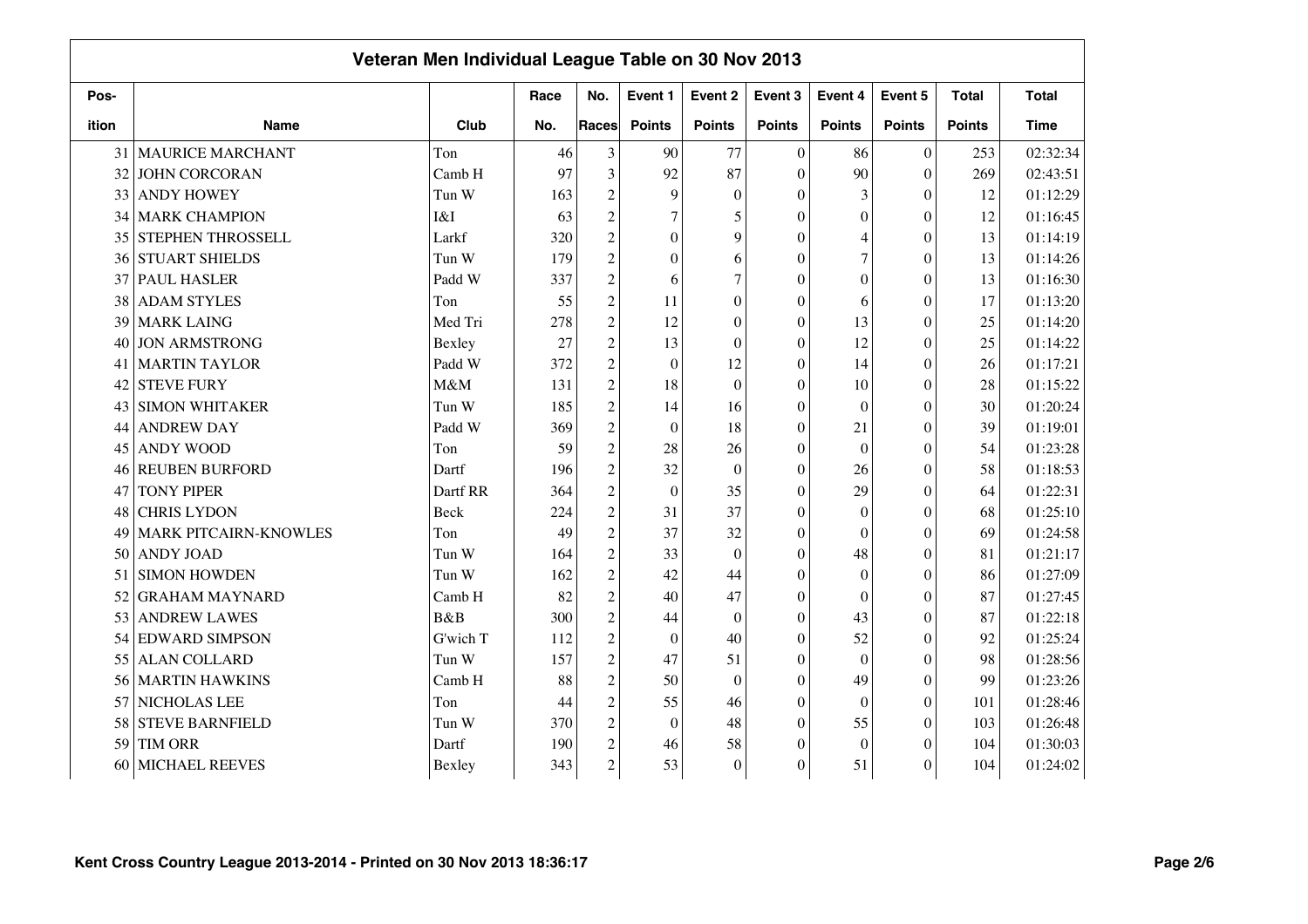## Veteran Men Individual League Table on 30 Nov 2013

| Pos-ition | Name | Club | Race No. | No. Races | Event 1 Points | Event 2 Points | Event 3 Points | Event 4 Points | Event 5 Points | Total Points | Total Time |
|---|---|---|---|---|---|---|---|---|---|---|---|
| 31 | MAURICE MARCHANT | Ton | 46 | 3 | 90 | 77 | 0 | 86 | 0 | 253 | 02:32:34 |
| 32 | JOHN CORCORAN | Camb H | 97 | 3 | 92 | 87 | 0 | 90 | 0 | 269 | 02:43:51 |
| 33 | ANDY HOWEY | Tun W | 163 | 2 | 9 | 0 | 0 | 3 | 0 | 12 | 01:12:29 |
| 34 | MARK CHAMPION | I&I | 63 | 2 | 7 | 5 | 0 | 0 | 0 | 12 | 01:16:45 |
| 35 | STEPHEN THROSSELL | Larkf | 320 | 2 | 0 | 9 | 0 | 4 | 0 | 13 | 01:14:19 |
| 36 | STUART SHIELDS | Tun W | 179 | 2 | 0 | 6 | 0 | 7 | 0 | 13 | 01:14:26 |
| 37 | PAUL HASLER | Padd W | 337 | 2 | 6 | 7 | 0 | 0 | 0 | 13 | 01:16:30 |
| 38 | ADAM STYLES | Ton | 55 | 2 | 11 | 0 | 0 | 6 | 0 | 17 | 01:13:20 |
| 39 | MARK LAING | Med Tri | 278 | 2 | 12 | 0 | 0 | 13 | 0 | 25 | 01:14:20 |
| 40 | JON ARMSTRONG | Bexley | 27 | 2 | 13 | 0 | 0 | 12 | 0 | 25 | 01:14:22 |
| 41 | MARTIN TAYLOR | Padd W | 372 | 2 | 0 | 12 | 0 | 14 | 0 | 26 | 01:17:21 |
| 42 | STEVE FURY | M&M | 131 | 2 | 18 | 0 | 0 | 10 | 0 | 28 | 01:15:22 |
| 43 | SIMON WHITAKER | Tun W | 185 | 2 | 14 | 16 | 0 | 0 | 0 | 30 | 01:20:24 |
| 44 | ANDREW DAY | Padd W | 369 | 2 | 0 | 18 | 0 | 21 | 0 | 39 | 01:19:01 |
| 45 | ANDY WOOD | Ton | 59 | 2 | 28 | 26 | 0 | 0 | 0 | 54 | 01:23:28 |
| 46 | REUBEN BURFORD | Dartf | 196 | 2 | 32 | 0 | 0 | 26 | 0 | 58 | 01:18:53 |
| 47 | TONY PIPER | Dartf RR | 364 | 2 | 0 | 35 | 0 | 29 | 0 | 64 | 01:22:31 |
| 48 | CHRIS LYDON | Beck | 224 | 2 | 31 | 37 | 0 | 0 | 0 | 68 | 01:25:10 |
| 49 | MARK PITCAIRN-KNOWLES | Ton | 49 | 2 | 37 | 32 | 0 | 0 | 0 | 69 | 01:24:58 |
| 50 | ANDY JOAD | Tun W | 164 | 2 | 33 | 0 | 0 | 48 | 0 | 81 | 01:21:17 |
| 51 | SIMON HOWDEN | Tun W | 162 | 2 | 42 | 44 | 0 | 0 | 0 | 86 | 01:27:09 |
| 52 | GRAHAM MAYNARD | Camb H | 82 | 2 | 40 | 47 | 0 | 0 | 0 | 87 | 01:27:45 |
| 53 | ANDREW LAWES | B&B | 300 | 2 | 44 | 0 | 0 | 43 | 0 | 87 | 01:22:18 |
| 54 | EDWARD SIMPSON | G'wich T | 112 | 2 | 0 | 40 | 0 | 52 | 0 | 92 | 01:25:24 |
| 55 | ALAN COLLARD | Tun W | 157 | 2 | 47 | 51 | 0 | 0 | 0 | 98 | 01:28:56 |
| 56 | MARTIN HAWKINS | Camb H | 88 | 2 | 50 | 0 | 0 | 49 | 0 | 99 | 01:23:26 |
| 57 | NICHOLAS LEE | Ton | 44 | 2 | 55 | 46 | 0 | 0 | 0 | 101 | 01:28:46 |
| 58 | STEVE BARNFIELD | Tun W | 370 | 2 | 0 | 48 | 0 | 55 | 0 | 103 | 01:26:48 |
| 59 | TIM ORR | Dartf | 190 | 2 | 46 | 58 | 0 | 0 | 0 | 104 | 01:30:03 |
| 60 | MICHAEL REEVES | Bexley | 343 | 2 | 53 | 0 | 0 | 51 | 0 | 104 | 01:24:02 |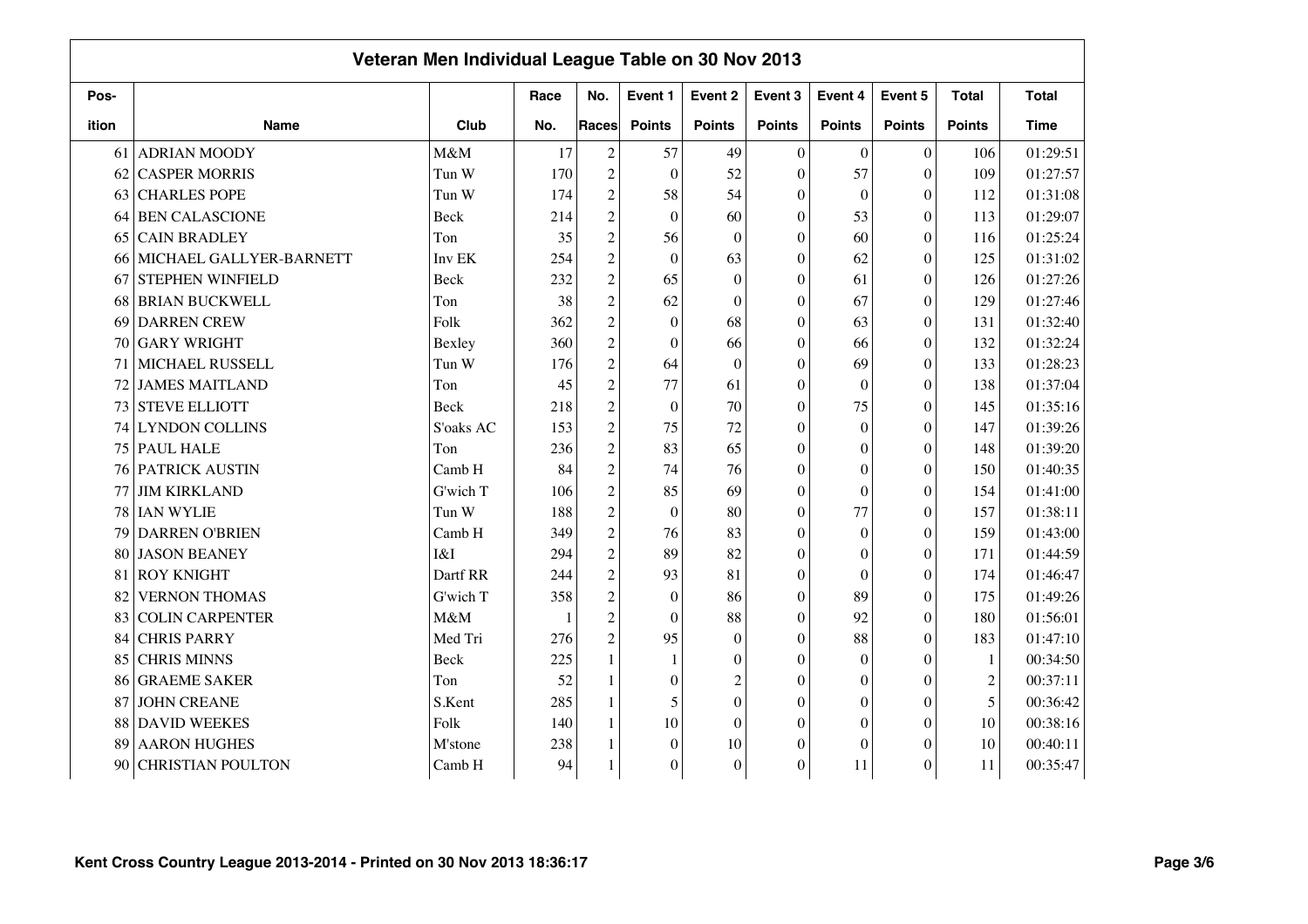## Veteran Men Individual League Table on 30 Nov 2013

| Pos-ition | Name | Club | Race No. | No. Races | Event 1 Points | Event 2 Points | Event 3 Points | Event 4 Points | Event 5 Points | Total Points | Total Time |
|---|---|---|---|---|---|---|---|---|---|---|---|
| 61 | ADRIAN MOODY | M&M | 17 | 2 | 57 | 49 | 0 | 0 | 0 | 106 | 01:29:51 |
| 62 | CASPER MORRIS | Tun W | 170 | 2 | 0 | 52 | 0 | 57 | 0 | 109 | 01:27:57 |
| 63 | CHARLES POPE | Tun W | 174 | 2 | 58 | 54 | 0 | 0 | 0 | 112 | 01:31:08 |
| 64 | BEN CALASCIONE | Beck | 214 | 2 | 0 | 60 | 0 | 53 | 0 | 113 | 01:29:07 |
| 65 | CAIN BRADLEY | Ton | 35 | 2 | 56 | 0 | 0 | 60 | 0 | 116 | 01:25:24 |
| 66 | MICHAEL GALLYER-BARNETT | Inv EK | 254 | 2 | 0 | 63 | 0 | 62 | 0 | 125 | 01:31:02 |
| 67 | STEPHEN WINFIELD | Beck | 232 | 2 | 65 | 0 | 0 | 61 | 0 | 126 | 01:27:26 |
| 68 | BRIAN BUCKWELL | Ton | 38 | 2 | 62 | 0 | 0 | 67 | 0 | 129 | 01:27:46 |
| 69 | DARREN CREW | Folk | 362 | 2 | 0 | 68 | 0 | 63 | 0 | 131 | 01:32:40 |
| 70 | GARY WRIGHT | Bexley | 360 | 2 | 0 | 66 | 0 | 66 | 0 | 132 | 01:32:24 |
| 71 | MICHAEL RUSSELL | Tun W | 176 | 2 | 64 | 0 | 0 | 69 | 0 | 133 | 01:28:23 |
| 72 | JAMES MAITLAND | Ton | 45 | 2 | 77 | 61 | 0 | 0 | 0 | 138 | 01:37:04 |
| 73 | STEVE ELLIOTT | Beck | 218 | 2 | 0 | 70 | 0 | 75 | 0 | 145 | 01:35:16 |
| 74 | LYNDON COLLINS | S'oaks AC | 153 | 2 | 75 | 72 | 0 | 0 | 0 | 147 | 01:39:26 |
| 75 | PAUL HALE | Ton | 236 | 2 | 83 | 65 | 0 | 0 | 0 | 148 | 01:39:20 |
| 76 | PATRICK AUSTIN | Camb H | 84 | 2 | 74 | 76 | 0 | 0 | 0 | 150 | 01:40:35 |
| 77 | JIM KIRKLAND | G'wich T | 106 | 2 | 85 | 69 | 0 | 0 | 0 | 154 | 01:41:00 |
| 78 | IAN WYLIE | Tun W | 188 | 2 | 0 | 80 | 0 | 77 | 0 | 157 | 01:38:11 |
| 79 | DARREN O'BRIEN | Camb H | 349 | 2 | 76 | 83 | 0 | 0 | 0 | 159 | 01:43:00 |
| 80 | JASON BEANEY | I&I | 294 | 2 | 89 | 82 | 0 | 0 | 0 | 171 | 01:44:59 |
| 81 | ROY KNIGHT | Dartf RR | 244 | 2 | 93 | 81 | 0 | 0 | 0 | 174 | 01:46:47 |
| 82 | VERNON THOMAS | G'wich T | 358 | 2 | 0 | 86 | 0 | 89 | 0 | 175 | 01:49:26 |
| 83 | COLIN CARPENTER | M&M | 1 | 2 | 0 | 88 | 0 | 92 | 0 | 180 | 01:56:01 |
| 84 | CHRIS PARRY | Med Tri | 276 | 2 | 95 | 0 | 0 | 88 | 0 | 183 | 01:47:10 |
| 85 | CHRIS MINNS | Beck | 225 | 1 | 1 | 0 | 0 | 0 | 0 | 1 | 00:34:50 |
| 86 | GRAEME SAKER | Ton | 52 | 1 | 0 | 2 | 0 | 0 | 0 | 2 | 00:37:11 |
| 87 | JOHN CREANE | S.Kent | 285 | 1 | 5 | 0 | 0 | 0 | 0 | 5 | 00:36:42 |
| 88 | DAVID WEEKES | Folk | 140 | 1 | 10 | 0 | 0 | 0 | 0 | 10 | 00:38:16 |
| 89 | AARON HUGHES | M'stone | 238 | 1 | 0 | 10 | 0 | 0 | 0 | 10 | 00:40:11 |
| 90 | CHRISTIAN POULTON | Camb H | 94 | 1 | 0 | 0 | 0 | 11 | 0 | 11 | 00:35:47 |

Kent Cross Country League 2013-2014 - Printed on 30 Nov 2013 18:36:17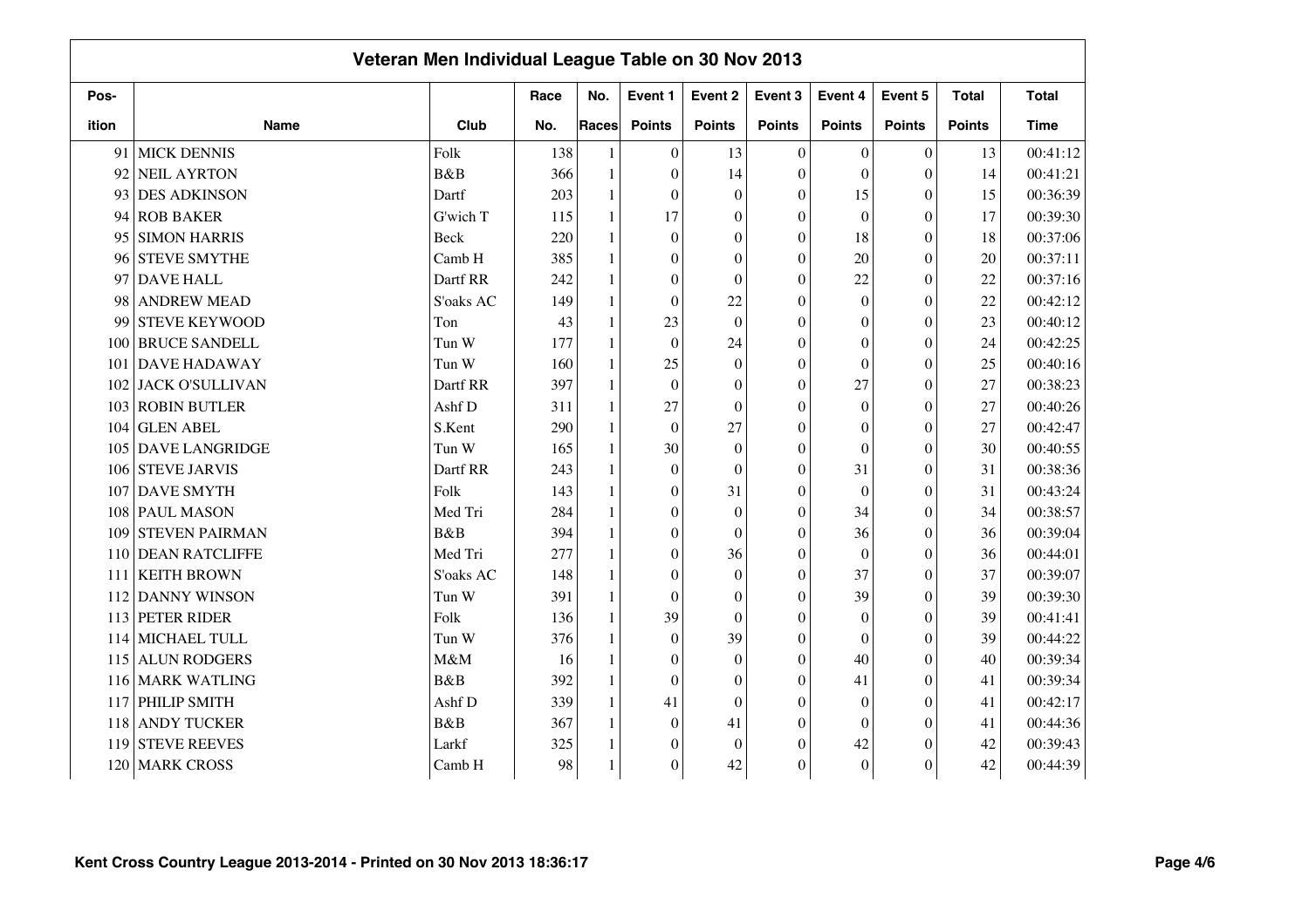# Veteran Men Individual League Table on 30 Nov 2013

| Pos-ition | Name | Club | Race No. | No. Races | Event 1 Points | Event 2 Points | Event 3 Points | Event 4 Points | Event 5 Points | Total Points | Total Time |
|---|---|---|---|---|---|---|---|---|---|---|---|
| 91 | MICK DENNIS | Folk | 138 | 1 | 0 | 13 | 0 | 0 | 0 | 13 | 00:41:12 |
| 92 | NEIL AYRTON | B&B | 366 | 1 | 0 | 14 | 0 | 0 | 0 | 14 | 00:41:21 |
| 93 | DES ADKINSON | Dartf | 203 | 1 | 0 | 0 | 0 | 15 | 0 | 15 | 00:36:39 |
| 94 | ROB BAKER | G'wich T | 115 | 1 | 17 | 0 | 0 | 0 | 0 | 17 | 00:39:30 |
| 95 | SIMON HARRIS | Beck | 220 | 1 | 0 | 0 | 0 | 18 | 0 | 18 | 00:37:06 |
| 96 | STEVE SMYTHE | Camb H | 385 | 1 | 0 | 0 | 0 | 20 | 0 | 20 | 00:37:11 |
| 97 | DAVE HALL | Dartf RR | 242 | 1 | 0 | 0 | 0 | 22 | 0 | 22 | 00:37:16 |
| 98 | ANDREW MEAD | S'oaks AC | 149 | 1 | 0 | 22 | 0 | 0 | 0 | 22 | 00:42:12 |
| 99 | STEVE KEYWOOD | Ton | 43 | 1 | 23 | 0 | 0 | 0 | 0 | 23 | 00:40:12 |
| 100 | BRUCE SANDELL | Tun W | 177 | 1 | 0 | 24 | 0 | 0 | 0 | 24 | 00:42:25 |
| 101 | DAVE HADAWAY | Tun W | 160 | 1 | 25 | 0 | 0 | 0 | 0 | 25 | 00:40:16 |
| 102 | JACK O'SULLIVAN | Dartf RR | 397 | 1 | 0 | 0 | 0 | 27 | 0 | 27 | 00:38:23 |
| 103 | ROBIN BUTLER | Ashf D | 311 | 1 | 27 | 0 | 0 | 0 | 0 | 27 | 00:40:26 |
| 104 | GLEN ABEL | S.Kent | 290 | 1 | 0 | 27 | 0 | 0 | 0 | 27 | 00:42:47 |
| 105 | DAVE LANGRIDGE | Tun W | 165 | 1 | 30 | 0 | 0 | 0 | 0 | 30 | 00:40:55 |
| 106 | STEVE JARVIS | Dartf RR | 243 | 1 | 0 | 0 | 0 | 31 | 0 | 31 | 00:38:36 |
| 107 | DAVE SMYTH | Folk | 143 | 1 | 0 | 31 | 0 | 0 | 0 | 31 | 00:43:24 |
| 108 | PAUL MASON | Med Tri | 284 | 1 | 0 | 0 | 0 | 34 | 0 | 34 | 00:38:57 |
| 109 | STEVEN PAIRMAN | B&B | 394 | 1 | 0 | 0 | 0 | 36 | 0 | 36 | 00:39:04 |
| 110 | DEAN RATCLIFFE | Med Tri | 277 | 1 | 0 | 36 | 0 | 0 | 0 | 36 | 00:44:01 |
| 111 | KEITH BROWN | S'oaks AC | 148 | 1 | 0 | 0 | 0 | 37 | 0 | 37 | 00:39:07 |
| 112 | DANNY WINSON | Tun W | 391 | 1 | 0 | 0 | 0 | 39 | 0 | 39 | 00:39:30 |
| 113 | PETER RIDER | Folk | 136 | 1 | 39 | 0 | 0 | 0 | 0 | 39 | 00:41:41 |
| 114 | MICHAEL TULL | Tun W | 376 | 1 | 0 | 39 | 0 | 0 | 0 | 39 | 00:44:22 |
| 115 | ALUN RODGERS | M&M | 16 | 1 | 0 | 0 | 0 | 40 | 0 | 40 | 00:39:34 |
| 116 | MARK WATLING | B&B | 392 | 1 | 0 | 0 | 0 | 41 | 0 | 41 | 00:39:34 |
| 117 | PHILIP SMITH | Ashf D | 339 | 1 | 41 | 0 | 0 | 0 | 0 | 41 | 00:42:17 |
| 118 | ANDY TUCKER | B&B | 367 | 1 | 0 | 41 | 0 | 0 | 0 | 41 | 00:44:36 |
| 119 | STEVE REEVES | Larkf | 325 | 1 | 0 | 0 | 0 | 42 | 0 | 42 | 00:39:43 |
| 120 | MARK CROSS | Camb H | 98 | 1 | 0 | 42 | 0 | 0 | 0 | 42 | 00:44:39 |

Kent Cross Country League 2013-2014 - Printed on 30 Nov 2013 18:36:17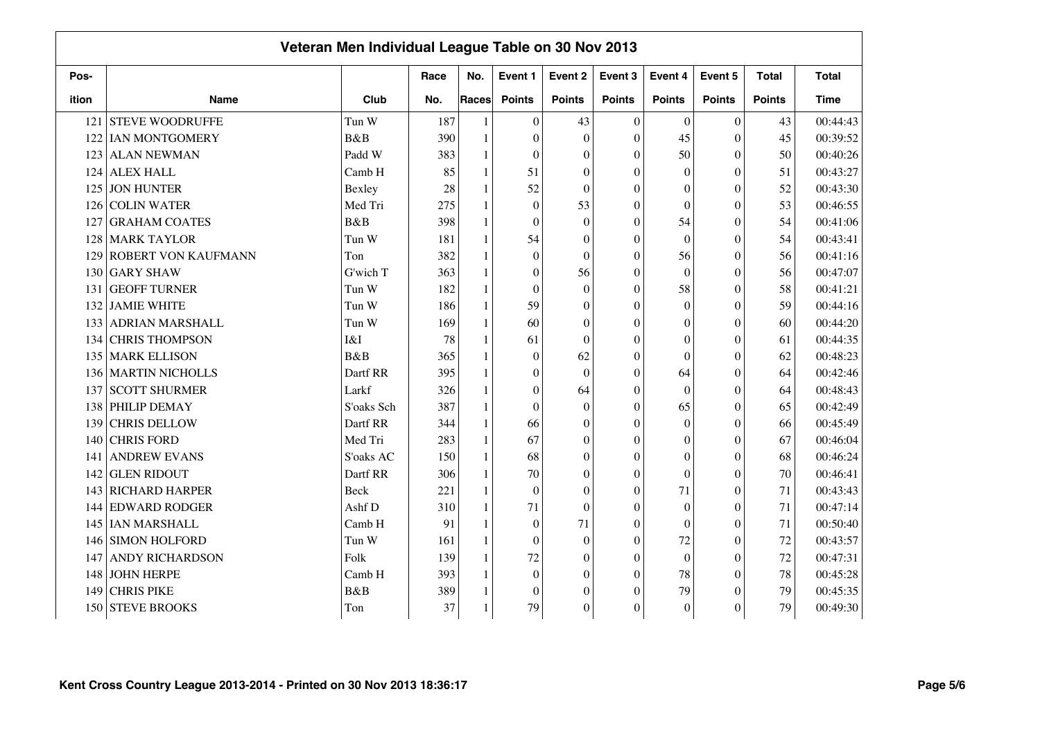# Veteran Men Individual League Table on 30 Nov 2013

| Pos-ition | Name | Club | Race No. | No. Races | Event 1 Points | Event 2 Points | Event 3 Points | Event 4 Points | Event 5 Points | Total Points | Total Time |
|---|---|---|---|---|---|---|---|---|---|---|---|
| 121 | STEVE WOODRUFFE | Tun W | 187 | 1 | 0 | 43 | 0 | 0 | 0 | 43 | 00:44:43 |
| 122 | IAN MONTGOMERY | B&B | 390 | 1 | 0 | 0 | 0 | 45 | 0 | 45 | 00:39:52 |
| 123 | ALAN NEWMAN | Padd W | 383 | 1 | 0 | 0 | 0 | 50 | 0 | 50 | 00:40:26 |
| 124 | ALEX HALL | Camb H | 85 | 1 | 51 | 0 | 0 | 0 | 0 | 51 | 00:43:27 |
| 125 | JON HUNTER | Bexley | 28 | 1 | 52 | 0 | 0 | 0 | 0 | 52 | 00:43:30 |
| 126 | COLIN WATER | Med Tri | 275 | 1 | 0 | 53 | 0 | 0 | 0 | 53 | 00:46:55 |
| 127 | GRAHAM COATES | B&B | 398 | 1 | 0 | 0 | 0 | 54 | 0 | 54 | 00:41:06 |
| 128 | MARK TAYLOR | Tun W | 181 | 1 | 54 | 0 | 0 | 0 | 0 | 54 | 00:43:41 |
| 129 | ROBERT VON KAUFMANN | Ton | 382 | 1 | 0 | 0 | 0 | 56 | 0 | 56 | 00:41:16 |
| 130 | GARY SHAW | G'wich T | 363 | 1 | 0 | 56 | 0 | 0 | 0 | 56 | 00:47:07 |
| 131 | GEOFF TURNER | Tun W | 182 | 1 | 0 | 0 | 0 | 58 | 0 | 58 | 00:41:21 |
| 132 | JAMIE WHITE | Tun W | 186 | 1 | 59 | 0 | 0 | 0 | 0 | 59 | 00:44:16 |
| 133 | ADRIAN MARSHALL | Tun W | 169 | 1 | 60 | 0 | 0 | 0 | 0 | 60 | 00:44:20 |
| 134 | CHRIS THOMPSON | I&I | 78 | 1 | 61 | 0 | 0 | 0 | 0 | 61 | 00:44:35 |
| 135 | MARK ELLISON | B&B | 365 | 1 | 0 | 62 | 0 | 0 | 0 | 62 | 00:48:23 |
| 136 | MARTIN NICHOLLS | Dartf RR | 395 | 1 | 0 | 0 | 0 | 64 | 0 | 64 | 00:42:46 |
| 137 | SCOTT SHURMER | Larkf | 326 | 1 | 0 | 64 | 0 | 0 | 0 | 64 | 00:48:43 |
| 138 | PHILIP DEMAY | S'oaks Sch | 387 | 1 | 0 | 0 | 0 | 65 | 0 | 65 | 00:42:49 |
| 139 | CHRIS DELLOW | Dartf RR | 344 | 1 | 66 | 0 | 0 | 0 | 0 | 66 | 00:45:49 |
| 140 | CHRIS FORD | Med Tri | 283 | 1 | 67 | 0 | 0 | 0 | 0 | 67 | 00:46:04 |
| 141 | ANDREW EVANS | S'oaks AC | 150 | 1 | 68 | 0 | 0 | 0 | 0 | 68 | 00:46:24 |
| 142 | GLEN RIDOUT | Dartf RR | 306 | 1 | 70 | 0 | 0 | 0 | 0 | 70 | 00:46:41 |
| 143 | RICHARD HARPER | Beck | 221 | 1 | 0 | 0 | 0 | 71 | 0 | 71 | 00:43:43 |
| 144 | EDWARD RODGER | Ashf D | 310 | 1 | 71 | 0 | 0 | 0 | 0 | 71 | 00:47:14 |
| 145 | IAN MARSHALL | Camb H | 91 | 1 | 0 | 71 | 0 | 0 | 0 | 71 | 00:50:40 |
| 146 | SIMON HOLFORD | Tun W | 161 | 1 | 0 | 0 | 0 | 72 | 0 | 72 | 00:43:57 |
| 147 | ANDY RICHARDSON | Folk | 139 | 1 | 72 | 0 | 0 | 0 | 0 | 72 | 00:47:31 |
| 148 | JOHN HERPE | Camb H | 393 | 1 | 0 | 0 | 0 | 78 | 0 | 78 | 00:45:28 |
| 149 | CHRIS PIKE | B&B | 389 | 1 | 0 | 0 | 0 | 79 | 0 | 79 | 00:45:35 |
| 150 | STEVE BROOKS | Ton | 37 | 1 | 79 | 0 | 0 | 0 | 0 | 79 | 00:49:30 |

Kent Cross Country League 2013-2014 - Printed on 30 Nov 2013 18:36:17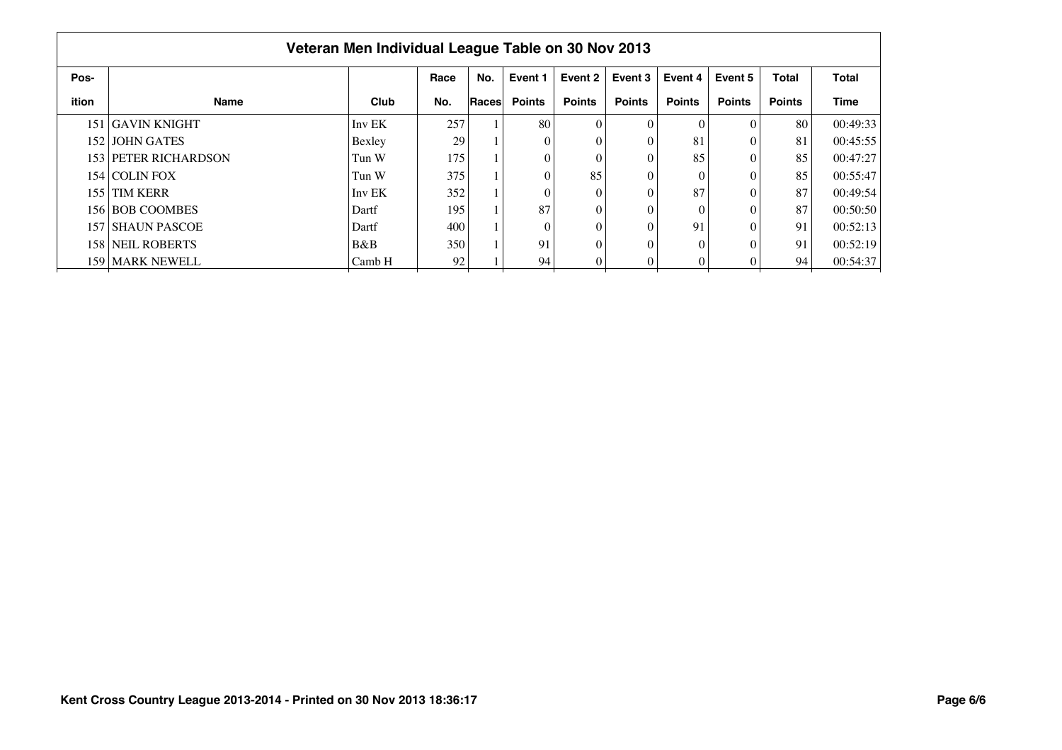## Veteran Men Individual League Table on 30 Nov 2013

| Pos-ition | Name | Club | Race No. | No. Races | Event 1 Points | Event 2 Points | Event 3 Points | Event 4 Points | Event 5 Points | Total Points | Total Time |
|---|---|---|---|---|---|---|---|---|---|---|---|
| 151 | GAVIN KNIGHT | Inv EK | 257 | 1 | 80 | 0 | 0 | 0 | 0 | 80 | 00:49:33 |
| 152 | JOHN GATES | Bexley | 29 | 1 | 0 | 0 | 0 | 81 | 0 | 81 | 00:45:55 |
| 153 | PETER RICHARDSON | Tun W | 175 | 1 | 0 | 0 | 0 | 85 | 0 | 85 | 00:47:27 |
| 154 | COLIN FOX | Tun W | 375 | 1 | 0 | 85 | 0 | 0 | 0 | 85 | 00:55:47 |
| 155 | TIM KERR | Inv EK | 352 | 1 | 0 | 0 | 0 | 87 | 0 | 87 | 00:49:54 |
| 156 | BOB COOMBES | Dartf | 195 | 1 | 87 | 0 | 0 | 0 | 0 | 87 | 00:50:50 |
| 157 | SHAUN PASCOE | Dartf | 400 | 1 | 0 | 0 | 0 | 91 | 0 | 91 | 00:52:13 |
| 158 | NEIL ROBERTS | B&B | 350 | 1 | 91 | 0 | 0 | 0 | 0 | 91 | 00:52:19 |
| 159 | MARK NEWELL | Camb H | 92 | 1 | 94 | 0 | 0 | 0 | 0 | 94 | 00:54:37 |

Kent Cross Country League 2013-2014 - Printed on 30 Nov 2013 18:36:17